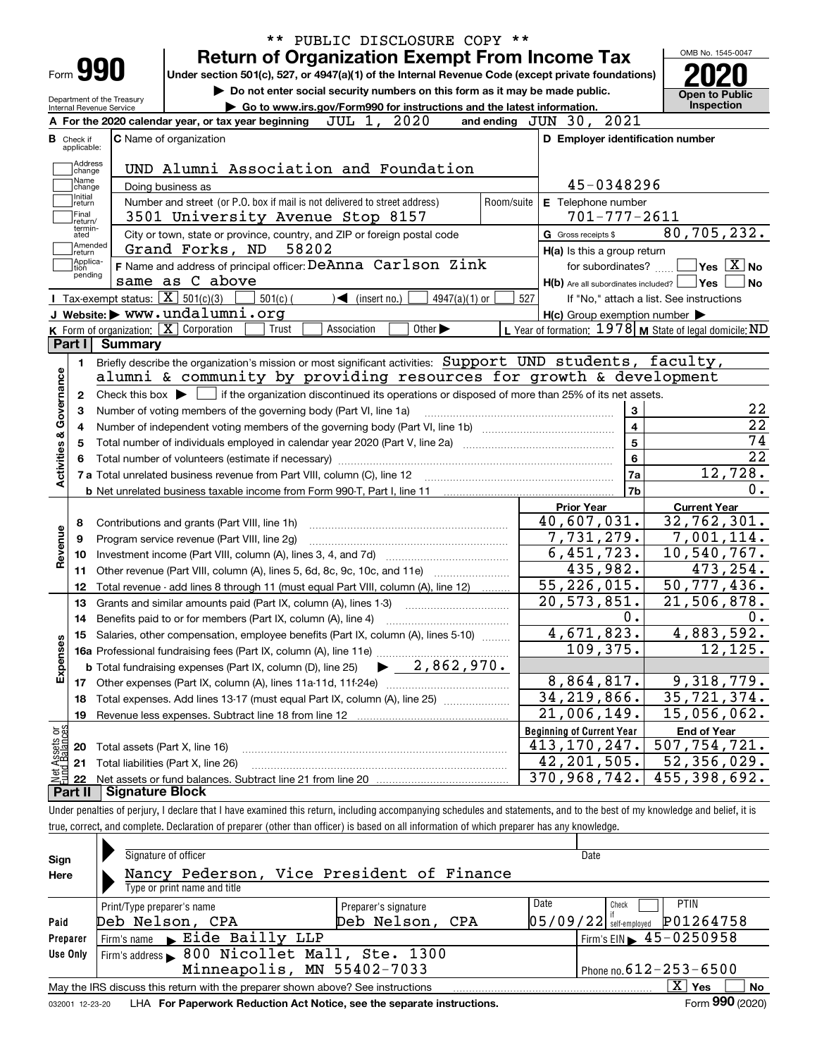** PUBLIC DISCLOSURE COPY **

# Form 990 — Return of Organization Exempt From Income Tax

Under section 501(c), 527, or 4947(a)(1) of the Internal Revenue Code (except private foundations)

▶ Do not enter social security numbers on this form as it may be made public.

▶ Go to www.irs.gov/Form990 for instructions and the latest information.

OMB No. 1545-0047

**2020**

**Open to Public Inspection**

Department of the Treasury
Internal Revenue Service

**A** For the 2020 calendar year, or tax year beginning JUL 1, 2020 and ending JUN 30, 2021

**B** Check if applicable: Address change, Name change, Initial return, Final return/terminated, Amended return, Application pending

**C** Name of organization: UND Alumni Association and Foundation

Doing business as

Number and street (or P.O. box if mail is not delivered to street address): 3501 University Avenue Stop 8157 — Room/suite

City or town, state or province, country, and ZIP or foreign postal code: Grand Forks, ND 58202

**D** Employer identification number: 45-0348296

**E** Telephone number: 701-777-2611

**G** Gross receipts $ 80,705,232.

**F** Name and address of principal officer: DeAnna Carlson Zink, same as C above

**H(a)** Is this a group return for subordinates? ☐ Yes ☒ No

**H(b)** Are all subordinates included? ☐ Yes ☐ No — If "No," attach a list. See instructions

**H(c)** Group exemption number ▶

**I** Tax-exempt status: ☒ 501(c)(3) ☐ 501(c) ( ) ◀ (insert no.) ☐ 4947(a)(1) or ☐ 527

**J** Website: ▶ www.undalumni.org

**K** Form of organization: ☒ Corporation ☐ Trust ☐ Association ☐ Other ▶

**L** Year of formation: 1978 **M** State of legal domicile: ND

## Part I Summary

### Activities & Governance

1. Briefly describe the organization's mission or most significant activities: Support UND students, faculty, alumni & community by providing resources for growth & development
2. Check this box ▶ ☐ if the organization discontinued its operations or disposed of more than 25% of its net assets.

| Line | Description | No. | Value |
|---|---|---|---|
| 3 | Number of voting members of the governing body (Part VI, line 1a) | 3 | 22 |
| 4 | Number of independent voting members of the governing body (Part VI, line 1b) | 4 | 22 |
| 5 | Total number of individuals employed in calendar year 2020 (Part V, line 2a) | 5 | 74 |
| 6 | Total number of volunteers (estimate if necessary) | 6 | 22 |
| 7a | Total unrelated business revenue from Part VIII, column (C), line 12 | 7a | 12,728. |
| 7b | Net unrelated business taxable income from Form 990-T, Part I, line 11 | 7b | 0. |

### Revenue, Expenses, Net Assets

| Line | Description | Prior Year | Current Year |
|---|---|---|---|
| 8 | Contributions and grants (Part VIII, line 1h) | 40,607,031. | 32,762,301. |
| 9 | Program service revenue (Part VIII, line 2g) | 7,731,279. | 7,001,114. |
| 10 | Investment income (Part VIII, column (A), lines 3, 4, and 7d) | 6,451,723. | 10,540,767. |
| 11 | Other revenue (Part VIII, column (A), lines 5, 6d, 8c, 9c, 10c, and 11e) | 435,982. | 473,254. |
| 12 | Total revenue - add lines 8 through 11 (must equal Part VIII, column (A), line 12) | 55,226,015. | 50,777,436. |
| 13 | Grants and similar amounts paid (Part IX, column (A), lines 1-3) | 20,573,851. | 21,506,878. |
| 14 | Benefits paid to or for members (Part IX, column (A), line 4) | 0. | 0. |
| 15 | Salaries, other compensation, employee benefits (Part IX, column (A), lines 5-10) | 4,671,823. | 4,883,592. |
| 16a | Professional fundraising fees (Part IX, column (A), line 11e) | 109,375. | 12,125. |
| b | Total fundraising expenses (Part IX, column (D), line 25) ▶ 2,862,970. | | |
| 17 | Other expenses (Part IX, column (A), lines 11a-11d, 11f-24e) | 8,864,817. | 9,318,779. |
| 18 | Total expenses. Add lines 13-17 (must equal Part IX, column (A), line 25) | 34,219,866. | 35,721,374. |
| 19 | Revenue less expenses. Subtract line 18 from line 12 | 21,006,149. | 15,056,062. |

| Line | Description | Beginning of Current Year | End of Year |
|---|---|---|---|
| 20 | Total assets (Part X, line 16) | 413,170,247. | 507,754,721. |
| 21 | Total liabilities (Part X, line 26) | 42,201,505. | 52,356,029. |
| 22 | Net assets or fund balances. Subtract line 21 from line 20 | 370,968,742. | 455,398,692. |

## Part II Signature Block

Under penalties of perjury, I declare that I have examined this return, including accompanying schedules and statements, and to the best of my knowledge and belief, it is true, correct, and complete. Declaration of preparer (other than officer) is based on all information of which preparer has any knowledge.

**Sign Here**

Signature of officer — Date

Nancy Pederson, Vice President of Finance
Type or print name and title

**Paid Preparer Use Only**

| Print/Type preparer's name | Preparer's signature | Date | Check if self-employed | PTIN |
|---|---|---|---|---|
| Deb Nelson, CPA | Deb Nelson, CPA | 05/09/22 | ☐ | P01264758 |

Firm's name ▶ Eide Bailly LLP — Firm's EIN ▶ 45-0250958

Firm's address ▶ 800 Nicollet Mall, Ste. 1300, Minneapolis, MN 55402-7033 — Phone no. 612-253-6500

May the IRS discuss this return with the preparer shown above? See instructions ☒ Yes ☐ No

032001 12-23-20 LHA For Paperwork Reduction Act Notice, see the separate instructions. Form 990 (2020)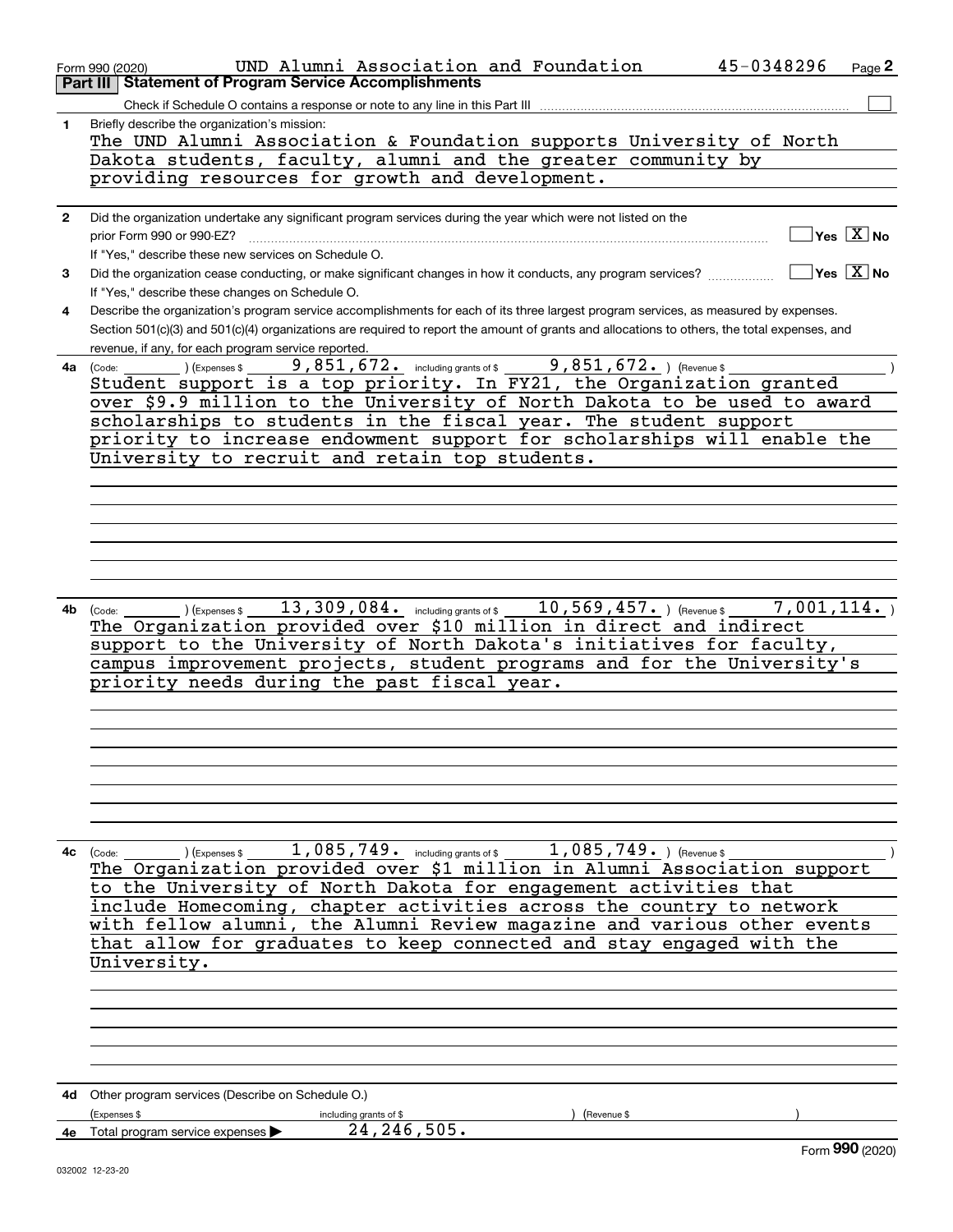Form 990 (2020) UND Alumni Association and Foundation 45-0348296 Page **2**

## Part III Statement of Program Service Accomplishments

Check if Schedule O contains a response or note to any line in this Part III ☐

**1** Briefly describe the organization's mission:

The UND Alumni Association & Foundation supports University of North Dakota students, faculty, alumni and the greater community by providing resources for growth and development.

**2** Did the organization undertake any significant program services during the year which were not listed on the prior Form 990 or 990-EZ? ☐ Yes ☒ No

If "Yes," describe these new services on Schedule O.

**3** Did the organization cease conducting, or make significant changes in how it conducts, any program services? ☐ Yes ☒ No

If "Yes," describe these changes on Schedule O.

**4** Describe the organization's program service accomplishments for each of its three largest program services, as measured by expenses. Section 501(c)(3) and 501(c)(4) organizations are required to report the amount of grants and allocations to others, the total expenses, and revenue, if any, for each program service reported.

**4a** (Code: ) (Expenses $ 9,851,672. including grants of $ 9,851,672. ) (Revenue $ )

Student support is a top priority. In FY21, the Organization granted over $9.9 million to the University of North Dakota to be used to award scholarships to students in the fiscal year. The student support priority to increase endowment support for scholarships will enable the University to recruit and retain top students.

**4b** (Code: ) (Expenses $ 13,309,084. including grants of $ 10,569,457. ) (Revenue $ 7,001,114. )

The Organization provided over $10 million in direct and indirect support to the University of North Dakota's initiatives for faculty, campus improvement projects, student programs and for the University's priority needs during the past fiscal year.

**4c** (Code: ) (Expenses $ 1,085,749. including grants of $ 1,085,749. ) (Revenue $ )

The Organization provided over $1 million in Alumni Association support to the University of North Dakota for engagement activities that include Homecoming, chapter activities across the country to network with fellow alumni, the Alumni Review magazine and various other events that allow for graduates to keep connected and stay engaged with the University.

**4d** Other program services (Describe on Schedule O.)

(Expenses $ including grants of $ ) (Revenue $ )

**4e** Total program service expenses ▶ 24,246,505.

Form **990** (2020)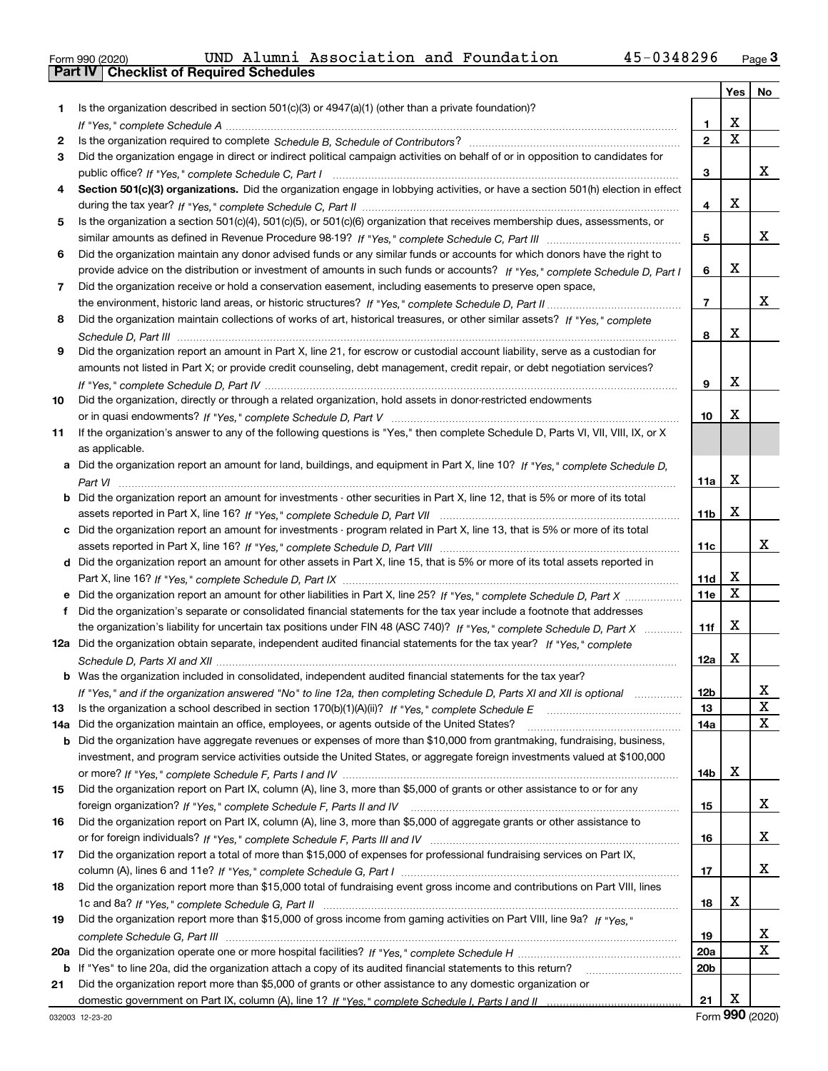Form 990 (2020) UND Alumni Association and Foundation 45-0348296 Page 3

**Part IV Checklist of Required Schedules**

| | | | Yes | No |
|---|---|---|---|---|
| 1 | Is the organization described in section 501(c)(3) or 4947(a)(1) (other than a private foundation)? *If "Yes," complete Schedule A* | 1 | X | |
| 2 | Is the organization required to complete *Schedule B, Schedule of Contributors*? | 2 | X | |
| 3 | Did the organization engage in direct or indirect political campaign activities on behalf of or in opposition to candidates for public office? *If "Yes," complete Schedule C, Part I* | 3 | | X |
| 4 | **Section 501(c)(3) organizations.** Did the organization engage in lobbying activities, or have a section 501(h) election in effect during the tax year? *If "Yes," complete Schedule C, Part II* | 4 | X | |
| 5 | Is the organization a section 501(c)(4), 501(c)(5), or 501(c)(6) organization that receives membership dues, assessments, or similar amounts as defined in Revenue Procedure 98-19? *If "Yes," complete Schedule C, Part III* | 5 | | X |
| 6 | Did the organization maintain any donor advised funds or any similar funds or accounts for which donors have the right to provide advice on the distribution or investment of amounts in such funds or accounts? *If "Yes," complete Schedule D, Part I* | 6 | X | |
| 7 | Did the organization receive or hold a conservation easement, including easements to preserve open space, the environment, historic land areas, or historic structures? *If "Yes," complete Schedule D, Part II* | 7 | | X |
| 8 | Did the organization maintain collections of works of art, historical treasures, or other similar assets? *If "Yes," complete Schedule D, Part III* | 8 | X | |
| 9 | Did the organization report an amount in Part X, line 21, for escrow or custodial account liability, serve as a custodian for amounts not listed in Part X; or provide credit counseling, debt management, credit repair, or debt negotiation services? *If "Yes," complete Schedule D, Part IV* | 9 | X | |
| 10 | Did the organization, directly or through a related organization, hold assets in donor-restricted endowments or in quasi endowments? *If "Yes," complete Schedule D, Part V* | 10 | X | |
| 11 | If the organization's answer to any of the following questions is "Yes," then complete Schedule D, Parts VI, VII, VIII, IX, or X as applicable. | | | |
| a | Did the organization report an amount for land, buildings, and equipment in Part X, line 10? *If "Yes," complete Schedule D, Part VI* | 11a | X | |
| b | Did the organization report an amount for investments - other securities in Part X, line 12, that is 5% or more of its total assets reported in Part X, line 16? *If "Yes," complete Schedule D, Part VII* | 11b | X | |
| c | Did the organization report an amount for investments - program related in Part X, line 13, that is 5% or more of its total assets reported in Part X, line 16? *If "Yes," complete Schedule D, Part VIII* | 11c | | X |
| d | Did the organization report an amount for other assets in Part X, line 15, that is 5% or more of its total assets reported in Part X, line 16? *If "Yes," complete Schedule D, Part IX* | 11d | X | |
| e | Did the organization report an amount for other liabilities in Part X, line 25? *If "Yes," complete Schedule D, Part X* | 11e | X | |
| f | Did the organization's separate or consolidated financial statements for the tax year include a footnote that addresses the organization's liability for uncertain tax positions under FIN 48 (ASC 740)? *If "Yes," complete Schedule D, Part X* | 11f | X | |
| 12a | Did the organization obtain separate, independent audited financial statements for the tax year? *If "Yes," complete Schedule D, Parts XI and XII* | 12a | X | |
| b | Was the organization included in consolidated, independent audited financial statements for the tax year? *If "Yes," and if the organization answered "No" to line 12a, then completing Schedule D, Parts XI and XII is optional* | 12b | | X |
| 13 | Is the organization a school described in section 170(b)(1)(A)(ii)? *If "Yes," complete Schedule E* | 13 | | X |
| 14a | Did the organization maintain an office, employees, or agents outside of the United States? | 14a | | X |
| b | Did the organization have aggregate revenues or expenses of more than $10,000 from grantmaking, fundraising, business, investment, and program service activities outside the United States, or aggregate foreign investments valued at $100,000 or more? *If "Yes," complete Schedule F, Parts I and IV* | 14b | X | |
| 15 | Did the organization report on Part IX, column (A), line 3, more than $5,000 of grants or other assistance to or for any foreign organization? *If "Yes," complete Schedule F, Parts II and IV* | 15 | | X |
| 16 | Did the organization report on Part IX, column (A), line 3, more than $5,000 of aggregate grants or other assistance to or for foreign individuals? *If "Yes," complete Schedule F, Parts III and IV* | 16 | | X |
| 17 | Did the organization report a total of more than $15,000 of expenses for professional fundraising services on Part IX, column (A), lines 6 and 11e? *If "Yes," complete Schedule G, Part I* | 17 | | X |
| 18 | Did the organization report more than $15,000 total of fundraising event gross income and contributions on Part VIII, lines 1c and 8a? *If "Yes," complete Schedule G, Part II* | 18 | X | |
| 19 | Did the organization report more than $15,000 of gross income from gaming activities on Part VIII, line 9a? *If "Yes," complete Schedule G, Part III* | 19 | | X |
| 20a | Did the organization operate one or more hospital facilities? *If "Yes," complete Schedule H* | 20a | | X |
| b | If "Yes" to line 20a, did the organization attach a copy of its audited financial statements to this return? | 20b | | |
| 21 | Did the organization report more than $5,000 of grants or other assistance to any domestic organization or domestic government on Part IX, column (A), line 1? *If "Yes," complete Schedule I, Parts I and II* | 21 | X | |

032003 12-23-20 Form 990 (2020)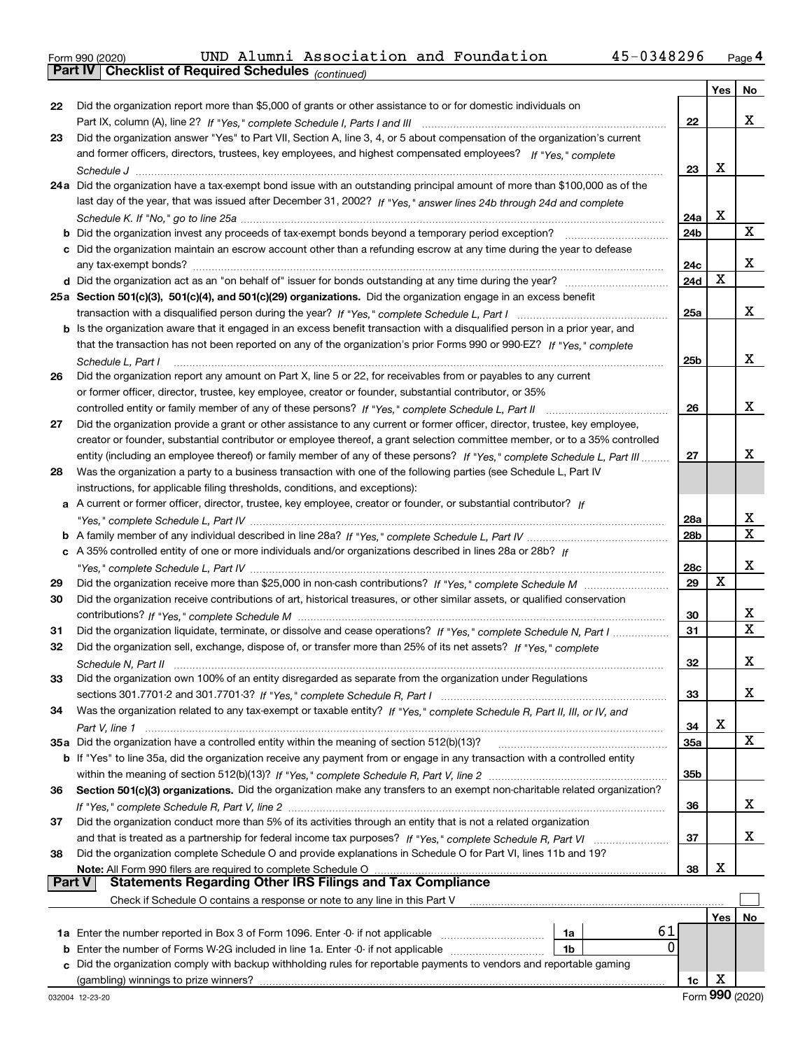Form 990 (2020) UND Alumni Association and Foundation 45-0348296 Page 4

**Part IV Checklist of Required Schedules** *(continued)*

| | | | Yes | No |
|---|---|---|---|---|
| 22 | Did the organization report more than \$5,000 of grants or other assistance to or for domestic individuals on Part IX, column (A), line 2? *If "Yes," complete Schedule I, Parts I and III* | 22 | | X |
| 23 | Did the organization answer "Yes" to Part VII, Section A, line 3, 4, or 5 about compensation of the organization's current and former officers, directors, trustees, key employees, and highest compensated employees? *If "Yes," complete Schedule J* | 23 | X | |
| 24a | Did the organization have a tax-exempt bond issue with an outstanding principal amount of more than \$100,000 as of the last day of the year, that was issued after December 31, 2002? *If "Yes," answer lines 24b through 24d and complete Schedule K. If "No," go to line 25a* | 24a | X | |
| b | Did the organization invest any proceeds of tax-exempt bonds beyond a temporary period exception? | 24b | | X |
| c | Did the organization maintain an escrow account other than a refunding escrow at any time during the year to defease any tax-exempt bonds? | 24c | | X |
| d | Did the organization act as an "on behalf of" issuer for bonds outstanding at any time during the year? | 24d | X | |
| 25a | **Section 501(c)(3), 501(c)(4), and 501(c)(29) organizations.** Did the organization engage in an excess benefit transaction with a disqualified person during the year? *If "Yes," complete Schedule L, Part I* | 25a | | X |
| b | Is the organization aware that it engaged in an excess benefit transaction with a disqualified person in a prior year, and that the transaction has not been reported on any of the organization's prior Forms 990 or 990-EZ? *If "Yes," complete Schedule L, Part I* | 25b | | X |
| 26 | Did the organization report any amount on Part X, line 5 or 22, for receivables from or payables to any current or former officer, director, trustee, key employee, creator or founder, substantial contributor, or 35% controlled entity or family member of any of these persons? *If "Yes," complete Schedule L, Part II* | 26 | | X |
| 27 | Did the organization provide a grant or other assistance to any current or former officer, director, trustee, key employee, creator or founder, substantial contributor or employee thereof, a grant selection committee member, or to a 35% controlled entity (including an employee thereof) or family member of any of these persons? *If "Yes," complete Schedule L, Part III* | 27 | | X |
| 28 | Was the organization a party to a business transaction with one of the following parties (see Schedule L, Part IV instructions, for applicable filing thresholds, conditions, and exceptions): | | | |
| a | A current or former officer, director, trustee, key employee, creator or founder, or substantial contributor? *If "Yes," complete Schedule L, Part IV* | 28a | | X |
| b | A family member of any individual described in line 28a? *If "Yes," complete Schedule L, Part IV* | 28b | | X |
| c | A 35% controlled entity of one or more individuals and/or organizations described in lines 28a or 28b? *If "Yes," complete Schedule L, Part IV* | 28c | | X |
| 29 | Did the organization receive more than \$25,000 in non-cash contributions? *If "Yes," complete Schedule M* | 29 | X | |
| 30 | Did the organization receive contributions of art, historical treasures, or other similar assets, or qualified conservation contributions? *If "Yes," complete Schedule M* | 30 | | X |
| 31 | Did the organization liquidate, terminate, or dissolve and cease operations? *If "Yes," complete Schedule N, Part I* | 31 | | X |
| 32 | Did the organization sell, exchange, dispose of, or transfer more than 25% of its net assets? *If "Yes," complete Schedule N, Part II* | 32 | | X |
| 33 | Did the organization own 100% of an entity disregarded as separate from the organization under Regulations sections 301.7701-2 and 301.7701-3? *If "Yes," complete Schedule R, Part I* | 33 | | X |
| 34 | Was the organization related to any tax-exempt or taxable entity? *If "Yes," complete Schedule R, Part II, III, or IV, and Part V, line 1* | 34 | X | |
| 35a | Did the organization have a controlled entity within the meaning of section 512(b)(13)? | 35a | | X |
| b | If "Yes" to line 35a, did the organization receive any payment from or engage in any transaction with a controlled entity within the meaning of section 512(b)(13)? *If "Yes," complete Schedule R, Part V, line 2* | 35b | | |
| 36 | **Section 501(c)(3) organizations.** Did the organization make any transfers to an exempt non-charitable related organization? *If "Yes," complete Schedule R, Part V, line 2* | 36 | | X |
| 37 | Did the organization conduct more than 5% of its activities through an entity that is not a related organization and that is treated as a partnership for federal income tax purposes? *If "Yes," complete Schedule R, Part VI* | 37 | | X |
| 38 | Did the organization complete Schedule O and provide explanations in Schedule O for Part VI, lines 11b and 19? **Note:** All Form 990 filers are required to complete Schedule O | 38 | X | |

**Part V Statements Regarding Other IRS Filings and Tax Compliance**

Check if Schedule O contains a response or note to any line in this Part V ☐

| | | | | | Yes | No |
|---|---|---|---|---|---|---|
| 1a | Enter the number reported in Box 3 of Form 1096. Enter -0- if not applicable | 1a | 61 | | | |
| b | Enter the number of Forms W-2G included in line 1a. Enter -0- if not applicable | 1b | 0 | | | |
| c | Did the organization comply with backup withholding rules for reportable payments to vendors and reportable gaming (gambling) winnings to prize winners? | | | 1c | X | |

032004 12-23-20 Form **990** (2020)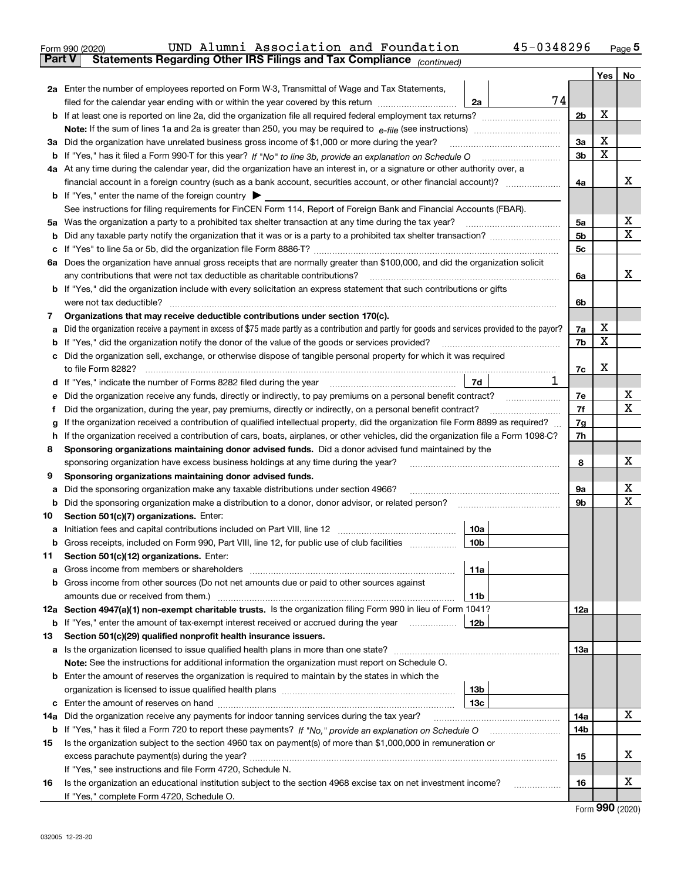Form 990 (2020) UND Alumni Association and Foundation 45-0348296

## Part V Statements Regarding Other IRS Filings and Tax Compliance *(continued)*

| | | | | | Yes | No |
|---|---|---|---|---|---|---|
| **2a** | Enter the number of employees reported on Form W-3, Transmittal of Wage and Tax Statements, filed for the calendar year ending with or within the year covered by this return | 2a | 74 | | | |
| **b** | If at least one is reported on line 2a, did the organization file all required federal employment tax returns? | | | 2b | X | |
| | **Note:** If the sum of lines 1a and 2a is greater than 250, you may be required to *e-file* (see instructions) | | | | | |
| **3a** | Did the organization have unrelated business gross income of $1,000 or more during the year? | | | 3a | X | |
| **b** | If "Yes," has it filed a Form 990-T for this year? *If "No" to line 3b, provide an explanation on Schedule O* | | | 3b | X | |
| **4a** | At any time during the calendar year, did the organization have an interest in, or a signature or other authority over, a financial account in a foreign country (such as a bank account, securities account, or other financial account)? | | | 4a | | X |
| **b** | If "Yes," enter the name of the foreign country ▶ | | | | | |
| | See instructions for filing requirements for FinCEN Form 114, Report of Foreign Bank and Financial Accounts (FBAR). | | | | | |
| **5a** | Was the organization a party to a prohibited tax shelter transaction at any time during the tax year? | | | 5a | | X |
| **b** | Did any taxable party notify the organization that it was or is a party to a prohibited tax shelter transaction? | | | 5b | | X |
| **c** | If "Yes" to line 5a or 5b, did the organization file Form 8886-T? | | | 5c | | |
| **6a** | Does the organization have annual gross receipts that are normally greater than $100,000, and did the organization solicit any contributions that were not tax deductible as charitable contributions? | | | 6a | | X |
| **b** | If "Yes," did the organization include with every solicitation an express statement that such contributions or gifts were not tax deductible? | | | 6b | | |
| **7** | **Organizations that may receive deductible contributions under section 170(c).** | | | | | |
| **a** | Did the organization receive a payment in excess of $75 made partly as a contribution and partly for goods and services provided to the payor? | | | 7a | X | |
| **b** | If "Yes," did the organization notify the donor of the value of the goods or services provided? | | | 7b | X | |
| **c** | Did the organization sell, exchange, or otherwise dispose of tangible personal property for which it was required to file Form 8282? | | | 7c | X | |
| **d** | If "Yes," indicate the number of Forms 8282 filed during the year | 7d | 1 | | | |
| **e** | Did the organization receive any funds, directly or indirectly, to pay premiums on a personal benefit contract? | | | 7e | | X |
| **f** | Did the organization, during the year, pay premiums, directly or indirectly, on a personal benefit contract? | | | 7f | | X |
| **g** | If the organization received a contribution of qualified intellectual property, did the organization file Form 8899 as required? | | | 7g | | |
| **h** | If the organization received a contribution of cars, boats, airplanes, or other vehicles, did the organization file a Form 1098-C? | | | 7h | | |
| **8** | **Sponsoring organizations maintaining donor advised funds.** Did a donor advised fund maintained by the sponsoring organization have excess business holdings at any time during the year? | | | 8 | | X |
| **9** | **Sponsoring organizations maintaining donor advised funds.** | | | | | |
| **a** | Did the sponsoring organization make any taxable distributions under section 4966? | | | 9a | | X |
| **b** | Did the sponsoring organization make a distribution to a donor, donor advisor, or related person? | | | 9b | | X |
| **10** | **Section 501(c)(7) organizations.** Enter: | | | | | |
| **a** | Initiation fees and capital contributions included on Part VIII, line 12 | 10a | | | | |
| **b** | Gross receipts, included on Form 990, Part VIII, line 12, for public use of club facilities | 10b | | | | |
| **11** | **Section 501(c)(12) organizations.** Enter: | | | | | |
| **a** | Gross income from members or shareholders | 11a | | | | |
| **b** | Gross income from other sources (Do not net amounts due or paid to other sources against amounts due or received from them.) | 11b | | | | |
| **12a** | **Section 4947(a)(1) non-exempt charitable trusts.** Is the organization filing Form 990 in lieu of Form 1041? | | | 12a | | |
| **b** | If "Yes," enter the amount of tax-exempt interest received or accrued during the year | 12b | | | | |
| **13** | **Section 501(c)(29) qualified nonprofit health insurance issuers.** | | | | | |
| **a** | Is the organization licensed to issue qualified health plans in more than one state? | | | 13a | | |
| | **Note:** See the instructions for additional information the organization must report on Schedule O. | | | | | |
| **b** | Enter the amount of reserves the organization is required to maintain by the states in which the organization is licensed to issue qualified health plans | 13b | | | | |
| **c** | Enter the amount of reserves on hand | 13c | | | | |
| **14a** | Did the organization receive any payments for indoor tanning services during the tax year? | | | 14a | | X |
| **b** | If "Yes," has it filed a Form 720 to report these payments? *If "No," provide an explanation on Schedule O* | | | 14b | | |
| **15** | Is the organization subject to the section 4960 tax on payment(s) of more than $1,000,000 in remuneration or excess parachute payment(s) during the year? | | | 15 | | X |
| | If "Yes," see instructions and file Form 4720, Schedule N. | | | | | |
| **16** | Is the organization an educational institution subject to the section 4968 excise tax on net investment income? | | | 16 | | X |
| | If "Yes," complete Form 4720, Schedule O. | | | | | |

Form **990** (2020)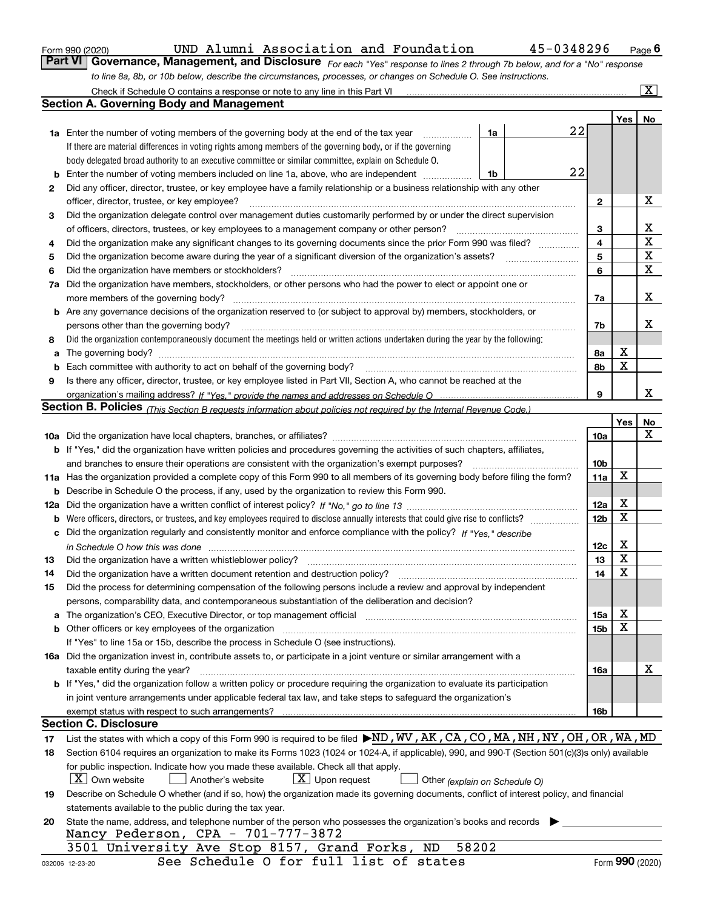Form 990 (2020) UND Alumni Association and Foundation 45-0348296 Page 6

## Part VI Governance, Management, and Disclosure

*For each "Yes" response to lines 2 through 7b below, and for a "No" response to line 8a, 8b, or 10b below, describe the circumstances, processes, or changes on Schedule O. See instructions.*

Check if Schedule O contains a response or note to any line in this Part VI [X]

### Section A. Governing Body and Management

| | | | | Yes | No |
|---|---|---|---|---|---|
| 1a | Enter the number of voting members of the governing body at the end of the tax year. If there are material differences in voting rights among members of the governing body, or if the governing body delegated broad authority to an executive committee or similar committee, explain on Schedule O. | 1a | 22 | | |
| b | Enter the number of voting members included on line 1a, above, who are independent | 1b | 22 | | |
| 2 | Did any officer, director, trustee, or key employee have a family relationship or a business relationship with any other officer, director, trustee, or key employee? | 2 | | | X |
| 3 | Did the organization delegate control over management duties customarily performed by or under the direct supervision of officers, directors, trustees, or key employees to a management company or other person? | 3 | | | X |
| 4 | Did the organization make any significant changes to its governing documents since the prior Form 990 was filed? | 4 | | | X |
| 5 | Did the organization become aware during the year of a significant diversion of the organization's assets? | 5 | | | X |
| 6 | Did the organization have members or stockholders? | 6 | | | X |
| 7a | Did the organization have members, stockholders, or other persons who had the power to elect or appoint one or more members of the governing body? | 7a | | | X |
| b | Are any governance decisions of the organization reserved to (or subject to approval by) members, stockholders, or persons other than the governing body? | 7b | | | X |
| 8 | Did the organization contemporaneously document the meetings held or written actions undertaken during the year by the following: | | | | |
| a | The governing body? | 8a | | X | |
| b | Each committee with authority to act on behalf of the governing body? | 8b | | X | |
| 9 | Is there any officer, director, trustee, or key employee listed in Part VII, Section A, who cannot be reached at the organization's mailing address? *If "Yes," provide the names and addresses on Schedule O* | 9 | | | X |

### Section B. Policies *(This Section B requests information about policies not required by the Internal Revenue Code.)*

| | | | Yes | No |
|---|---|---|---|---|
| 10a | Did the organization have local chapters, branches, or affiliates? | 10a | | X |
| b | If "Yes," did the organization have written policies and procedures governing the activities of such chapters, affiliates, and branches to ensure their operations are consistent with the organization's exempt purposes? | 10b | | |
| 11a | Has the organization provided a complete copy of this Form 990 to all members of its governing body before filing the form? | 11a | X | |
| b | Describe in Schedule O the process, if any, used by the organization to review this Form 990. | | | |
| 12a | Did the organization have a written conflict of interest policy? *If "No," go to line 13* | 12a | X | |
| b | Were officers, directors, or trustees, and key employees required to disclose annually interests that could give rise to conflicts? | 12b | X | |
| c | Did the organization regularly and consistently monitor and enforce compliance with the policy? *If "Yes," describe in Schedule O how this was done* | 12c | X | |
| 13 | Did the organization have a written whistleblower policy? | 13 | X | |
| 14 | Did the organization have a written document retention and destruction policy? | 14 | X | |
| 15 | Did the process for determining compensation of the following persons include a review and approval by independent persons, comparability data, and contemporaneous substantiation of the deliberation and decision? | | | |
| a | The organization's CEO, Executive Director, or top management official | 15a | X | |
| b | Other officers or key employees of the organization | 15b | X | |
| | If "Yes" to line 15a or 15b, describe the process in Schedule O (see instructions). | | | |
| 16a | Did the organization invest in, contribute assets to, or participate in a joint venture or similar arrangement with a taxable entity during the year? | 16a | | X |
| b | If "Yes," did the organization follow a written policy or procedure requiring the organization to evaluate its participation in joint venture arrangements under applicable federal tax law, and take steps to safeguard the organization's exempt status with respect to such arrangements? | 16b | | |

### Section C. Disclosure

17 List the states with which a copy of this Form 990 is required to be filed ▶ND,WV,AK,CA,CO,MA,NH,NY,OH,OR,WA,MD

18 Section 6104 requires an organization to make its Forms 1023 (1024 or 1024-A, if applicable), 990, and 990-T (Section 501(c)(3)s only) available for public inspection. Indicate how you made these available. Check all that apply.

[X] Own website [ ] Another's website [X] Upon request [ ] Other *(explain on Schedule O)*

19 Describe on Schedule O whether (and if so, how) the organization made its governing documents, conflict of interest policy, and financial statements available to the public during the tax year.

20 State the name, address, and telephone number of the person who possesses the organization's books and records ▶

Nancy Pederson, CPA - 701-777-3872
3501 University Ave Stop 8157, Grand Forks, ND 58202
See Schedule O for full list of states

032006 12-23-20 Form **990** (2020)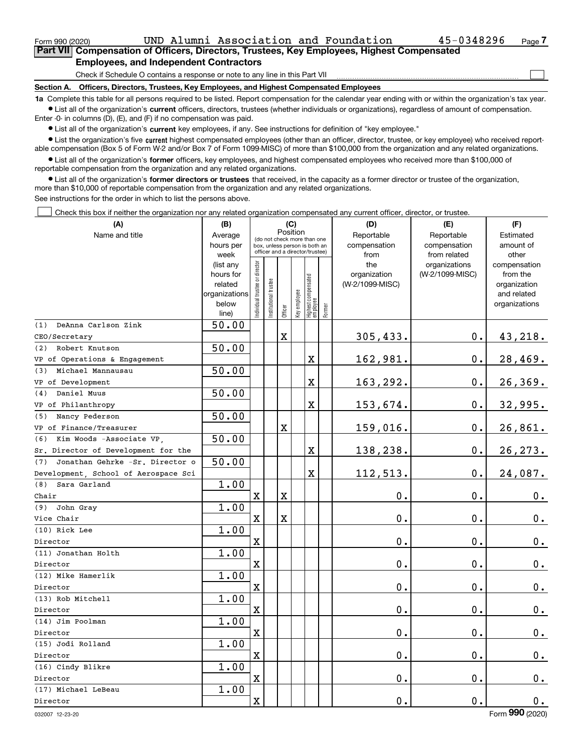Form 990 (2020) UND Alumni Association and Foundation 45-0348296 Page 7

**Part VII Compensation of Officers, Directors, Trustees, Key Employees, Highest Compensated Employees, and Independent Contractors**

Check if Schedule O contains a response or note to any line in this Part VII ☐

**Section A. Officers, Directors, Trustees, Key Employees, and Highest Compensated Employees**

**1a** Complete this table for all persons required to be listed. Report compensation for the calendar year ending with or within the organization's tax year.

- List all of the organization's **current** officers, directors, trustees (whether individuals or organizations), regardless of amount of compensation. Enter -0- in columns (D), (E), and (F) if no compensation was paid.
- List all of the organization's **current** key employees, if any. See instructions for definition of "key employee."
- List the organization's five **current** highest compensated employees (other than an officer, director, trustee, or key employee) who received reportable compensation (Box 5 of Form W-2 and/or Box 7 of Form 1099-MISC) of more than $100,000 from the organization and any related organizations.
- List all of the organization's **former** officers, key employees, and highest compensated employees who received more than $100,000 of reportable compensation from the organization and any related organizations.
- List all of the organization's **former directors or trustees** that received, in the capacity as a former director or trustee of the organization, more than $10,000 of reportable compensation from the organization and any related organizations.

See instructions for the order in which to list the persons above.

☐ Check this box if neither the organization nor any related organization compensated any current officer, director, or trustee.

| (A) Name and title | (B) Average hours per week (list any hours for related organizations below line) | (C) Position: Individual trustee or director | Institutional trustee | Officer | Key employee | Highest compensated employee | Former | (D) Reportable compensation from the organization (W-2/1099-MISC) | (E) Reportable compensation from related organizations (W-2/1099-MISC) | (F) Estimated amount of other compensation from the organization and related organizations |
|---|---|---|---|---|---|---|---|---|---|---|
| (1) DeAnna Carlson Zink<br>CEO/Secretary | 50.00 | | | X | | | | 305,433. | 0. | 43,218. |
| (2) Robert Knutson<br>VP of Operations & Engagement | 50.00 | | | | | X | | 162,981. | 0. | 28,469. |
| (3) Michael Mannausau<br>VP of Development | 50.00 | | | | | X | | 163,292. | 0. | 26,369. |
| (4) Daniel Muus<br>VP of Philanthropy | 50.00 | | | | | X | | 153,674. | 0. | 32,995. |
| (5) Nancy Pederson<br>VP of Finance/Treasurer | 50.00 | | | X | | | | 159,016. | 0. | 26,861. |
| (6) Kim Woods -Associate VP,<br>Sr. Director of Development for the | 50.00 | | | | | X | | 138,238. | 0. | 26,273. |
| (7) Jonathan Gehrke -Sr. Director o<br>Development, School of Aerospace Sci | 50.00 | | | | | X | | 112,513. | 0. | 24,087. |
| (8) Sara Garland<br>Chair | 1.00 | X | | X | | | | 0. | 0. | 0. |
| (9) John Gray<br>Vice Chair | 1.00 | X | | X | | | | 0. | 0. | 0. |
| (10) Rick Lee<br>Director | 1.00 | X | | | | | | 0. | 0. | 0. |
| (11) Jonathan Holth<br>Director | 1.00 | X | | | | | | 0. | 0. | 0. |
| (12) Mike Hamerlik<br>Director | 1.00 | X | | | | | | 0. | 0. | 0. |
| (13) Rob Mitchell<br>Director | 1.00 | X | | | | | | 0. | 0. | 0. |
| (14) Jim Poolman<br>Director | 1.00 | X | | | | | | 0. | 0. | 0. |
| (15) Jodi Rolland<br>Director | 1.00 | X | | | | | | 0. | 0. | 0. |
| (16) Cindy Blikre<br>Director | 1.00 | X | | | | | | 0. | 0. | 0. |
| (17) Michael LeBeau<br>Director | 1.00 | X | | | | | | 0. | 0. | 0. |

032007 12-23-20 Form 990 (2020)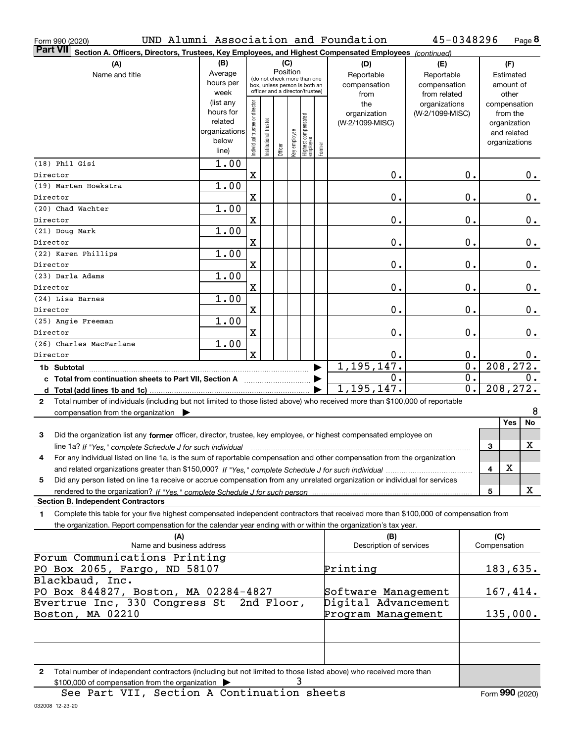Form 990 (2020) UND Alumni Association and Foundation 45-0348296 Page 8

**Part VII Section A. Officers, Directors, Trustees, Key Employees, and Highest Compensated Employees** *(continued)*

| (A) Name and title | (B) Average hours per week (list any hours for related organizations below line) | (C) Position: Individual trustee or director | Institutional trustee | Officer | Key employee | Highest compensated employee | Former | (D) Reportable compensation from the organization (W-2/1099-MISC) | (E) Reportable compensation from related organizations (W-2/1099-MISC) | (F) Estimated amount of other compensation from the organization and related organizations |
|---|---|---|---|---|---|---|---|---|---|---|
| (18) Phil Gisi<br>Director | 1.00 | X | | | | | | 0. | 0. | 0. |
| (19) Marten Hoekstra<br>Director | 1.00 | X | | | | | | 0. | 0. | 0. |
| (20) Chad Wachter<br>Director | 1.00 | X | | | | | | 0. | 0. | 0. |
| (21) Doug Mark<br>Director | 1.00 | X | | | | | | 0. | 0. | 0. |
| (22) Karen Phillips<br>Director | 1.00 | X | | | | | | 0. | 0. | 0. |
| (23) Darla Adams<br>Director | 1.00 | X | | | | | | 0. | 0. | 0. |
| (24) Lisa Barnes<br>Director | 1.00 | X | | | | | | 0. | 0. | 0. |
| (25) Angie Freeman<br>Director | 1.00 | X | | | | | | 0. | 0. | 0. |
| (26) Charles MacFarlane<br>Director | 1.00 | X | | | | | | 0. | 0. | 0. |
| **1b Subtotal** | | | | | | | | 1,195,147. | 0. | 208,272. |
| **c Total from continuation sheets to Part VII, Section A** | | | | | | | | 0. | 0. | 0. |
| **d Total (add lines 1b and 1c)** | | | | | | | | 1,195,147. | 0. | 208,272. |

2 Total number of individuals (including but not limited to those listed above) who received more than $100,000 of reportable compensation from the organization ▶ 8

| | | Yes | No |
|---|---|---|---|
| 3 Did the organization list any **former** officer, director, trustee, key employee, or highest compensated employee on line 1a? *If "Yes," complete Schedule J for such individual* | 3 | | X |
| 4 For any individual listed on line 1a, is the sum of reportable compensation and other compensation from the organization and related organizations greater than $150,000? *If "Yes," complete Schedule J for such individual* | 4 | X | |
| 5 Did any person listed on line 1a receive or accrue compensation from any unrelated organization or individual for services rendered to the organization? *If "Yes," complete Schedule J for such person* | 5 | | X |

**Section B. Independent Contractors**

1 Complete this table for your five highest compensated independent contractors that received more than $100,000 of compensation from the organization. Report compensation for the calendar year ending with or within the organization's tax year.

| (A) Name and business address | (B) Description of services | (C) Compensation |
|---|---|---|
| Forum Communications Printing<br>PO Box 2065, Fargo, ND 58107 | Printing | 183,635. |
| Blackbaud, Inc.<br>PO Box 844827, Boston, MA 02284-4827 | Software Management | 167,414. |
| Evertrue Inc, 330 Congress St 2nd Floor,<br>Boston, MA 02210 | Digital Advancement Program Management | 135,000. |
| | | |
| | | |

2 Total number of independent contractors (including but not limited to those listed above) who received more than $100,000 of compensation from the organization ▶ 3

See Part VII, Section A Continuation sheets

Form **990** (2020)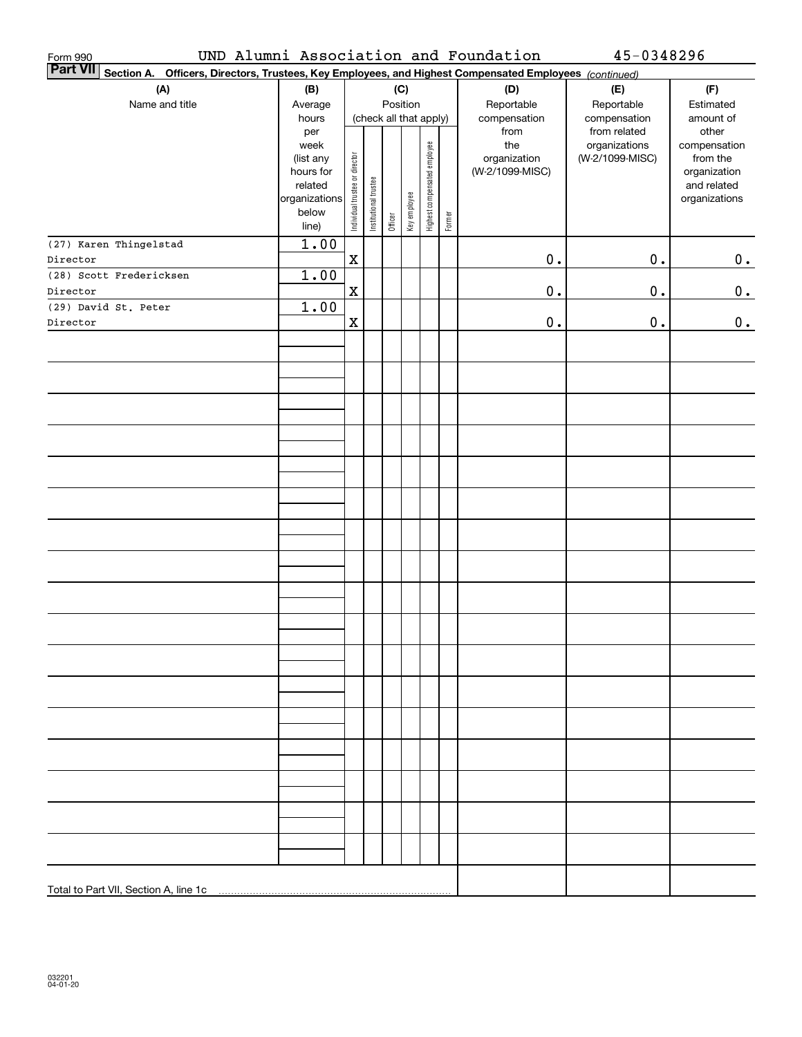Form 990 UND Alumni Association and Foundation 45-0348296

**Part VII** **Section A. Officers, Directors, Trustees, Key Employees, and Highest Compensated Employees** *(continued)*

| (A) Name and title | (B) Average hours per week (list any hours for related organizations below line) | (C) Position (check all that apply): Individual trustee or director | Institutional trustee | Officer | Key employee | Highest compensated employee | Former | (D) Reportable compensation from the organization (W-2/1099-MISC) | (E) Reportable compensation from related organizations (W-2/1099-MISC) | (F) Estimated amount of other compensation from the organization and related organizations |
|---|---|---|---|---|---|---|---|---|---|---|
| (27) Karen Thingelstad<br>Director | 1.00 | X | | | | | | 0. | 0. | 0. |
| (28) Scott Fredericksen<br>Director | 1.00 | X | | | | | | 0. | 0. | 0. |
| (29) David St. Peter<br>Director | 1.00 | X | | | | | | 0. | 0. | 0. |
| Total to Part VII, Section A, line 1c | | | | | | | | | | |

032201 04-01-20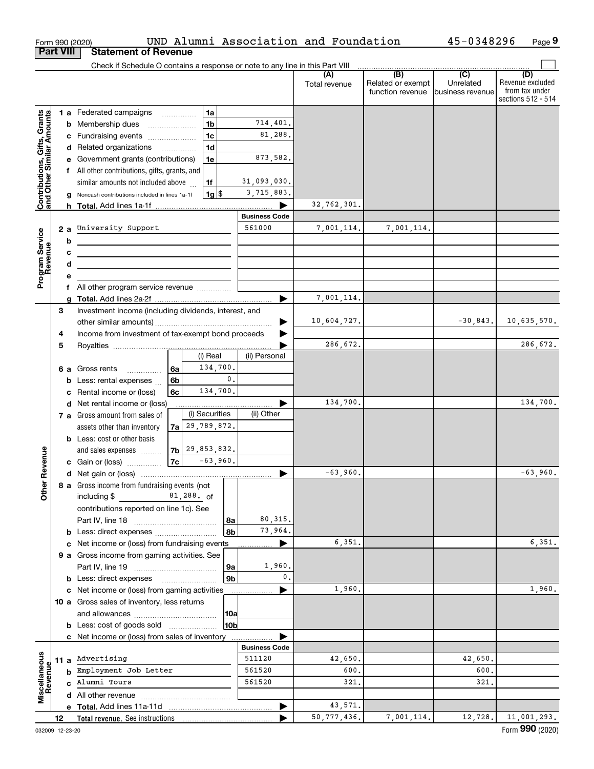Form 990 (2020) UND Alumni Association and Foundation 45-0348296 Page 9

## Part VIII Statement of Revenue

Check if Schedule O contains a response or note to any line in this Part VIII

| | | | (A) Total revenue | (B) Related or exempt function revenue | (C) Unrelated business revenue | (D) Revenue excluded from tax under sections 512 - 514 |
|---|---|---|---|---|---|---|
| **Contributions, Gifts, Grants and Other Similar Amounts** | | | | | | |
| 1 a Federated campaigns | 1a | | | | | |
| b Membership dues | 1b | 714,401. | | | | |
| c Fundraising events | 1c | 81,288. | | | | |
| d Related organizations | 1d | | | | | |
| e Government grants (contributions) | 1e | 873,582. | | | | |
| f All other contributions, gifts, grants, and similar amounts not included above | 1f | 31,093,030. | | | | |
| g Noncash contributions included in lines 1a-1f | 1g $ | 3,715,883. | | | | |
| h **Total.** Add lines 1a-1f | | | 32,762,301. | | | |
| **Program Service Revenue** | | **Business Code** | | | | |
| 2 a University Support | | 561000 | 7,001,114. | 7,001,114. | | |
| b | | | | | | |
| c | | | | | | |
| d | | | | | | |
| e | | | | | | |
| f All other program service revenue | | | | | | |
| g **Total.** Add lines 2a-2f | | | 7,001,114. | | | |
| **Other Revenue** | | | | | | |
| 3 Investment income (including dividends, interest, and other similar amounts) | | | 10,604,727. | | -30,843. | 10,635,570. |
| 4 Income from investment of tax-exempt bond proceeds | | | | | | |
| 5 Royalties | | | 286,672. | | | 286,672. |
| | (i) Real | (ii) Personal | | | | |
| 6 a Gross rents (6a) | 134,700. | | | | | |
| b Less: rental expenses (6b) | 0. | | | | | |
| c Rental income or (loss) (6c) | 134,700. | | | | | |
| d Net rental income or (loss) | | | 134,700. | | | 134,700. |
| | (i) Securities | (ii) Other | | | | |
| 7 a Gross amount from sales of assets other than inventory (7a) | 29,789,872. | | | | | |
| b Less: cost or other basis and sales expenses (7b) | 29,853,832. | | | | | |
| c Gain or (loss) (7c) | -63,960. | | | | | |
| d Net gain or (loss) | | | -63,960. | | | -63,960. |
| 8 a Gross income from fundraising events (not including $ 81,288. of contributions reported on line 1c). See Part IV, line 18 | 8a | 80,315. | | | | |
| b Less: direct expenses | 8b | 73,964. | | | | |
| c Net income or (loss) from fundraising events | | | 6,351. | | | 6,351. |
| 9 a Gross income from gaming activities. See Part IV, line 19 | 9a | 1,960. | | | | |
| b Less: direct expenses | 9b | 0. | | | | |
| c Net income or (loss) from gaming activities | | | 1,960. | | | 1,960. |
| 10 a Gross sales of inventory, less returns and allowances | 10a | | | | | |
| b Less: cost of goods sold | 10b | | | | | |
| c Net income or (loss) from sales of inventory | | | | | | |
| **Miscellaneous Revenue** | | **Business Code** | | | | |
| 11 a Advertising | | 511120 | 42,650. | | 42,650. | |
| b Employment Job Letter | | 561520 | 600. | | 600. | |
| c Alumni Tours | | 561520 | 321. | | 321. | |
| d All other revenue | | | | | | |
| e **Total.** Add lines 11a-11d | | | 43,571. | | | |
| 12 **Total revenue.** See instructions | | | 50,777,436. | 7,001,114. | 12,728. | 11,001,293. |

032009 12-23-20 Form **990** (2020)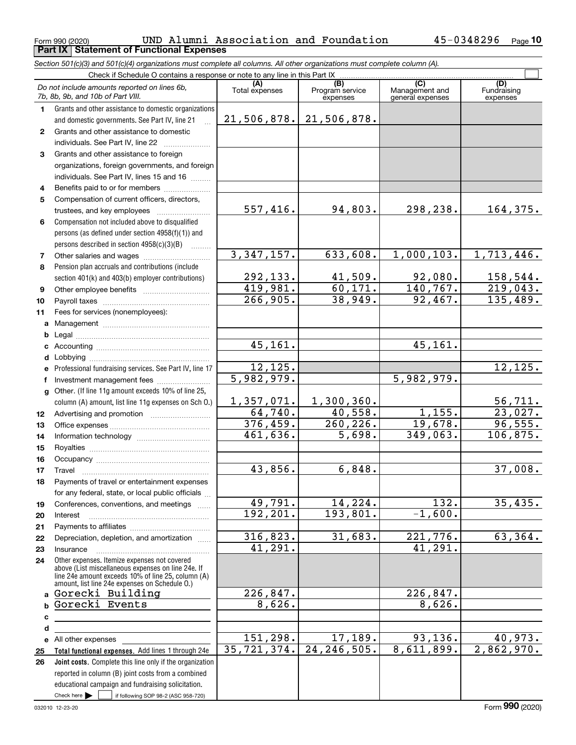Form 990 (2020) UND Alumni Association and Foundation 45-0348296 Page 10

**Part IX Statement of Functional Expenses**

*Section 501(c)(3) and 501(c)(4) organizations must complete all columns. All other organizations must complete column (A).*

Check if Schedule O contains a response or note to any line in this Part IX ☐

| *Do not include amounts reported on lines 6b, 7b, 8b, 9b, and 10b of Part VIII.* | (A) Total expenses | (B) Program service expenses | (C) Management and general expenses | (D) Fundraising expenses |
|---|---|---|---|---|
| **1** Grants and other assistance to domestic organizations and domestic governments. See Part IV, line 21 | 21,506,878. | 21,506,878. | | |
| **2** Grants and other assistance to domestic individuals. See Part IV, line 22 | | | | |
| **3** Grants and other assistance to foreign organizations, foreign governments, and foreign individuals. See Part IV, lines 15 and 16 | | | | |
| **4** Benefits paid to or for members | | | | |
| **5** Compensation of current officers, directors, trustees, and key employees | 557,416. | 94,803. | 298,238. | 164,375. |
| **6** Compensation not included above to disqualified persons (as defined under section 4958(f)(1)) and persons described in section 4958(c)(3)(B) | | | | |
| **7** Other salaries and wages | 3,347,157. | 633,608. | 1,000,103. | 1,713,446. |
| **8** Pension plan accruals and contributions (include section 401(k) and 403(b) employer contributions) | 292,133. | 41,509. | 92,080. | 158,544. |
| **9** Other employee benefits | 419,981. | 60,171. | 140,767. | 219,043. |
| **10** Payroll taxes | 266,905. | 38,949. | 92,467. | 135,489. |
| **11** Fees for services (nonemployees): | | | | |
| **a** Management | | | | |
| **b** Legal | | | | |
| **c** Accounting | 45,161. | | 45,161. | |
| **d** Lobbying | | | | |
| **e** Professional fundraising services. See Part IV, line 17 | 12,125. | | | 12,125. |
| **f** Investment management fees | 5,982,979. | | 5,982,979. | |
| **g** Other. (If line 11g amount exceeds 10% of line 25, column (A) amount, list line 11g expenses on Sch O.) | 1,357,071. | 1,300,360. | | 56,711. |
| **12** Advertising and promotion | 64,740. | 40,558. | 1,155. | 23,027. |
| **13** Office expenses | 376,459. | 260,226. | 19,678. | 96,555. |
| **14** Information technology | 461,636. | 5,698. | 349,063. | 106,875. |
| **15** Royalties | | | | |
| **16** Occupancy | | | | |
| **17** Travel | 43,856. | 6,848. | | 37,008. |
| **18** Payments of travel or entertainment expenses for any federal, state, or local public officials | | | | |
| **19** Conferences, conventions, and meetings | 49,791. | 14,224. | 132. | 35,435. |
| **20** Interest | 192,201. | 193,801. | -1,600. | |
| **21** Payments to affiliates | | | | |
| **22** Depreciation, depletion, and amortization | 316,823. | 31,683. | 221,776. | 63,364. |
| **23** Insurance | 41,291. | | 41,291. | |
| **24** Other expenses. Itemize expenses not covered above (List miscellaneous expenses on line 24e. If line 24e amount exceeds 10% of line 25, column (A) amount, list line 24e expenses on Schedule O.) | | | | |
| **a** Gorecki Building | 226,847. | | 226,847. | |
| **b** Gorecki Events | 8,626. | | 8,626. | |
| **c** | | | | |
| **d** | | | | |
| **e** All other expenses | 151,298. | 17,189. | 93,136. | 40,973. |
| **25 Total functional expenses.** Add lines 1 through 24e | 35,721,374. | 24,246,505. | 8,611,899. | 2,862,970. |
| **26 Joint costs.** Complete this line only if the organization reported in column (B) joint costs from a combined educational campaign and fundraising solicitation. Check here ☐ if following SOP 98-2 (ASC 958-720) | | | | |

032010 12-23-20 Form **990** (2020)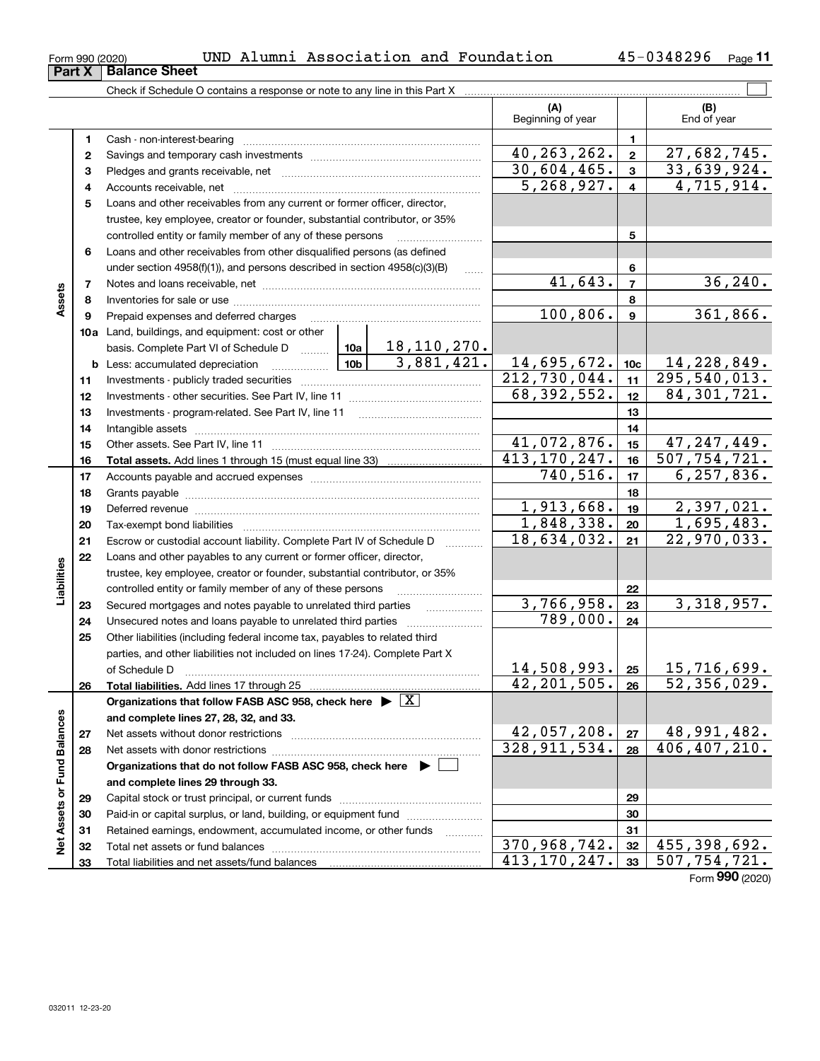Form 990 (2020) UND Alumni Association and Foundation 45-0348296 Page 11

## Part X Balance Sheet

Check if Schedule O contains a response or note to any line in this Part X

| | | Description | | | (A) Beginning of year | | (B) End of year |
|---|---|---|---|---|---|---|---|
| Assets | 1 | Cash - non-interest-bearing | | | | 1 | |
| | 2 | Savings and temporary cash investments | | | 40,263,262. | 2 | 27,682,745. |
| | 3 | Pledges and grants receivable, net | | | 30,604,465. | 3 | 33,639,924. |
| | 4 | Accounts receivable, net | | | 5,268,927. | 4 | 4,715,914. |
| | 5 | Loans and other receivables from any current or former officer, director, trustee, key employee, creator or founder, substantial contributor, or 35% controlled entity or family member of any of these persons | | | | 5 | |
| | 6 | Loans and other receivables from other disqualified persons (as defined under section 4958(f)(1)), and persons described in section 4958(c)(3)(B) | | | | 6 | |
| | 7 | Notes and loans receivable, net | | | 41,643. | 7 | 36,240. |
| | 8 | Inventories for sale or use | | | | 8 | |
| | 9 | Prepaid expenses and deferred charges | | | 100,806. | 9 | 361,866. |
| | 10a | Land, buildings, and equipment: cost or other basis. Complete Part VI of Schedule D | 10a | 18,110,270. | | | |
| | b | Less: accumulated depreciation | 10b | 3,881,421. | 14,695,672. | 10c | 14,228,849. |
| | 11 | Investments - publicly traded securities | | | 212,730,044. | 11 | 295,540,013. |
| | 12 | Investments - other securities. See Part IV, line 11 | | | 68,392,552. | 12 | 84,301,721. |
| | 13 | Investments - program-related. See Part IV, line 11 | | | | 13 | |
| | 14 | Intangible assets | | | | 14 | |
| | 15 | Other assets. See Part IV, line 11 | | | 41,072,876. | 15 | 47,247,449. |
| | 16 | **Total assets.** Add lines 1 through 15 (must equal line 33) | | | 413,170,247. | 16 | 507,754,721. |
| Liabilities | 17 | Accounts payable and accrued expenses | | | 740,516. | 17 | 6,257,836. |
| | 18 | Grants payable | | | | 18 | |
| | 19 | Deferred revenue | | | 1,913,668. | 19 | 2,397,021. |
| | 20 | Tax-exempt bond liabilities | | | 1,848,338. | 20 | 1,695,483. |
| | 21 | Escrow or custodial account liability. Complete Part IV of Schedule D | | | 18,634,032. | 21 | 22,970,033. |
| | 22 | Loans and other payables to any current or former officer, director, trustee, key employee, creator or founder, substantial contributor, or 35% controlled entity or family member of any of these persons | | | | 22 | |
| | 23 | Secured mortgages and notes payable to unrelated third parties | | | 3,766,958. | 23 | 3,318,957. |
| | 24 | Unsecured notes and loans payable to unrelated third parties | | | 789,000. | 24 | |
| | 25 | Other liabilities (including federal income tax, payables to related third parties, and other liabilities not included on lines 17-24). Complete Part X of Schedule D | | | 14,508,993. | 25 | 15,716,699. |
| | 26 | **Total liabilities.** Add lines 17 through 25 | | | 42,201,505. | 26 | 52,356,029. |
| Net Assets or Fund Balances | | **Organizations that follow FASB ASC 958, check here ▶ [X] and complete lines 27, 28, 32, and 33.** | | | | | |
| | 27 | Net assets without donor restrictions | | | 42,057,208. | 27 | 48,991,482. |
| | 28 | Net assets with donor restrictions | | | 328,911,534. | 28 | 406,407,210. |
| | | **Organizations that do not follow FASB ASC 958, check here ▶ [ ] and complete lines 29 through 33.** | | | | | |
| | 29 | Capital stock or trust principal, or current funds | | | | 29 | |
| | 30 | Paid-in or capital surplus, or land, building, or equipment fund | | | | 30 | |
| | 31 | Retained earnings, endowment, accumulated income, or other funds | | | | 31 | |
| | 32 | Total net assets or fund balances | | | 370,968,742. | 32 | 455,398,692. |
| | 33 | Total liabilities and net assets/fund balances | | | 413,170,247. | 33 | 507,754,721. |

Form 990 (2020)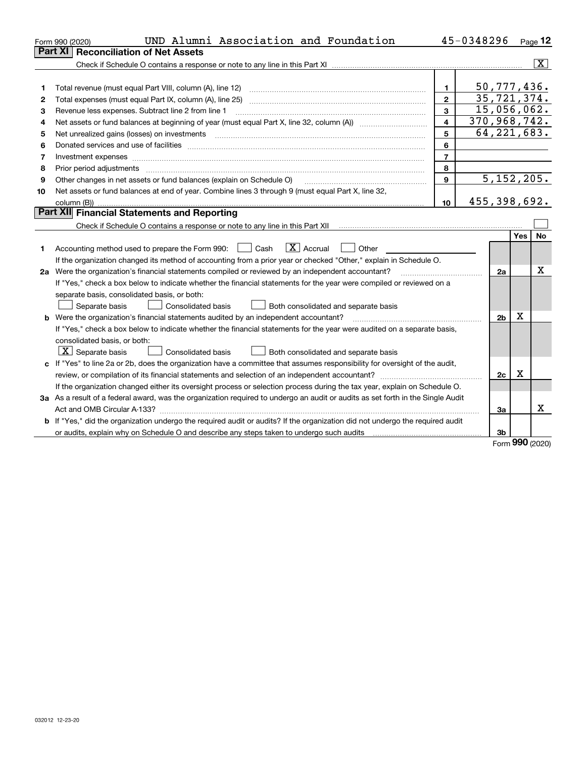Form 990 (2020) UND Alumni Association and Foundation 45-0348296 Page **12**

## Part XI Reconciliation of Net Assets

Check if Schedule O contains a response or note to any line in this Part XI .......... [X]

| | | | |
|---|---|---|---|
| 1 | Total revenue (must equal Part VIII, column (A), line 12) | 1 | 50,777,436. |
| 2 | Total expenses (must equal Part IX, column (A), line 25) | 2 | 35,721,374. |
| 3 | Revenue less expenses. Subtract line 2 from line 1 | 3 | 15,056,062. |
| 4 | Net assets or fund balances at beginning of year (must equal Part X, line 32, column (A)) | 4 | 370,968,742. |
| 5 | Net unrealized gains (losses) on investments | 5 | 64,221,683. |
| 6 | Donated services and use of facilities | 6 | |
| 7 | Investment expenses | 7 | |
| 8 | Prior period adjustments | 8 | |
| 9 | Other changes in net assets or fund balances (explain on Schedule O) | 9 | 5,152,205. |
| 10 | Net assets or fund balances at end of year. Combine lines 3 through 9 (must equal Part X, line 32, column (B)) | 10 | 455,398,692. |

## Part XII Financial Statements and Reporting

Check if Schedule O contains a response or note to any line in this Part XII .......... [ ]

| | | | Yes | No |
|---|---|---|---|---|
| 1 | Accounting method used to prepare the Form 990: [ ] Cash [X] Accrual [ ] Other ________ <br> If the organization changed its method of accounting from a prior year or checked "Other," explain in Schedule O. | | | |
| 2a | Were the organization's financial statements compiled or reviewed by an independent accountant? <br> If "Yes," check a box below to indicate whether the financial statements for the year were compiled or reviewed on a separate basis, consolidated basis, or both: <br> [ ] Separate basis [ ] Consolidated basis [ ] Both consolidated and separate basis | 2a | | X |
| b | Were the organization's financial statements audited by an independent accountant? <br> If "Yes," check a box below to indicate whether the financial statements for the year were audited on a separate basis, consolidated basis, or both: <br> [X] Separate basis [ ] Consolidated basis [ ] Both consolidated and separate basis | 2b | X | |
| c | If "Yes" to line 2a or 2b, does the organization have a committee that assumes responsibility for oversight of the audit, review, or compilation of its financial statements and selection of an independent accountant? <br> If the organization changed either its oversight process or selection process during the tax year, explain on Schedule O. | 2c | X | |
| 3a | As a result of a federal award, was the organization required to undergo an audit or audits as set forth in the Single Audit Act and OMB Circular A-133? | 3a | | X |
| b | If "Yes," did the organization undergo the required audit or audits? If the organization did not undergo the required audit or audits, explain why on Schedule O and describe any steps taken to undergo such audits | 3b | | |

Form **990** (2020)

032012 12-23-20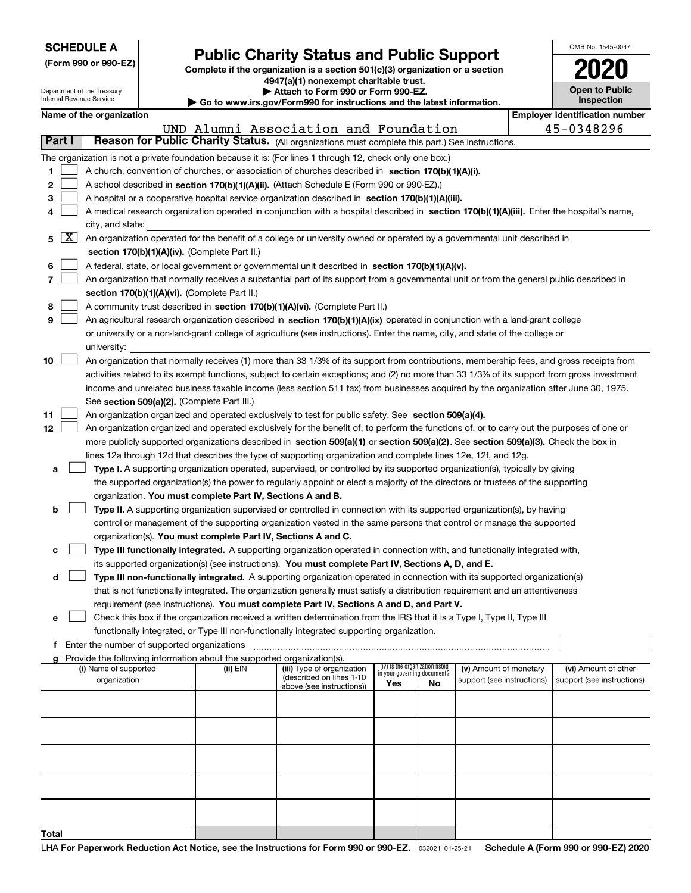**SCHEDULE A**
**(Form 990 or 990-EZ)**

Department of the Treasury
Internal Revenue Service

# Public Charity Status and Public Support

**Complete if the organization is a section 501(c)(3) organization or a section 4947(a)(1) nonexempt charitable trust.**
**▶ Attach to Form 990 or Form 990-EZ.**
**▶ Go to www.irs.gov/Form990 for instructions and the latest information.**

OMB No. 1545-0047

**2020**

**Open to Public Inspection**

**Name of the organization:** UND Alumni Association and Foundation
**Employer identification number:** 45-0348296

## Part I — Reason for Public Charity Status. (All organizations must complete this part.) See instructions.

The organization is not a private foundation because it is: (For lines 1 through 12, check only one box.)

1. ☐ A church, convention of churches, or association of churches described in **section 170(b)(1)(A)(i).**
2. ☐ A school described in **section 170(b)(1)(A)(ii).** (Attach Schedule E (Form 990 or 990-EZ).)
3. ☐ A hospital or a cooperative hospital service organization described in **section 170(b)(1)(A)(iii).**
4. ☐ A medical research organization operated in conjunction with a hospital described in **section 170(b)(1)(A)(iii).** Enter the hospital's name, city, and state:
5. ☒ An organization operated for the benefit of a college or university owned or operated by a governmental unit described in **section 170(b)(1)(A)(iv).** (Complete Part II.)
6. ☐ A federal, state, or local government or governmental unit described in **section 170(b)(1)(A)(v).**
7. ☐ An organization that normally receives a substantial part of its support from a governmental unit or from the general public described in **section 170(b)(1)(A)(vi).** (Complete Part II.)
8. ☐ A community trust described in **section 170(b)(1)(A)(vi).** (Complete Part II.)
9. ☐ An agricultural research organization described in **section 170(b)(1)(A)(ix)** operated in conjunction with a land-grant college or university or a non-land-grant college of agriculture (see instructions). Enter the name, city, and state of the college or university:
10. ☐ An organization that normally receives (1) more than 33 1/3% of its support from contributions, membership fees, and gross receipts from activities related to its exempt functions, subject to certain exceptions; and (2) no more than 33 1/3% of its support from gross investment income and unrelated business taxable income (less section 511 tax) from businesses acquired by the organization after June 30, 1975. See **section 509(a)(2).** (Complete Part III.)
11. ☐ An organization organized and operated exclusively to test for public safety. See **section 509(a)(4).**
12. ☐ An organization organized and operated exclusively for the benefit of, to perform the functions of, or to carry out the purposes of one or more publicly supported organizations described in **section 509(a)(1)** or **section 509(a)(2).** See **section 509(a)(3).** Check the box in lines 12a through 12d that describes the type of supporting organization and complete lines 12e, 12f, and 12g.
   - **a** ☐ **Type I.** A supporting organization operated, supervised, or controlled by its supported organization(s), typically by giving the supported organization(s) the power to regularly appoint or elect a majority of the directors or trustees of the supporting organization. **You must complete Part IV, Sections A and B.**
   - **b** ☐ **Type II.** A supporting organization supervised or controlled in connection with its supported organization(s), by having control or management of the supporting organization vested in the same persons that control or manage the supported organization(s). **You must complete Part IV, Sections A and C.**
   - **c** ☐ **Type III functionally integrated.** A supporting organization operated in connection with, and functionally integrated with, its supported organization(s) (see instructions). **You must complete Part IV, Sections A, D, and E.**
   - **d** ☐ **Type III non-functionally integrated.** A supporting organization operated in connection with its supported organization(s) that is not functionally integrated. The organization generally must satisfy a distribution requirement and an attentiveness requirement (see instructions). **You must complete Part IV, Sections A and D, and Part V.**
   - **e** ☐ Check this box if the organization received a written determination from the IRS that it is a Type I, Type II, Type III functionally integrated, or Type III non-functionally integrated supporting organization.
   - **f** Enter the number of supported organizations
   - **g** Provide the following information about the supported organization(s).

| (i) Name of supported organization | (ii) EIN | (iii) Type of organization (described on lines 1-10 above (see instructions)) | (iv) Is the organization listed in your governing document? Yes | No | (v) Amount of monetary support (see instructions) | (vi) Amount of other support (see instructions) |
|---|---|---|---|---|---|---|
| | | | | | | |
| | | | | | | |
| | | | | | | |
| | | | | | | |
| | | | | | | |
| **Total** | | | | | | |

LHA **For Paperwork Reduction Act Notice, see the Instructions for Form 990 or 990-EZ.** 032021 01-25-21 **Schedule A (Form 990 or 990-EZ) 2020**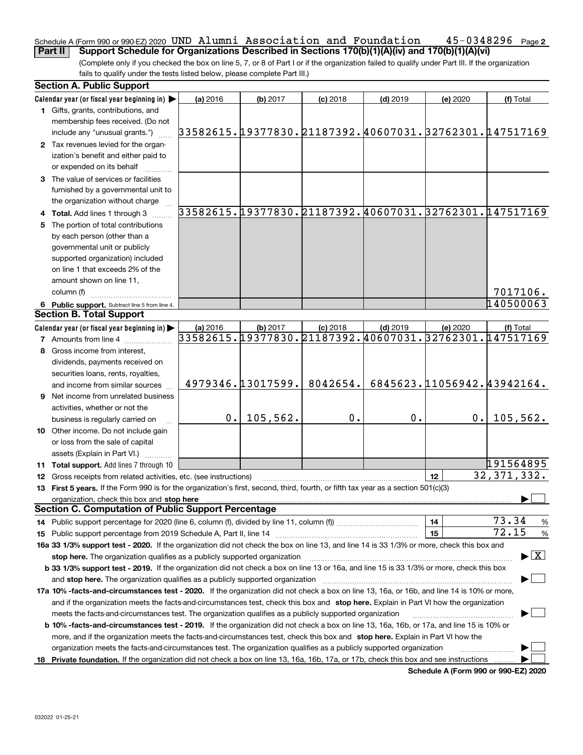Schedule A (Form 990 or 990-EZ) 2020 UND Alumni Association and Foundation 45-0348296 Page 2

**Part II** **Support Schedule for Organizations Described in Sections 170(b)(1)(A)(iv) and 170(b)(1)(A)(vi)**

(Complete only if you checked the box on line 5, 7, or 8 of Part I or if the organization failed to qualify under Part III. If the organization fails to qualify under the tests listed below, please complete Part III.)

**Section A. Public Support**

| Calendar year (or fiscal year beginning in) ▶ | (a) 2016 | (b) 2017 | (c) 2018 | (d) 2019 | (e) 2020 | (f) Total |
|---|---|---|---|---|---|---|
| **1** Gifts, grants, contributions, and membership fees received. (Do not include any "unusual grants.") | 33582615. | 19377830. | 21187392. | 40607031. | 32762301. | 147517169 |
| **2** Tax revenues levied for the organization's benefit and either paid to or expended on its behalf | | | | | | |
| **3** The value of services or facilities furnished by a governmental unit to the organization without charge | | | | | | |
| **4** **Total.** Add lines 1 through 3 | 33582615. | 19377830. | 21187392. | 40607031. | 32762301. | 147517169 |
| **5** The portion of total contributions by each person (other than a governmental unit or publicly supported organization) included on line 1 that exceeds 2% of the amount shown on line 11, column (f) | | | | | | 7017106. |
| **6** **Public support.** Subtract line 5 from line 4. | | | | | | 140500063 |

**Section B. Total Support**

| Calendar year (or fiscal year beginning in) ▶ | (a) 2016 | (b) 2017 | (c) 2018 | (d) 2019 | (e) 2020 | (f) Total |
|---|---|---|---|---|---|---|
| **7** Amounts from line 4 | 33582615. | 19377830. | 21187392. | 40607031. | 32762301. | 147517169 |
| **8** Gross income from interest, dividends, payments received on securities loans, rents, royalties, and income from similar sources | 4979346. | 13017599. | 8042654. | 6845623. | 11056942. | 43942164. |
| **9** Net income from unrelated business activities, whether or not the business is regularly carried on | 0. | 105,562. | 0. | 0. | 0. | 105,562. |
| **10** Other income. Do not include gain or loss from the sale of capital assets (Explain in Part VI.) | | | | | | |
| **11** **Total support.** Add lines 7 through 10 | | | | | | 191564895 |

**12** Gross receipts from related activities, etc. (see instructions) **12** 32,371,332.

**13** **First 5 years.** If the Form 990 is for the organization's first, second, third, fourth, or fifth tax year as a section 501(c)(3) organization, check this box and **stop here** ▶ ☐

**Section C. Computation of Public Support Percentage**

**14** Public support percentage for 2020 (line 6, column (f), divided by line 11, column (f)) **14** 73.34 %

**15** Public support percentage from 2019 Schedule A, Part II, line 14 **15** 72.15 %

**16a 33 1/3% support test - 2020.** If the organization did not check the box on line 13, and line 14 is 33 1/3% or more, check this box and **stop here.** The organization qualifies as a publicly supported organization ▶ ☒

**b 33 1/3% support test - 2019.** If the organization did not check a box on line 13 or 16a, and line 15 is 33 1/3% or more, check this box and **stop here.** The organization qualifies as a publicly supported organization ▶ ☐

**17a 10% -facts-and-circumstances test - 2020.** If the organization did not check a box on line 13, 16a, or 16b, and line 14 is 10% or more, and if the organization meets the facts-and-circumstances test, check this box and **stop here.** Explain in Part VI how the organization meets the facts-and-circumstances test. The organization qualifies as a publicly supported organization ▶ ☐

**b 10% -facts-and-circumstances test - 2019.** If the organization did not check a box on line 13, 16a, 16b, or 17a, and line 15 is 10% or more, and if the organization meets the facts-and-circumstances test, check this box and **stop here.** Explain in Part VI how the organization meets the facts-and-circumstances test. The organization qualifies as a publicly supported organization ▶ ☐

**18** **Private foundation.** If the organization did not check a box on line 13, 16a, 16b, 17a, or 17b, check this box and see instructions ▶ ☐

**Schedule A (Form 990 or 990-EZ) 2020**

032022 01-25-21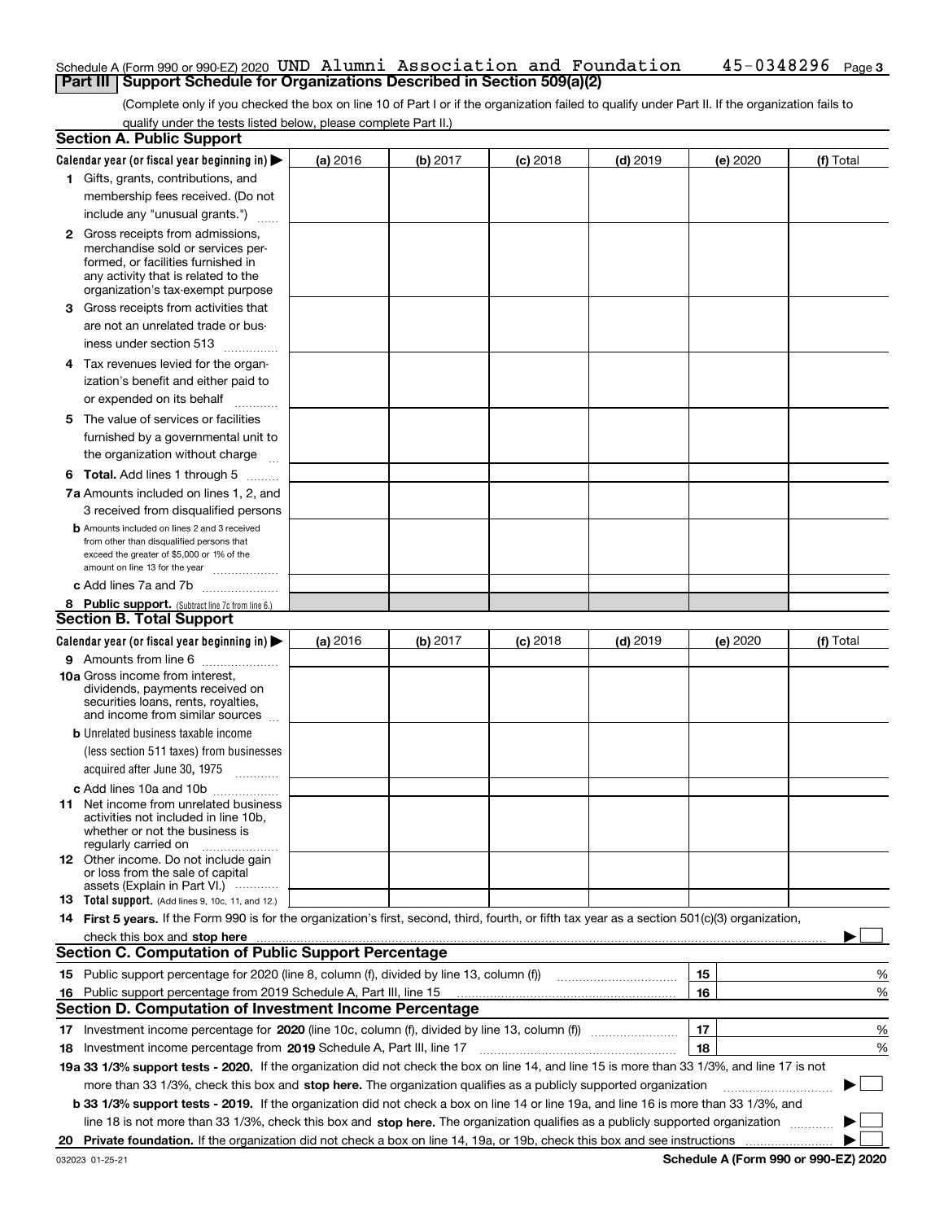Schedule A (Form 990 or 990-EZ) 2020 UND Alumni Association and Foundation 45-0348296 Page 3

## Part III Support Schedule for Organizations Described in Section 509(a)(2)

(Complete only if you checked the box on line 10 of Part I or if the organization failed to qualify under Part II. If the organization fails to qualify under the tests listed below, please complete Part II.)

### Section A. Public Support

| Calendar year (or fiscal year beginning in) ▶ | (a) 2016 | (b) 2017 | (c) 2018 | (d) 2019 | (e) 2020 | (f) Total |
|---|---|---|---|---|---|---|
| 1 Gifts, grants, contributions, and membership fees received. (Do not include any "unusual grants.") | | | | | | |
| 2 Gross receipts from admissions, merchandise sold or services performed, or facilities furnished in any activity that is related to the organization's tax-exempt purpose | | | | | | |
| 3 Gross receipts from activities that are not an unrelated trade or business under section 513 | | | | | | |
| 4 Tax revenues levied for the organization's benefit and either paid to or expended on its behalf | | | | | | |
| 5 The value of services or facilities furnished by a governmental unit to the organization without charge | | | | | | |
| 6 **Total.** Add lines 1 through 5 | | | | | | |
| 7a Amounts included on lines 1, 2, and 3 received from disqualified persons | | | | | | |
| b Amounts included on lines 2 and 3 received from other than disqualified persons that exceed the greater of $5,000 or 1% of the amount on line 13 for the year | | | | | | |
| c Add lines 7a and 7b | | | | | | |
| 8 **Public support.** (Subtract line 7c from line 6.) | | | | | | |

### Section B. Total Support

| Calendar year (or fiscal year beginning in) ▶ | (a) 2016 | (b) 2017 | (c) 2018 | (d) 2019 | (e) 2020 | (f) Total |
|---|---|---|---|---|---|---|
| 9 Amounts from line 6 | | | | | | |
| 10a Gross income from interest, dividends, payments received on securities loans, rents, royalties, and income from similar sources | | | | | | |
| b Unrelated business taxable income (less section 511 taxes) from businesses acquired after June 30, 1975 | | | | | | |
| c Add lines 10a and 10b | | | | | | |
| 11 Net income from unrelated business activities not included in line 10b, whether or not the business is regularly carried on | | | | | | |
| 12 Other income. Do not include gain or loss from the sale of capital assets (Explain in Part VI.) | | | | | | |
| 13 **Total support.** (Add lines 9, 10c, 11, and 12.) | | | | | | |

14 **First 5 years.** If the Form 990 is for the organization's first, second, third, fourth, or fifth tax year as a section 501(c)(3) organization, check this box and **stop here** ▶ ☐

### Section C. Computation of Public Support Percentage

| | | | |
|---|---|---|---|
| 15 | Public support percentage for 2020 (line 8, column (f), divided by line 13, column (f)) | 15 | % |
| 16 | Public support percentage from 2019 Schedule A, Part III, line 15 | 16 | % |

### Section D. Computation of Investment Income Percentage

| | | | |
|---|---|---|---|
| 17 | Investment income percentage for **2020** (line 10c, column (f), divided by line 13, column (f)) | 17 | % |
| 18 | Investment income percentage from **2019** Schedule A, Part III, line 17 | 18 | % |

**19a 33 1/3% support tests - 2020.** If the organization did not check the box on line 14, and line 15 is more than 33 1/3%, and line 17 is not more than 33 1/3%, check this box and **stop here.** The organization qualifies as a publicly supported organization ▶ ☐

**b 33 1/3% support tests - 2019.** If the organization did not check a box on line 14 or line 19a, and line 16 is more than 33 1/3%, and line 18 is not more than 33 1/3%, check this box and **stop here.** The organization qualifies as a publicly supported organization ▶ ☐

**20 Private foundation.** If the organization did not check a box on line 14, 19a, or 19b, check this box and see instructions ▶ ☐

032023 01-25-21 **Schedule A (Form 990 or 990-EZ) 2020**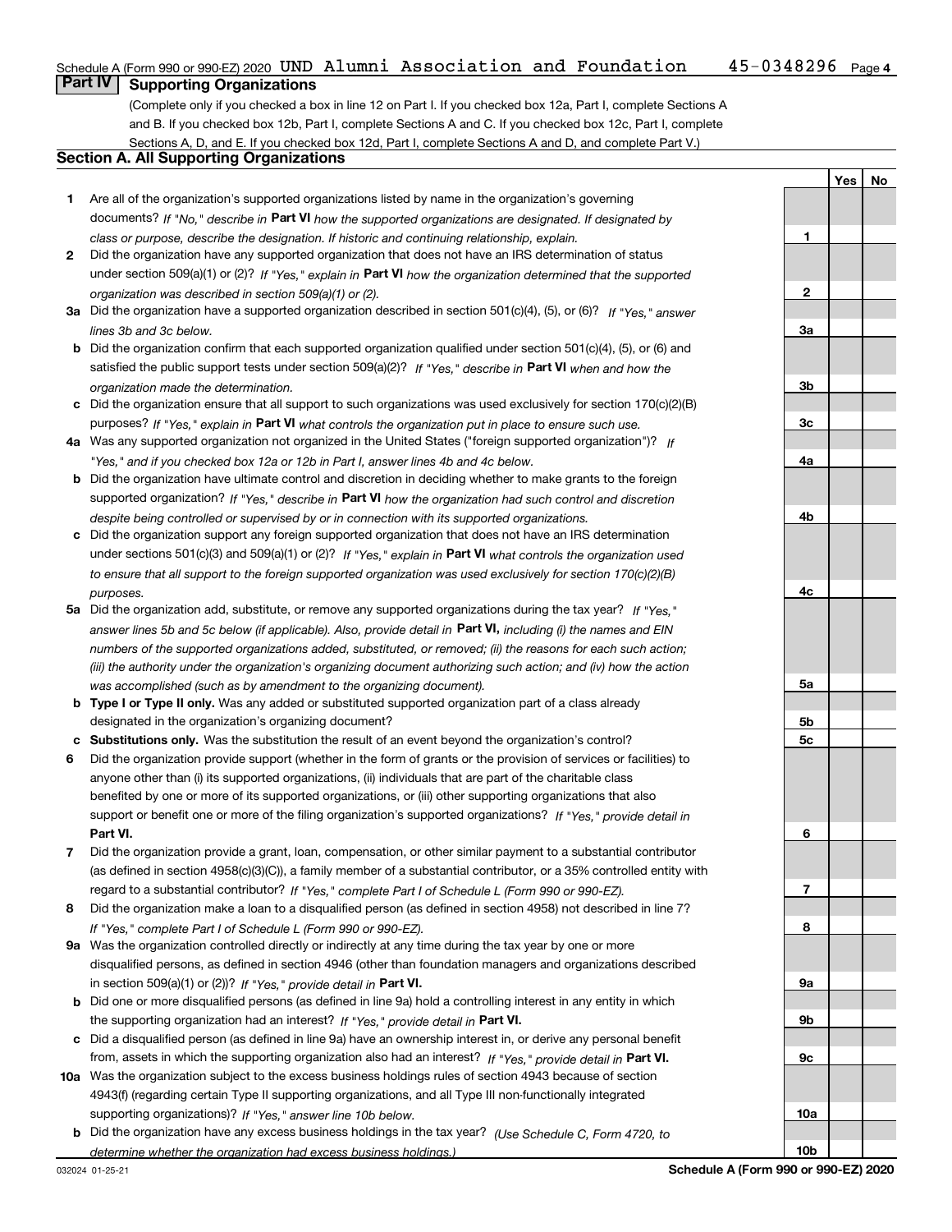Schedule A (Form 990 or 990-EZ) 2020 UND Alumni Association and Foundation 45-0348296 Page 4

## Part IV Supporting Organizations

(Complete only if you checked a box in line 12 on Part I. If you checked box 12a, Part I, complete Sections A and B. If you checked box 12b, Part I, complete Sections A and C. If you checked box 12c, Part I, complete Sections A, D, and E. If you checked box 12d, Part I, complete Sections A and D, and complete Part V.)

### Section A. All Supporting Organizations

| | | | Yes | No |
|---|---|---|---|---|
| **1** | Are all of the organization's supported organizations listed by name in the organization's governing documents? *If "No," describe in* **Part VI** *how the supported organizations are designated. If designated by class or purpose, describe the designation. If historic and continuing relationship, explain.* | **1** | | |
| **2** | Did the organization have any supported organization that does not have an IRS determination of status under section 509(a)(1) or (2)? *If "Yes," explain in* **Part VI** *how the organization determined that the supported organization was described in section 509(a)(1) or (2).* | **2** | | |
| **3a** | Did the organization have a supported organization described in section 501(c)(4), (5), or (6)? *If "Yes," answer lines 3b and 3c below.* | **3a** | | |
| **b** | Did the organization confirm that each supported organization qualified under section 501(c)(4), (5), or (6) and satisfied the public support tests under section 509(a)(2)? *If "Yes," describe in* **Part VI** *when and how the organization made the determination.* | **3b** | | |
| **c** | Did the organization ensure that all support to such organizations was used exclusively for section 170(c)(2)(B) purposes? *If "Yes," explain in* **Part VI** *what controls the organization put in place to ensure such use.* | **3c** | | |
| **4a** | Was any supported organization not organized in the United States ("foreign supported organization")? *If "Yes," and if you checked box 12a or 12b in Part I, answer lines 4b and 4c below.* | **4a** | | |
| **b** | Did the organization have ultimate control and discretion in deciding whether to make grants to the foreign supported organization? *If "Yes," describe in* **Part VI** *how the organization had such control and discretion despite being controlled or supervised by or in connection with its supported organizations.* | **4b** | | |
| **c** | Did the organization support any foreign supported organization that does not have an IRS determination under sections 501(c)(3) and 509(a)(1) or (2)? *If "Yes," explain in* **Part VI** *what controls the organization used to ensure that all support to the foreign supported organization was used exclusively for section 170(c)(2)(B) purposes.* | **4c** | | |
| **5a** | Did the organization add, substitute, or remove any supported organizations during the tax year? *If "Yes," answer lines 5b and 5c below (if applicable). Also, provide detail in* **Part VI,** *including (i) the names and EIN numbers of the supported organizations added, substituted, or removed; (ii) the reasons for each such action; (iii) the authority under the organization's organizing document authorizing such action; and (iv) how the action was accomplished (such as by amendment to the organizing document).* | **5a** | | |
| **b** | **Type I or Type II only.** Was any added or substituted supported organization part of a class already designated in the organization's organizing document? | **5b** | | |
| **c** | **Substitutions only.** Was the substitution the result of an event beyond the organization's control? | **5c** | | |
| **6** | Did the organization provide support (whether in the form of grants or the provision of services or facilities) to anyone other than (i) its supported organizations, (ii) individuals that are part of the charitable class benefited by one or more of its supported organizations, or (iii) other supporting organizations that also support or benefit one or more of the filing organization's supported organizations? *If "Yes," provide detail in* **Part VI.** | **6** | | |
| **7** | Did the organization provide a grant, loan, compensation, or other similar payment to a substantial contributor (as defined in section 4958(c)(3)(C)), a family member of a substantial contributor, or a 35% controlled entity with regard to a substantial contributor? *If "Yes," complete Part I of Schedule L (Form 990 or 990-EZ).* | **7** | | |
| **8** | Did the organization make a loan to a disqualified person (as defined in section 4958) not described in line 7? *If "Yes," complete Part I of Schedule L (Form 990 or 990-EZ).* | **8** | | |
| **9a** | Was the organization controlled directly or indirectly at any time during the tax year by one or more disqualified persons, as defined in section 4946 (other than foundation managers and organizations described in section 509(a)(1) or (2))? *If "Yes," provide detail in* **Part VI.** | **9a** | | |
| **b** | Did one or more disqualified persons (as defined in line 9a) hold a controlling interest in any entity in which the supporting organization had an interest? *If "Yes," provide detail in* **Part VI.** | **9b** | | |
| **c** | Did a disqualified person (as defined in line 9a) have an ownership interest in, or derive any personal benefit from, assets in which the supporting organization also had an interest? *If "Yes," provide detail in* **Part VI.** | **9c** | | |
| **10a** | Was the organization subject to the excess business holdings rules of section 4943 because of section 4943(f) (regarding certain Type II supporting organizations, and all Type III non-functionally integrated supporting organizations)? *If "Yes," answer line 10b below.* | **10a** | | |
| **b** | Did the organization have any excess business holdings in the tax year? *(Use Schedule C, Form 4720, to determine whether the organization had excess business holdings.)* | **10b** | | |

032024 01-25-21 **Schedule A (Form 990 or 990-EZ) 2020**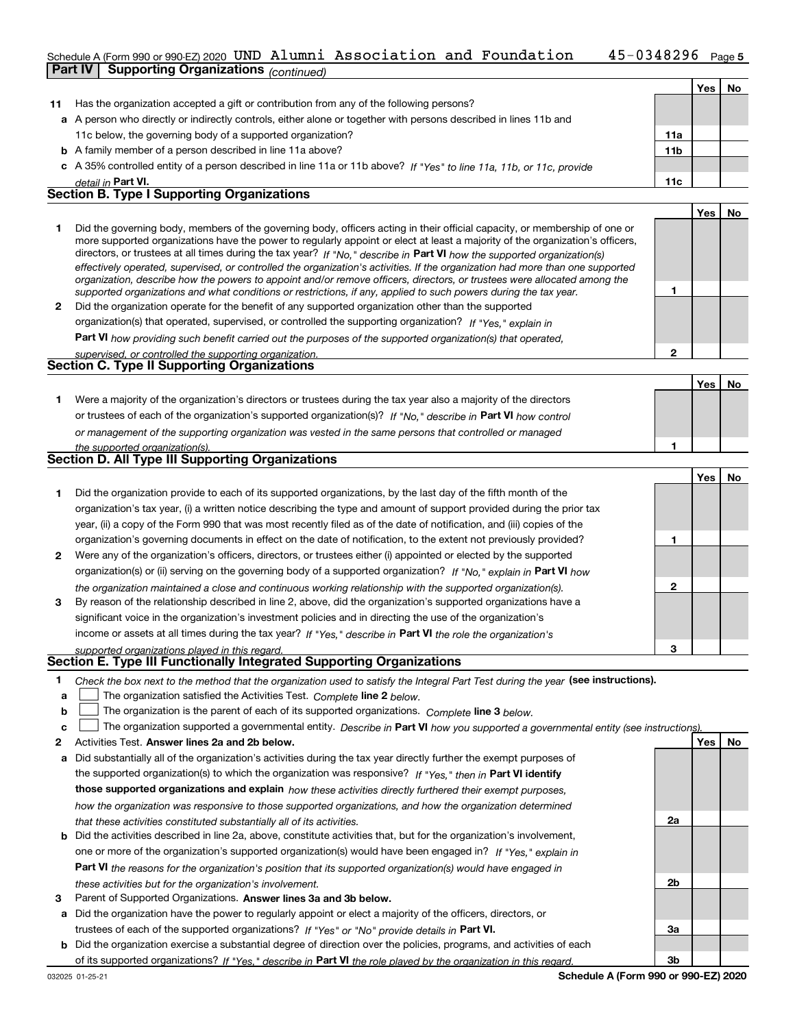Schedule A (Form 990 or 990-EZ) 2020 UND Alumni Association and Foundation 45-0348296

**Part IV Supporting Organizations** *(continued)*

| | | | Yes | No |
|---|---|---|---|---|
| **11** | Has the organization accepted a gift or contribution from any of the following persons? | | | |
| **a** | A person who directly or indirectly controls, either alone or together with persons described in lines 11b and 11c below, the governing body of a supported organization? | **11a** | | |
| **b** | A family member of a person described in line 11a above? | **11b** | | |
| **c** | A 35% controlled entity of a person described in line 11a or 11b above? *If "Yes" to line 11a, 11b, or 11c, provide detail in* **Part VI.** | **11c** | | |

## Section B. Type I Supporting Organizations

| | | | Yes | No |
|---|---|---|---|---|
| **1** | Did the governing body, members of the governing body, officers acting in their official capacity, or membership of one or more supported organizations have the power to regularly appoint or elect at least a majority of the organization's officers, directors, or trustees at all times during the tax year? *If "No," describe in* **Part VI** *how the supported organization(s) effectively operated, supervised, or controlled the organization's activities. If the organization had more than one supported organization, describe how the powers to appoint and/or remove officers, directors, or trustees were allocated among the supported organizations and what conditions or restrictions, if any, applied to such powers during the tax year.* | **1** | | |
| **2** | Did the organization operate for the benefit of any supported organization other than the supported organization(s) that operated, supervised, or controlled the supporting organization? *If "Yes," explain in* **Part VI** *how providing such benefit carried out the purposes of the supported organization(s) that operated, supervised, or controlled the supporting organization.* | **2** | | |

## Section C. Type II Supporting Organizations

| | | | Yes | No |
|---|---|---|---|---|
| **1** | Were a majority of the organization's directors or trustees during the tax year also a majority of the directors or trustees of each of the organization's supported organization(s)? *If "No," describe in* **Part VI** *how control or management of the supporting organization was vested in the same persons that controlled or managed the supported organization(s).* | **1** | | |

## Section D. All Type III Supporting Organizations

| | | | Yes | No |
|---|---|---|---|---|
| **1** | Did the organization provide to each of its supported organizations, by the last day of the fifth month of the organization's tax year, (i) a written notice describing the type and amount of support provided during the prior tax year, (ii) a copy of the Form 990 that was most recently filed as of the date of notification, and (iii) copies of the organization's governing documents in effect on the date of notification, to the extent not previously provided? | **1** | | |
| **2** | Were any of the organization's officers, directors, or trustees either (i) appointed or elected by the supported organization(s) or (ii) serving on the governing body of a supported organization? *If "No," explain in* **Part VI** *how the organization maintained a close and continuous working relationship with the supported organization(s).* | **2** | | |
| **3** | By reason of the relationship described in line 2, above, did the organization's supported organizations have a significant voice in the organization's investment policies and in directing the use of the organization's income or assets at all times during the tax year? *If "Yes," describe in* **Part VI** *the role the organization's supported organizations played in this regard.* | **3** | | |

## Section E. Type III Functionally Integrated Supporting Organizations

**1** *Check the box next to the method that the organization used to satisfy the Integral Part Test during the year* **(see instructions).**

- **a** ☐ The organization satisfied the Activities Test. *Complete* **line 2** *below.*
- **b** ☐ The organization is the parent of each of its supported organizations. *Complete* **line 3** *below.*
- **c** ☐ The organization supported a governmental entity. *Describe in* **Part VI** *how you supported a governmental entity (see instructions).*

| | | | Yes | No |
|---|---|---|---|---|
| **2** | Activities Test. **Answer lines 2a and 2b below.** | | | |
| **a** | Did substantially all of the organization's activities during the tax year directly further the exempt purposes of the supported organization(s) to which the organization was responsive? *If "Yes," then in* **Part VI identify those supported organizations and explain** *how these activities directly furthered their exempt purposes, how the organization was responsive to those supported organizations, and how the organization determined that these activities constituted substantially all of its activities.* | **2a** | | |
| **b** | Did the activities described in line 2a, above, constitute activities that, but for the organization's involvement, one or more of the organization's supported organization(s) would have been engaged in? *If "Yes," explain in* **Part VI** *the reasons for the organization's position that its supported organization(s) would have engaged in these activities but for the organization's involvement.* | **2b** | | |
| **3** | Parent of Supported Organizations. **Answer lines 3a and 3b below.** | | | |
| **a** | Did the organization have the power to regularly appoint or elect a majority of the officers, directors, or trustees of each of the supported organizations? *If "Yes" or "No" provide details in* **Part VI.** | **3a** | | |
| **b** | Did the organization exercise a substantial degree of direction over the policies, programs, and activities of each of its supported organizations? *If "Yes," describe in* **Part VI** *the role played by the organization in this regard.* | **3b** | | |

032025 01-25-21 **Schedule A (Form 990 or 990-EZ) 2020**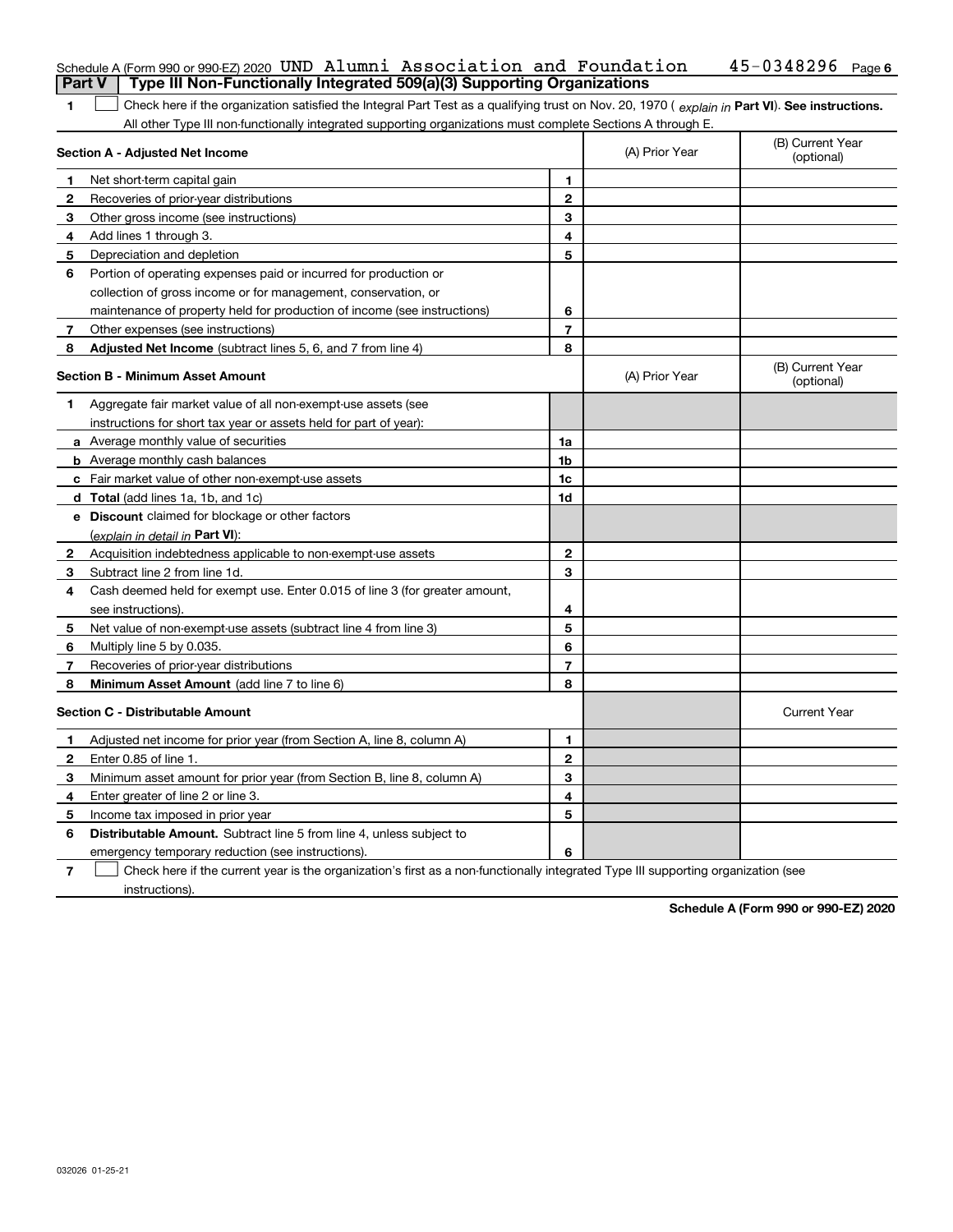Schedule A (Form 990 or 990-EZ) 2020 UND Alumni Association and Foundation 45-0348296 Page 6

**Part V | Type III Non-Functionally Integrated 509(a)(3) Supporting Organizations**

**1** ☐ Check here if the organization satisfied the Integral Part Test as a qualifying trust on Nov. 20, 1970 ( *explain in* **Part VI**). **See instructions.** All other Type III non-functionally integrated supporting organizations must complete Sections A through E.

| | **Section A - Adjusted Net Income** | | (A) Prior Year | (B) Current Year (optional) |
|---|---|---|---|---|
| **1** | Net short-term capital gain | **1** | | |
| **2** | Recoveries of prior-year distributions | **2** | | |
| **3** | Other gross income (see instructions) | **3** | | |
| **4** | Add lines 1 through 3. | **4** | | |
| **5** | Depreciation and depletion | **5** | | |
| **6** | Portion of operating expenses paid or incurred for production or collection of gross income or for management, conservation, or maintenance of property held for production of income (see instructions) | **6** | | |
| **7** | Other expenses (see instructions) | **7** | | |
| **8** | **Adjusted Net Income** (subtract lines 5, 6, and 7 from line 4) | **8** | | |

| | **Section B - Minimum Asset Amount** | | (A) Prior Year | (B) Current Year (optional) |
|---|---|---|---|---|
| **1** | Aggregate fair market value of all non-exempt-use assets (see instructions for short tax year or assets held for part of year): | | | |
| **a** | Average monthly value of securities | **1a** | | |
| **b** | Average monthly cash balances | **1b** | | |
| **c** | Fair market value of other non-exempt-use assets | **1c** | | |
| **d** | **Total** (add lines 1a, 1b, and 1c) | **1d** | | |
| **e** | **Discount** claimed for blockage or other factors (*explain in detail in* **Part VI**): | | | |
| **2** | Acquisition indebtedness applicable to non-exempt-use assets | **2** | | |
| **3** | Subtract line 2 from line 1d. | **3** | | |
| **4** | Cash deemed held for exempt use. Enter 0.015 of line 3 (for greater amount, see instructions). | **4** | | |
| **5** | Net value of non-exempt-use assets (subtract line 4 from line 3) | **5** | | |
| **6** | Multiply line 5 by 0.035. | **6** | | |
| **7** | Recoveries of prior-year distributions | **7** | | |
| **8** | **Minimum Asset Amount** (add line 7 to line 6) | **8** | | |

| | **Section C - Distributable Amount** | | | Current Year |
|---|---|---|---|---|
| **1** | Adjusted net income for prior year (from Section A, line 8, column A) | **1** | | |
| **2** | Enter 0.85 of line 1. | **2** | | |
| **3** | Minimum asset amount for prior year (from Section B, line 8, column A) | **3** | | |
| **4** | Enter greater of line 2 or line 3. | **4** | | |
| **5** | Income tax imposed in prior year | **5** | | |
| **6** | **Distributable Amount.** Subtract line 5 from line 4, unless subject to emergency temporary reduction (see instructions). | **6** | | |

**7** ☐ Check here if the current year is the organization's first as a non-functionally integrated Type III supporting organization (see instructions).

**Schedule A (Form 990 or 990-EZ) 2020**

032026 01-25-21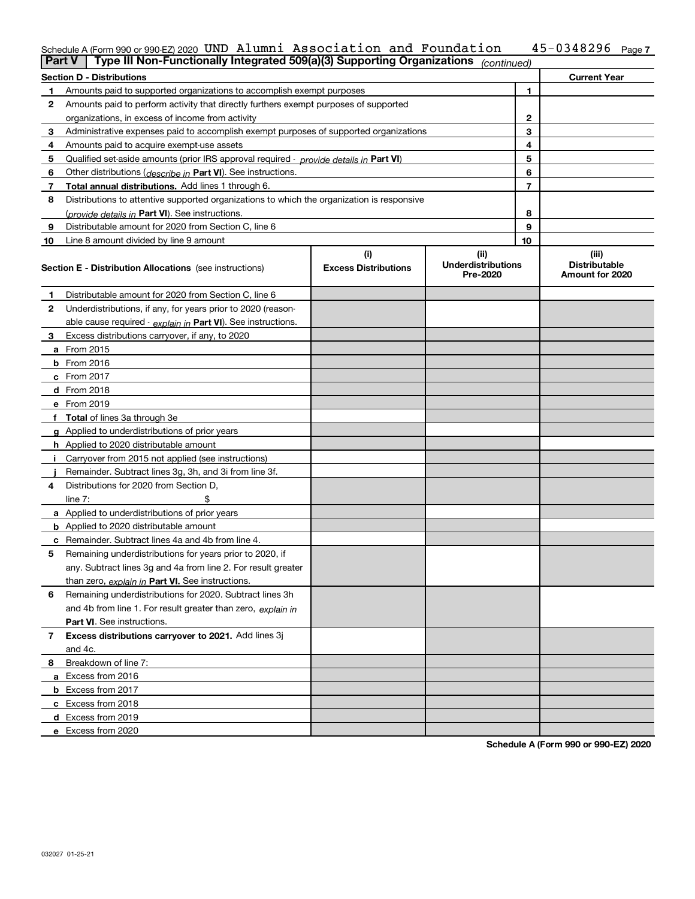Schedule A (Form 990 or 990-EZ) 2020 UND Alumni Association and Foundation 45-0348296 Page 7

**Part V** | **Type III Non-Functionally Integrated 509(a)(3) Supporting Organizations** *(continued)*

| **Section D - Distributions** | | | **Current Year** |
|---|---|---|---|
| 1 | Amounts paid to supported organizations to accomplish exempt purposes | 1 | |
| 2 | Amounts paid to perform activity that directly furthers exempt purposes of supported organizations, in excess of income from activity | 2 | |
| 3 | Administrative expenses paid to accomplish exempt purposes of supported organizations | 3 | |
| 4 | Amounts paid to acquire exempt-use assets | 4 | |
| 5 | Qualified set-aside amounts (prior IRS approval required - *provide details in* **Part VI**) | 5 | |
| 6 | Other distributions (*describe in* **Part VI**). See instructions. | 6 | |
| 7 | **Total annual distributions.** Add lines 1 through 6. | 7 | |
| 8 | Distributions to attentive supported organizations to which the organization is responsive (*provide details in* **Part VI**). See instructions. | 8 | |
| 9 | Distributable amount for 2020 from Section C, line 6 | 9 | |
| 10 | Line 8 amount divided by line 9 amount | 10 | |

| **Section E - Distribution Allocations** (see instructions) | (i) Excess Distributions | (ii) Underdistributions Pre-2020 | (iii) Distributable Amount for 2020 |
|---|---|---|---|
| 1 Distributable amount for 2020 from Section C, line 6 | | | |
| 2 Underdistributions, if any, for years prior to 2020 (reasonable cause required - *explain in* **Part VI**). See instructions. | | | |
| 3 Excess distributions carryover, if any, to 2020 | | | |
| a From 2015 | | | |
| b From 2016 | | | |
| c From 2017 | | | |
| d From 2018 | | | |
| e From 2019 | | | |
| f **Total** of lines 3a through 3e | | | |
| g Applied to underdistributions of prior years | | | |
| h Applied to 2020 distributable amount | | | |
| i Carryover from 2015 not applied (see instructions) | | | |
| j Remainder. Subtract lines 3g, 3h, and 3i from line 3f. | | | |
| 4 Distributions for 2020 from Section D, line 7: $ | | | |
| a Applied to underdistributions of prior years | | | |
| b Applied to 2020 distributable amount | | | |
| c Remainder. Subtract lines 4a and 4b from line 4. | | | |
| 5 Remaining underdistributions for years prior to 2020, if any. Subtract lines 3g and 4a from line 2. For result greater than zero, *explain in* **Part VI.** See instructions. | | | |
| 6 Remaining underdistributions for 2020. Subtract lines 3h and 4b from line 1. For result greater than zero, *explain in* **Part VI**. See instructions. | | | |
| 7 **Excess distributions carryover to 2021.** Add lines 3j and 4c. | | | |
| 8 Breakdown of line 7: | | | |
| a Excess from 2016 | | | |
| b Excess from 2017 | | | |
| c Excess from 2018 | | | |
| d Excess from 2019 | | | |
| e Excess from 2020 | | | |

**Schedule A (Form 990 or 990-EZ) 2020**

032027 01-25-21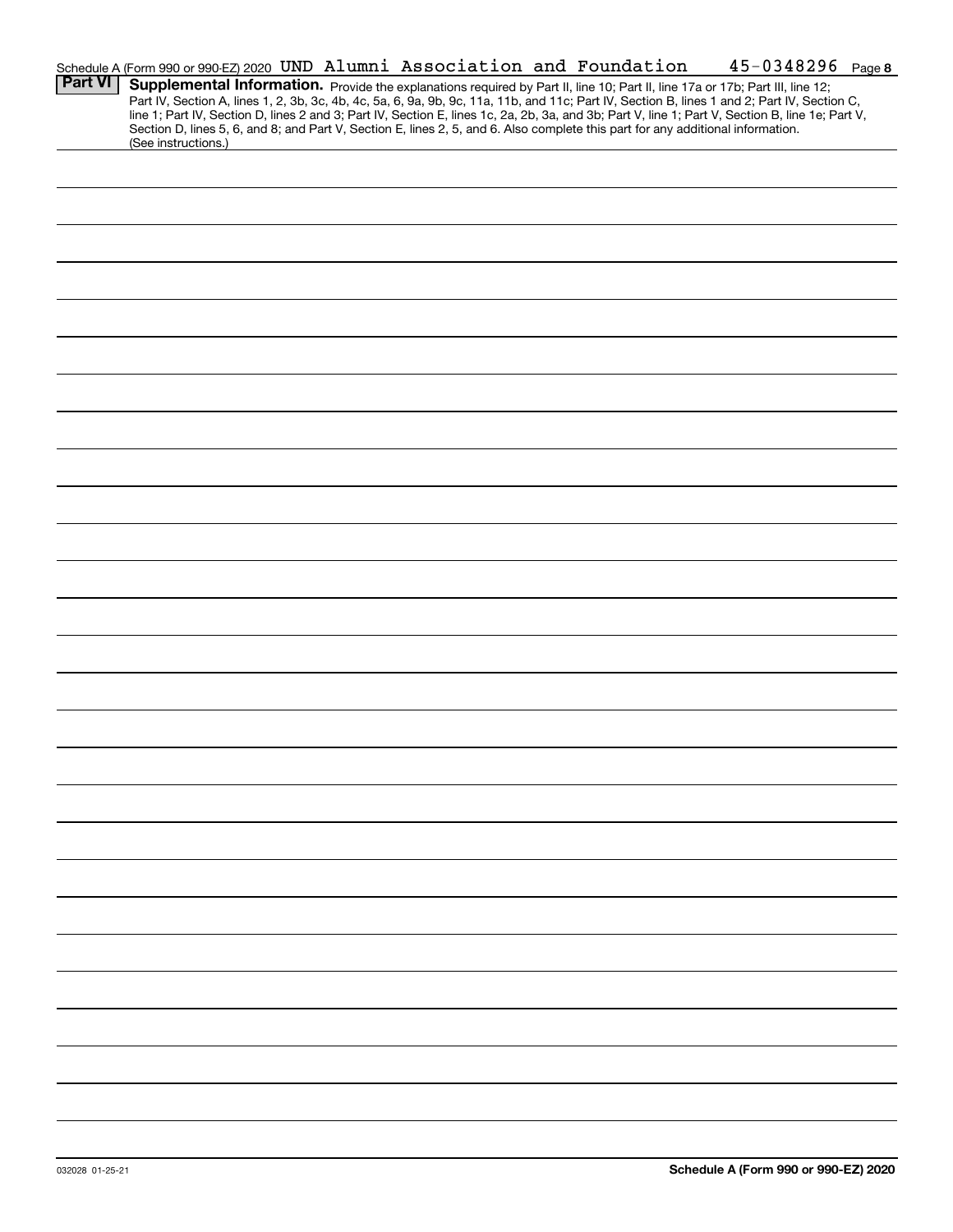Schedule A (Form 990 or 990-EZ) 2020 UND Alumni Association and Foundation 45-0348296 Page 8

**Part VI** **Supplemental Information.** Provide the explanations required by Part II, line 10; Part II, line 17a or 17b; Part III, line 12; Part IV, Section A, lines 1, 2, 3b, 3c, 4b, 4c, 5a, 6, 9a, 9b, 9c, 11a, 11b, and 11c; Part IV, Section B, lines 1 and 2; Part IV, Section C, line 1; Part IV, Section D, lines 2 and 3; Part IV, Section E, lines 1c, 2a, 2b, 3a, and 3b; Part V, line 1; Part V, Section B, line 1e; Part V, Section D, lines 5, 6, and 8; and Part V, Section E, lines 2, 5, and 6. Also complete this part for any additional information. (See instructions.)

032028 01-25-21 **Schedule A (Form 990 or 990-EZ) 2020**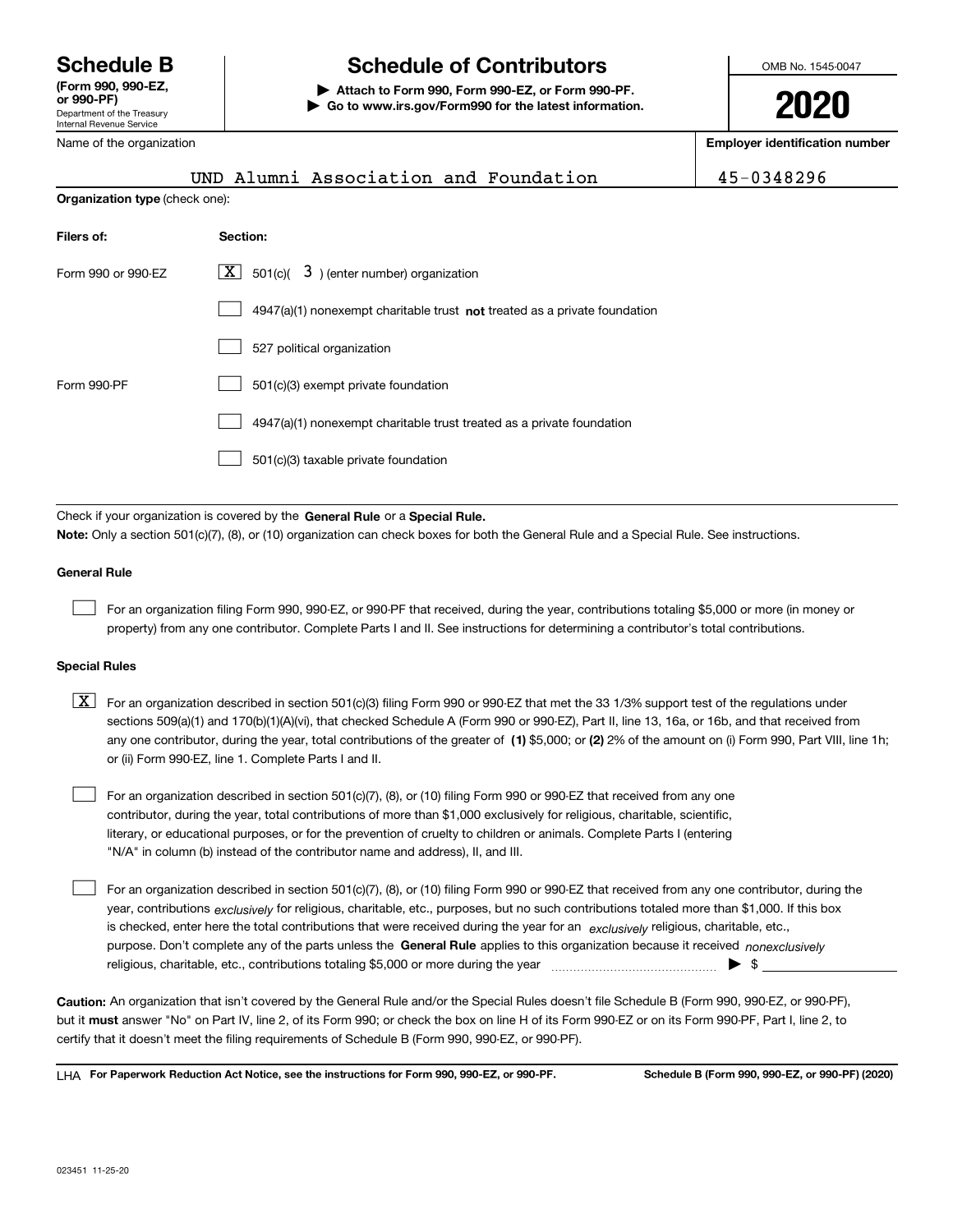# Schedule B

**(Form 990, 990-EZ, or 990-PF)**

Department of the Treasury
Internal Revenue Service

# Schedule of Contributors

**▶ Attach to Form 990, Form 990-EZ, or Form 990-PF.**
**▶ Go to www.irs.gov/Form990 for the latest information.**

OMB No. 1545-0047

**2020**

Name of the organization: UND Alumni Association and Foundation

**Employer identification number**: 45-0348296

**Organization type** (check one):

| Filers of: | Section: |
|---|---|
| Form 990 or 990-EZ | [X] 501(c)( 3 ) (enter number) organization |
| | [ ] 4947(a)(1) nonexempt charitable trust **not** treated as a private foundation |
| | [ ] 527 political organization |
| Form 990-PF | [ ] 501(c)(3) exempt private foundation |
| | [ ] 4947(a)(1) nonexempt charitable trust treated as a private foundation |
| | [ ] 501(c)(3) taxable private foundation |

Check if your organization is covered by the **General Rule** or a **Special Rule.**

**Note:** Only a section 501(c)(7), (8), or (10) organization can check boxes for both the General Rule and a Special Rule. See instructions.

### General Rule

[ ] For an organization filing Form 990, 990-EZ, or 990-PF that received, during the year, contributions totaling $5,000 or more (in money or property) from any one contributor. Complete Parts I and II. See instructions for determining a contributor's total contributions.

### Special Rules

[X] For an organization described in section 501(c)(3) filing Form 990 or 990-EZ that met the 33 1/3% support test of the regulations under sections 509(a)(1) and 170(b)(1)(A)(vi), that checked Schedule A (Form 990 or 990-EZ), Part II, line 13, 16a, or 16b, and that received from any one contributor, during the year, total contributions of the greater of **(1)** $5,000; or **(2)** 2% of the amount on (i) Form 990, Part VIII, line 1h; or (ii) Form 990-EZ, line 1. Complete Parts I and II.

[ ] For an organization described in section 501(c)(7), (8), or (10) filing Form 990 or 990-EZ that received from any one contributor, during the year, total contributions of more than $1,000 exclusively for religious, charitable, scientific, literary, or educational purposes, or for the prevention of cruelty to children or animals. Complete Parts I (entering "N/A" in column (b) instead of the contributor name and address), II, and III.

[ ] For an organization described in section 501(c)(7), (8), or (10) filing Form 990 or 990-EZ that received from any one contributor, during the year, contributions *exclusively* for religious, charitable, etc., purposes, but no such contributions totaled more than $1,000. If this box is checked, enter here the total contributions that were received during the year for an *exclusively* religious, charitable, etc., purpose. Don't complete any of the parts unless the **General Rule** applies to this organization because it received *nonexclusively* religious, charitable, etc., contributions totaling $5,000 or more during the year ▶ $ ____________

**Caution:** An organization that isn't covered by the General Rule and/or the Special Rules doesn't file Schedule B (Form 990, 990-EZ, or 990-PF), but it **must** answer "No" on Part IV, line 2, of its Form 990; or check the box on line H of its Form 990-EZ or on its Form 990-PF, Part I, line 2, to certify that it doesn't meet the filing requirements of Schedule B (Form 990, 990-EZ, or 990-PF).

LHA **For Paperwork Reduction Act Notice, see the instructions for Form 990, 990-EZ, or 990-PF.** **Schedule B (Form 990, 990-EZ, or 990-PF) (2020)**

023451 11-25-20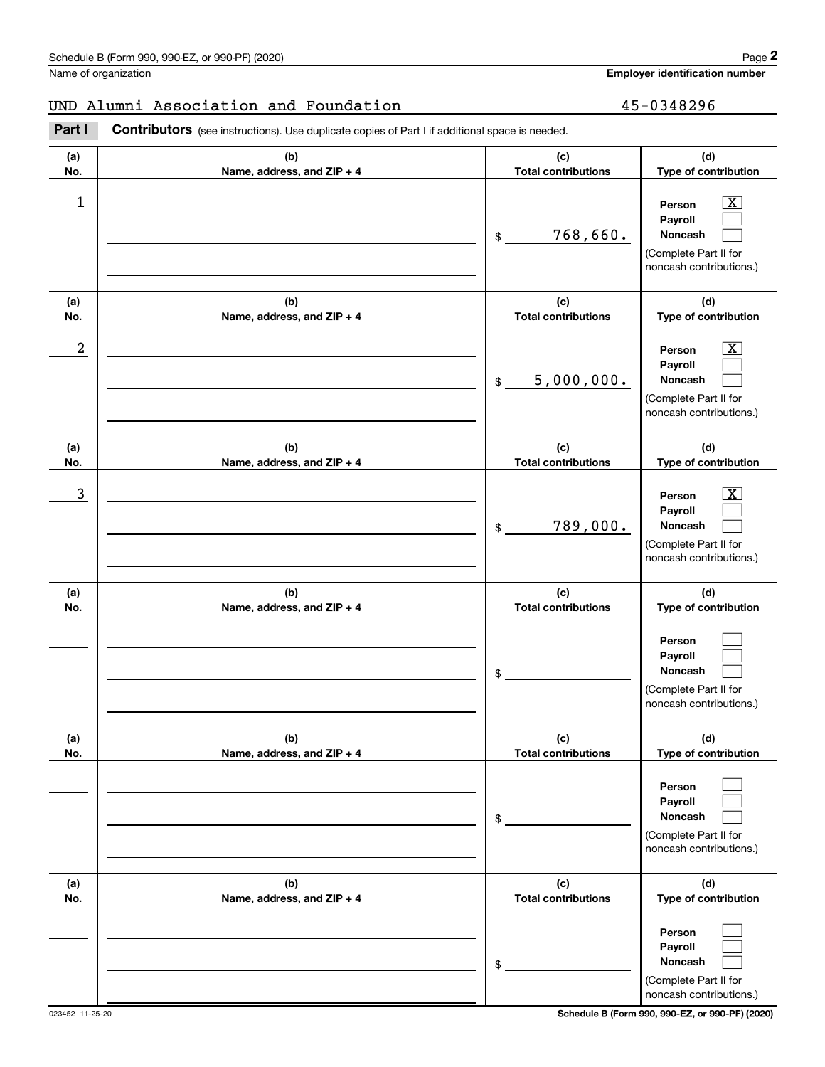Schedule B (Form 990, 990-EZ, or 990-PF) (2020)

| Name of organization | Employer identification number |
|---|---|
| UND Alumni Association and Foundation | 45-0348296 |

**Part I** **Contributors** (see instructions). Use duplicate copies of Part I if additional space is needed.

| (a) No. | (b) Name, address, and ZIP + 4 | (c) Total contributions | (d) Type of contribution |
|---|---|---|---|
| 1 | | $ 768,660. | Person [X] Payroll [ ] Noncash [ ] (Complete Part II for noncash contributions.) |
| 2 | | $ 5,000,000. | Person [X] Payroll [ ] Noncash [ ] (Complete Part II for noncash contributions.) |
| 3 | | $ 789,000. | Person [X] Payroll [ ] Noncash [ ] (Complete Part II for noncash contributions.) |
| | | $ | Person [ ] Payroll [ ] Noncash [ ] (Complete Part II for noncash contributions.) |
| | | $ | Person [ ] Payroll [ ] Noncash [ ] (Complete Part II for noncash contributions.) |
| | | $ | Person [ ] Payroll [ ] Noncash [ ] (Complete Part II for noncash contributions.) |

023452 11-25-20

Schedule B (Form 990, 990-EZ, or 990-PF) (2020)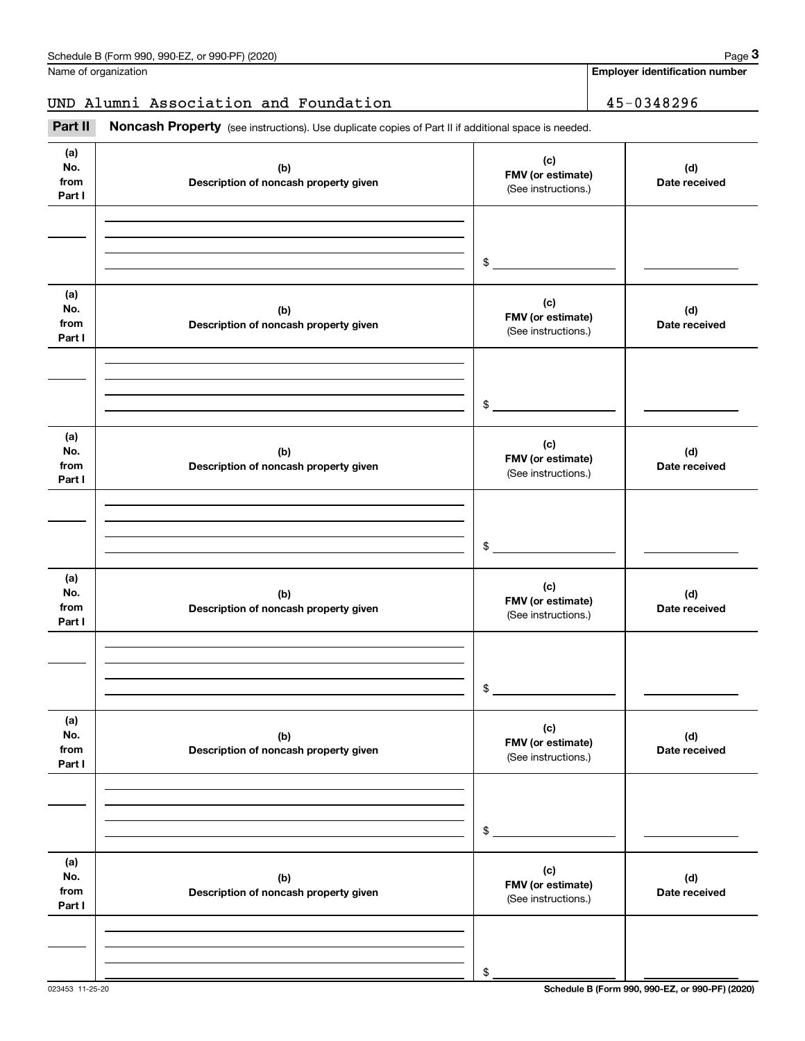Name of organization

UND Alumni Association and Foundation

**Employer identification number**

45-0348296

**Part II** **Noncash Property** (see instructions). Use duplicate copies of Part II if additional space is needed.

| (a) No. from Part I | (b) Description of noncash property given | (c) FMV (or estimate) (See instructions.) | (d) Date received |
|---|---|---|---|
| | | $ | |

| (a) No. from Part I | (b) Description of noncash property given | (c) FMV (or estimate) (See instructions.) | (d) Date received |
|---|---|---|---|
| | | $ | |

| (a) No. from Part I | (b) Description of noncash property given | (c) FMV (or estimate) (See instructions.) | (d) Date received |
|---|---|---|---|
| | | $ | |

| (a) No. from Part I | (b) Description of noncash property given | (c) FMV (or estimate) (See instructions.) | (d) Date received |
|---|---|---|---|
| | | $ | |

| (a) No. from Part I | (b) Description of noncash property given | (c) FMV (or estimate) (See instructions.) | (d) Date received |
|---|---|---|---|
| | | $ | |

| (a) No. from Part I | (b) Description of noncash property given | (c) FMV (or estimate) (See instructions.) | (d) Date received |
|---|---|---|---|
| | | $ | |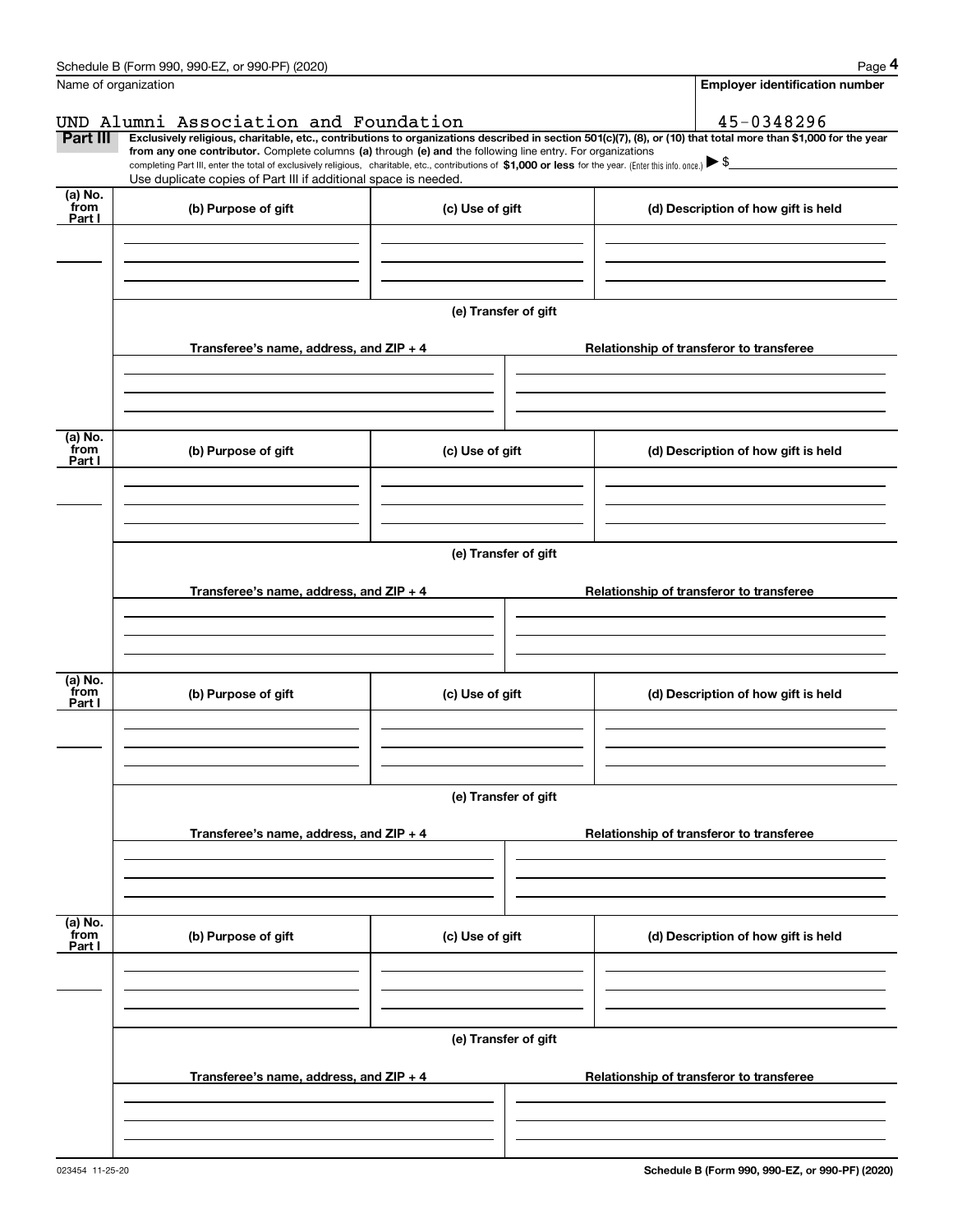Schedule B (Form 990, 990-EZ, or 990-PF) (2020)

Name of organization: UND Alumni Association and Foundation

Employer identification number: 45-0348296

**Part III** **Exclusively religious, charitable, etc., contributions to organizations described in section 501(c)(7), (8), or (10) that total more than $1,000 for the year from any one contributor.** Complete columns **(a)** through **(e) and** the following line entry. For organizations completing Part III, enter the total of exclusively religious, charitable, etc., contributions of **$1,000 or less** for the year. (Enter this info. once.) ▶ $

Use duplicate copies of Part III if additional space is needed.

| (a) No. from Part I | (b) Purpose of gift | (c) Use of gift | (d) Description of how gift is held |
|---|---|---|---|
| | | | |

(e) Transfer of gift

| Transferee's name, address, and ZIP + 4 | Relationship of transferor to transferee |
|---|---|
| | |

| (a) No. from Part I | (b) Purpose of gift | (c) Use of gift | (d) Description of how gift is held |
|---|---|---|---|
| | | | |

(e) Transfer of gift

| Transferee's name, address, and ZIP + 4 | Relationship of transferor to transferee |
|---|---|
| | |

| (a) No. from Part I | (b) Purpose of gift | (c) Use of gift | (d) Description of how gift is held |
|---|---|---|---|
| | | | |

(e) Transfer of gift

| Transferee's name, address, and ZIP + 4 | Relationship of transferor to transferee |
|---|---|
| | |

| (a) No. from Part I | (b) Purpose of gift | (c) Use of gift | (d) Description of how gift is held |
|---|---|---|---|
| | | | |

(e) Transfer of gift

| Transferee's name, address, and ZIP + 4 | Relationship of transferor to transferee |
|---|---|
| | |

023454 11-25-20

**Schedule B (Form 990, 990-EZ, or 990-PF) (2020)**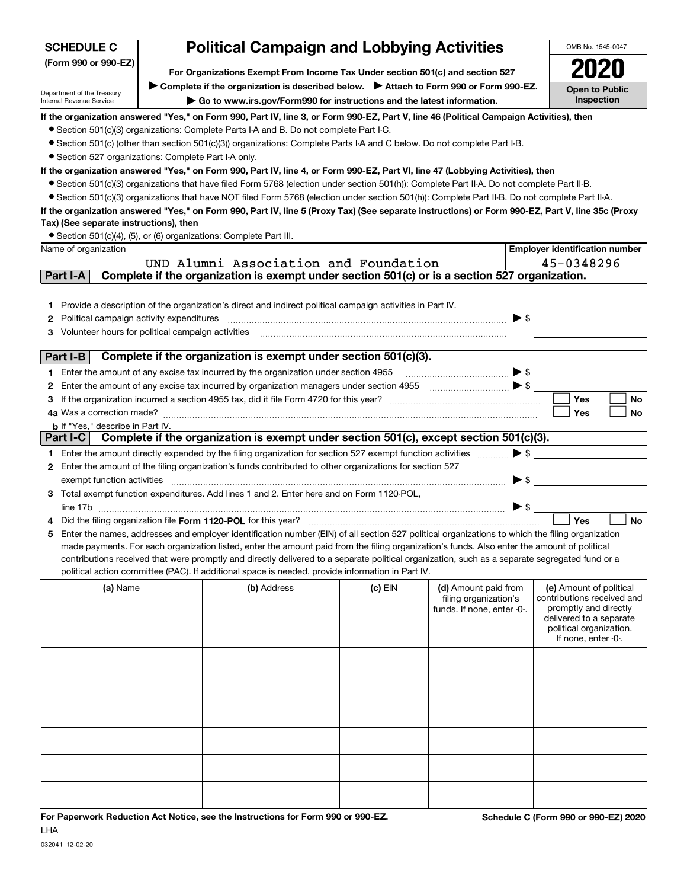**SCHEDULE C** **(Form 990 or 990-EZ)**

Department of the Treasury Internal Revenue Service

# Political Campaign and Lobbying Activities

**For Organizations Exempt From Income Tax Under section 501(c) and section 527**

▶ **Complete if the organization is described below.** ▶ **Attach to Form 990 or Form 990-EZ.**

▶ **Go to www.irs.gov/Form990 for instructions and the latest information.**

OMB No. 1545-0047

**2020**

**Open to Public Inspection**

**If the organization answered "Yes," on Form 990, Part IV, line 3, or Form 990-EZ, Part V, line 46 (Political Campaign Activities), then**

- Section 501(c)(3) organizations: Complete Parts I-A and B. Do not complete Part I-C.
- Section 501(c) (other than section 501(c)(3)) organizations: Complete Parts I-A and C below. Do not complete Part I-B.
- Section 527 organizations: Complete Part I-A only.

**If the organization answered "Yes," on Form 990, Part IV, line 4, or Form 990-EZ, Part VI, line 47 (Lobbying Activities), then**

- Section 501(c)(3) organizations that have filed Form 5768 (election under section 501(h)): Complete Part II-A. Do not complete Part II-B.
- Section 501(c)(3) organizations that have NOT filed Form 5768 (election under section 501(h)): Complete Part II-B. Do not complete Part II-A.

**If the organization answered "Yes," on Form 990, Part IV, line 5 (Proxy Tax) (See separate instructions) or Form 990-EZ, Part V, line 35c (Proxy Tax) (See separate instructions), then**

- Section 501(c)(4), (5), or (6) organizations: Complete Part III.

| Name of organization | Employer identification number |
|---|---|
| UND Alumni Association and Foundation | 45-0348296 |

## Part I-A Complete if the organization is exempt under section 501(c) or is a section 527 organization.

1. Provide a description of the organization's direct and indirect political campaign activities in Part IV.
2. Political campaign activity expenditures ▶ $
3. Volunteer hours for political campaign activities

## Part I-B Complete if the organization is exempt under section 501(c)(3).

1. Enter the amount of any excise tax incurred by the organization under section 4955 ▶ $
2. Enter the amount of any excise tax incurred by organization managers under section 4955 ▶ $
3. If the organization incurred a section 4955 tax, did it file Form 4720 for this year? ☐ Yes ☐ No

4a Was a correction made? ☐ Yes ☐ No

**b** If "Yes," describe in Part IV.

## Part I-C Complete if the organization is exempt under section 501(c), except section 501(c)(3).

1. Enter the amount directly expended by the filing organization for section 527 exempt function activities ▶ $
2. Enter the amount of the filing organization's funds contributed to other organizations for section 527 exempt function activities ▶ $
3. Total exempt function expenditures. Add lines 1 and 2. Enter here and on Form 1120-POL, line 17b ▶ $
4. Did the filing organization file **Form 1120-POL** for this year? ☐ Yes ☐ No
5. Enter the names, addresses and employer identification number (EIN) of all section 527 political organizations to which the filing organization made payments. For each organization listed, enter the amount paid from the filing organization's funds. Also enter the amount of political contributions received that were promptly and directly delivered to a separate political organization, such as a separate segregated fund or a political action committee (PAC). If additional space is needed, provide information in Part IV.

| (a) Name | (b) Address | (c) EIN | (d) Amount paid from filing organization's funds. If none, enter -0-. | (e) Amount of political contributions received and promptly and directly delivered to a separate political organization. If none, enter -0-. |
|---|---|---|---|---|
| | | | | |
| | | | | |
| | | | | |
| | | | | |
| | | | | |
| | | | | |

**For Paperwork Reduction Act Notice, see the Instructions for Form 990 or 990-EZ.** **Schedule C (Form 990 or 990-EZ) 2020**

LHA

032041 12-02-20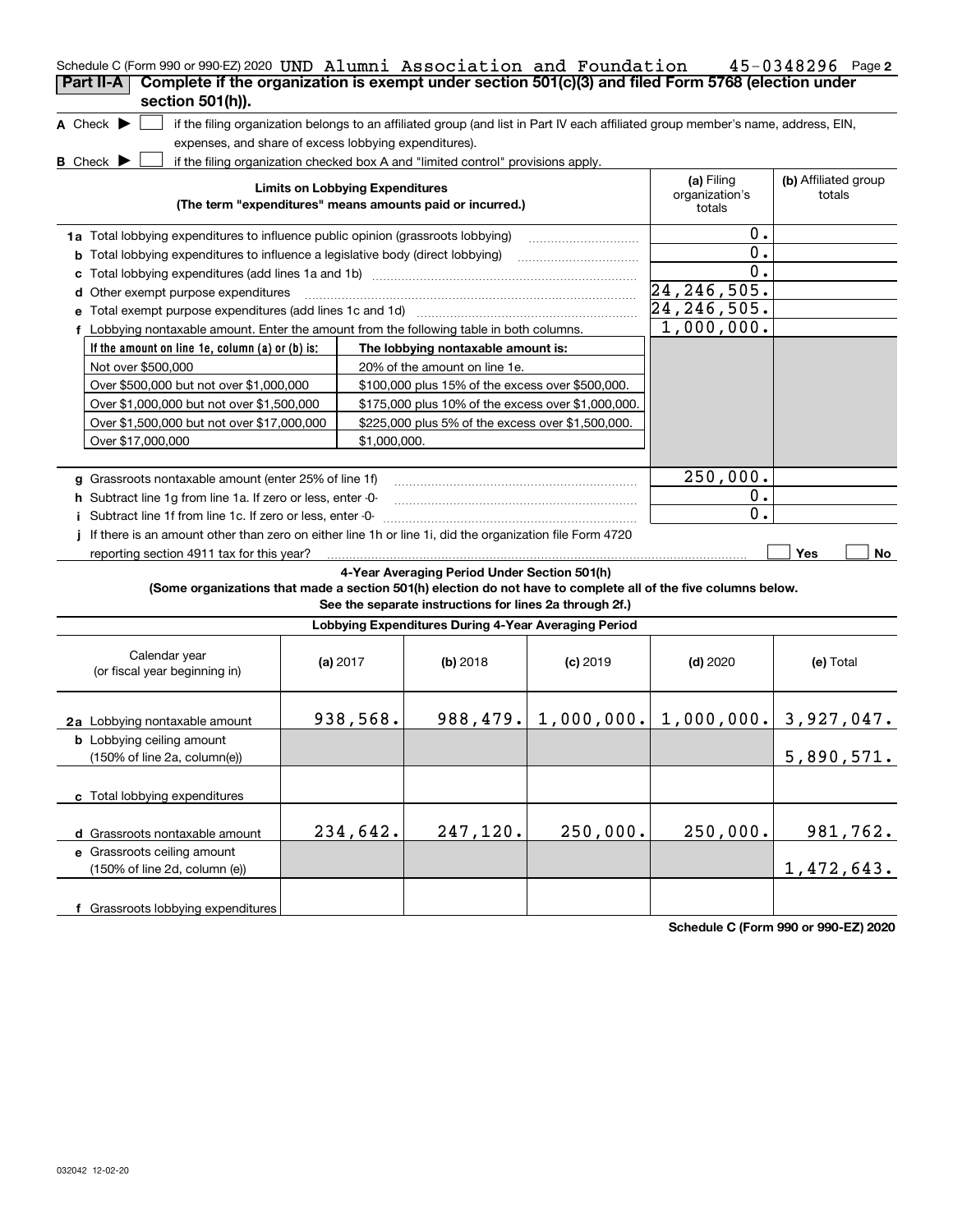Schedule C (Form 990 or 990-EZ) 2020 UND Alumni Association and Foundation 45-0348296 Page 2

## Part II-A Complete if the organization is exempt under section 501(c)(3) and filed Form 5768 (election under section 501(h)).

**A** Check ▶ ☐ if the filing organization belongs to an affiliated group (and list in Part IV each affiliated group member's name, address, EIN, expenses, and share of excess lobbying expenditures).

**B** Check ▶ ☐ if the filing organization checked box A and "limited control" provisions apply.

| Limits on Lobbying Expenditures (The term "expenditures" means amounts paid or incurred.) | (a) Filing organization's totals | (b) Affiliated group totals |
|---|---|---|
| **1a** Total lobbying expenditures to influence public opinion (grassroots lobbying) | 0. | |
| **b** Total lobbying expenditures to influence a legislative body (direct lobbying) | 0. | |
| **c** Total lobbying expenditures (add lines 1a and 1b) | 0. | |
| **d** Other exempt purpose expenditures | 24,246,505. | |
| **e** Total exempt purpose expenditures (add lines 1c and 1d) | 24,246,505. | |
| **f** Lobbying nontaxable amount. Enter the amount from the following table in both columns. | 1,000,000. | |

| If the amount on line 1e, column (a) or (b) is: | The lobbying nontaxable amount is: |
|---|---|
| Not over $500,000 | 20% of the amount on line 1e. |
| Over $500,000 but not over $1,000,000 | $100,000 plus 15% of the excess over $500,000. |
| Over $1,000,000 but not over $1,500,000 | $175,000 plus 10% of the excess over $1,000,000. |
| Over $1,500,000 but not over $17,000,000 | $225,000 plus 5% of the excess over $1,500,000. |
| Over $17,000,000 | $1,000,000. |

| | (a) Filing organization's totals | (b) Affiliated group totals |
|---|---|---|
| **g** Grassroots nontaxable amount (enter 25% of line 1f) | 250,000. | |
| **h** Subtract line 1g from line 1a. If zero or less, enter -0- | 0. | |
| **i** Subtract line 1f from line 1c. If zero or less, enter -0- | 0. | |

**j** If there is an amount other than zero on either line 1h or line 1i, did the organization file Form 4720 reporting section 4911 tax for this year? ☐ Yes ☐ No

### 4-Year Averaging Period Under Section 501(h)

**(Some organizations that made a section 501(h) election do not have to complete all of the five columns below. See the separate instructions for lines 2a through 2f.)**

**Lobbying Expenditures During 4-Year Averaging Period**

| Calendar year (or fiscal year beginning in) | (a) 2017 | (b) 2018 | (c) 2019 | (d) 2020 | (e) Total |
|---|---|---|---|---|---|
| **2a** Lobbying nontaxable amount | 938,568. | 988,479. | 1,000,000. | 1,000,000. | 3,927,047. |
| **b** Lobbying ceiling amount (150% of line 2a, column(e)) | | | | | 5,890,571. |
| **c** Total lobbying expenditures | | | | | |
| **d** Grassroots nontaxable amount | 234,642. | 247,120. | 250,000. | 250,000. | 981,762. |
| **e** Grassroots ceiling amount (150% of line 2d, column (e)) | | | | | 1,472,643. |
| **f** Grassroots lobbying expenditures | | | | | |

Schedule C (Form 990 or 990-EZ) 2020

032042 12-02-20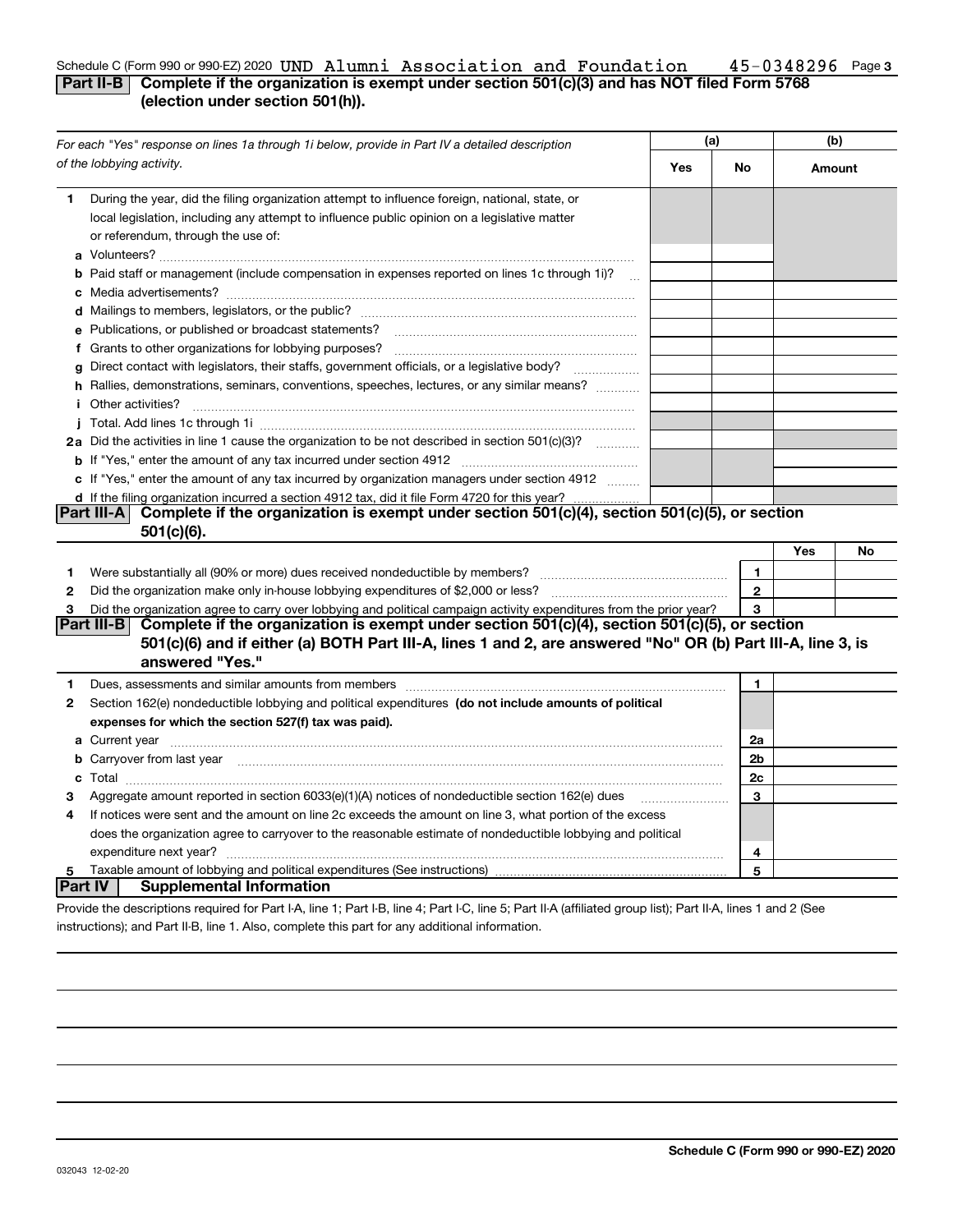Schedule C (Form 990 or 990-EZ) 2020 UND Alumni Association and Foundation 45-0348296 Page 3

## Part II-B Complete if the organization is exempt under section 501(c)(3) and has NOT filed Form 5768 (election under section 501(h)).

| *For each "Yes" response on lines 1a through 1i below, provide in Part IV a detailed description of the lobbying activity.* | (a) Yes | (a) No | (b) Amount |
|---|---|---|---|
| **1** During the year, did the filing organization attempt to influence foreign, national, state, or local legislation, including any attempt to influence public opinion on a legislative matter or referendum, through the use of: | | | |
| **a** Volunteers? | | | |
| **b** Paid staff or management (include compensation in expenses reported on lines 1c through 1i)? | | | |
| **c** Media advertisements? | | | |
| **d** Mailings to members, legislators, or the public? | | | |
| **e** Publications, or published or broadcast statements? | | | |
| **f** Grants to other organizations for lobbying purposes? | | | |
| **g** Direct contact with legislators, their staffs, government officials, or a legislative body? | | | |
| **h** Rallies, demonstrations, seminars, conventions, speeches, lectures, or any similar means? | | | |
| **i** Other activities? | | | |
| **j** Total. Add lines 1c through 1i | | | |
| **2a** Did the activities in line 1 cause the organization to be not described in section 501(c)(3)? | | | |
| **b** If "Yes," enter the amount of any tax incurred under section 4912 | | | |
| **c** If "Yes," enter the amount of any tax incurred by organization managers under section 4912 | | | |
| **d** If the filing organization incurred a section 4912 tax, did it file Form 4720 for this year? | | | |

## Part III-A Complete if the organization is exempt under section 501(c)(4), section 501(c)(5), or section 501(c)(6).

| | | | Yes | No |
|---|---|---|---|---|
| **1** | Were substantially all (90% or more) dues received nondeductible by members? | 1 | | |
| **2** | Did the organization make only in-house lobbying expenditures of $2,000 or less? | 2 | | |
| **3** | Did the organization agree to carry over lobbying and political campaign activity expenditures from the prior year? | 3 | | |

## Part III-B Complete if the organization is exempt under section 501(c)(4), section 501(c)(5), or section 501(c)(6) and if either (a) BOTH Part III-A, lines 1 and 2, are answered "No" OR (b) Part III-A, line 3, is answered "Yes."

| | | | |
|---|---|---|---|
| **1** | Dues, assessments and similar amounts from members | 1 | |
| **2** | Section 162(e) nondeductible lobbying and political expenditures **(do not include amounts of political expenses for which the section 527(f) tax was paid).** | | |
| **a** | Current year | 2a | |
| **b** | Carryover from last year | 2b | |
| **c** | Total | 2c | |
| **3** | Aggregate amount reported in section 6033(e)(1)(A) notices of nondeductible section 162(e) dues | 3 | |
| **4** | If notices were sent and the amount on line 2c exceeds the amount on line 3, what portion of the excess does the organization agree to carryover to the reasonable estimate of nondeductible lobbying and political expenditure next year? | 4 | |
| **5** | Taxable amount of lobbying and political expenditures (See instructions) | 5 | |

## Part IV Supplemental Information

Provide the descriptions required for Part I-A, line 1; Part I-B, line 4; Part I-C, line 5; Part II-A (affiliated group list); Part II-A, lines 1 and 2 (See instructions); and Part II-B, line 1. Also, complete this part for any additional information.

Schedule C (Form 990 or 990-EZ) 2020

032043 12-02-20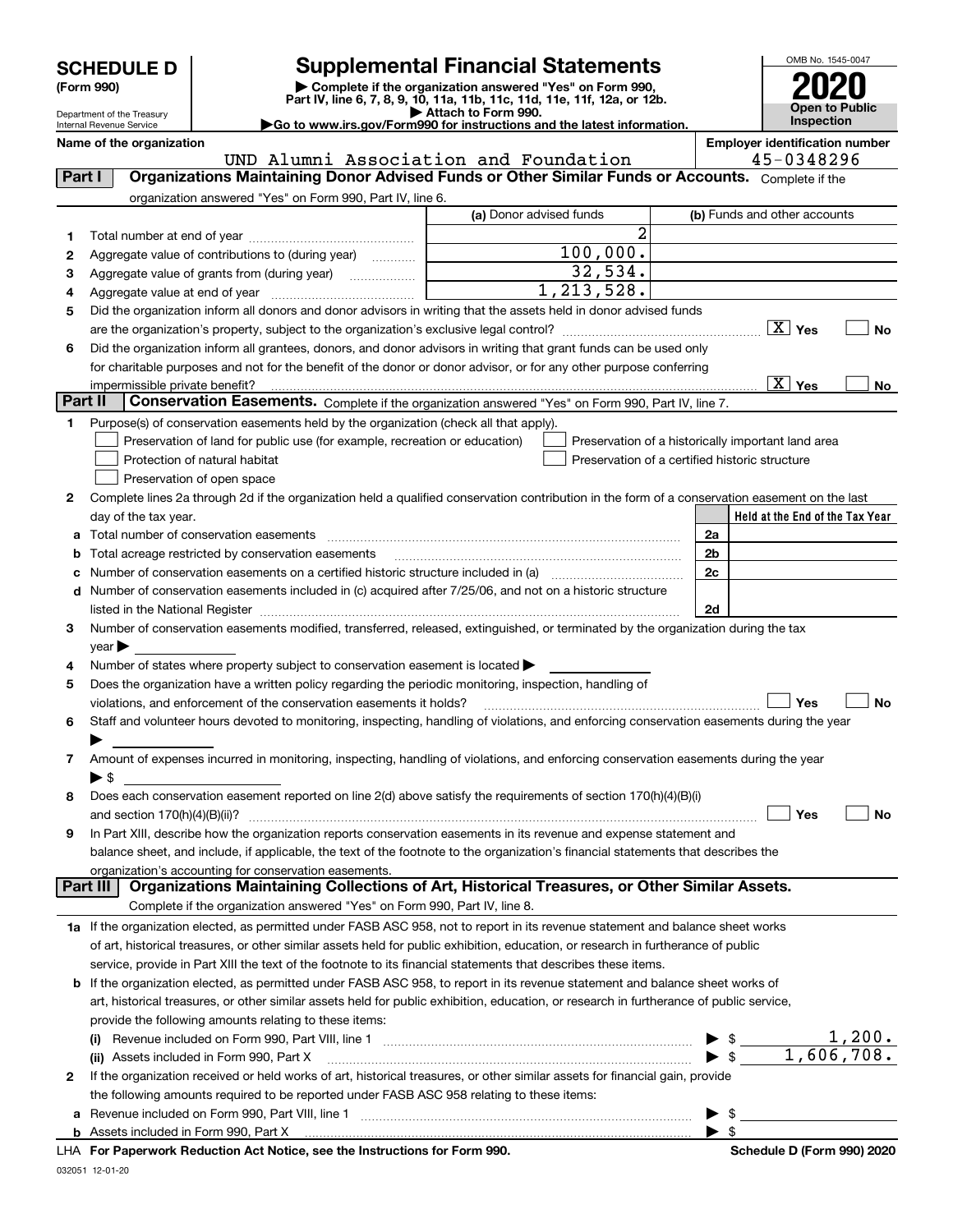# SCHEDULE D (Form 990)

Department of the Treasury
Internal Revenue Service

# Supplemental Financial Statements

▶ Complete if the organization answered "Yes" on Form 990, Part IV, line 6, 7, 8, 9, 10, 11a, 11b, 11c, 11d, 11e, 11f, 12a, or 12b.
▶ Attach to Form 990.
▶Go to www.irs.gov/Form990 for instructions and the latest information.

OMB No. 1545-0047

**2020**

**Open to Public Inspection**

**Name of the organization**
UND Alumni Association and Foundation

**Employer identification number**
45-0348296

## Part I Organizations Maintaining Donor Advised Funds or Other Similar Funds or Accounts.

Complete if the organization answered "Yes" on Form 990, Part IV, line 6.

| | | (a) Donor advised funds | (b) Funds and other accounts |
|---|---|---|---|
| 1 | Total number at end of year | 2 | |
| 2 | Aggregate value of contributions to (during year) | 100,000. | |
| 3 | Aggregate value of grants from (during year) | 32,534. | |
| 4 | Aggregate value at end of year | 1,213,528. | |

5 Did the organization inform all donors and donor advisors in writing that the assets held in donor advised funds are the organization's property, subject to the organization's exclusive legal control? [X] Yes [ ] No

6 Did the organization inform all grantees, donors, and donor advisors in writing that grant funds can be used only for charitable purposes and not for the benefit of the donor or donor advisor, or for any other purpose conferring impermissible private benefit? [X] Yes [ ] No

## Part II Conservation Easements.

Complete if the organization answered "Yes" on Form 990, Part IV, line 7.

1 Purpose(s) of conservation easements held by the organization (check all that apply).

- [ ] Preservation of land for public use (for example, recreation or education)
- [ ] Protection of natural habitat
- [ ] Preservation of open space
- [ ] Preservation of a historically important land area
- [ ] Preservation of a certified historic structure

2 Complete lines 2a through 2d if the organization held a qualified conservation contribution in the form of a conservation easement on the last day of the tax year.

| | | | Held at the End of the Tax Year |
|---|---|---|---|
| a | Total number of conservation easements | 2a | |
| b | Total acreage restricted by conservation easements | 2b | |
| c | Number of conservation easements on a certified historic structure included in (a) | 2c | |
| d | Number of conservation easements included in (c) acquired after 7/25/06, and not on a historic structure listed in the National Register | 2d | |

3 Number of conservation easements modified, transferred, released, extinguished, or terminated by the organization during the tax year ▶

4 Number of states where property subject to conservation easement is located ▶

5 Does the organization have a written policy regarding the periodic monitoring, inspection, handling of violations, and enforcement of the conservation easements it holds? [ ] Yes [ ] No

6 Staff and volunteer hours devoted to monitoring, inspecting, handling of violations, and enforcing conservation easements during the year ▶

7 Amount of expenses incurred in monitoring, inspecting, handling of violations, and enforcing conservation easements during the year ▶ $

8 Does each conservation easement reported on line 2(d) above satisfy the requirements of section 170(h)(4)(B)(i) and section 170(h)(4)(B)(ii)? [ ] Yes [ ] No

9 In Part XIII, describe how the organization reports conservation easements in its revenue and expense statement and balance sheet, and include, if applicable, the text of the footnote to the organization's financial statements that describes the organization's accounting for conservation easements.

## Part III Organizations Maintaining Collections of Art, Historical Treasures, or Other Similar Assets.

Complete if the organization answered "Yes" on Form 990, Part IV, line 8.

1a If the organization elected, as permitted under FASB ASC 958, not to report in its revenue statement and balance sheet works of art, historical treasures, or other similar assets held for public exhibition, education, or research in furtherance of public service, provide in Part XIII the text of the footnote to its financial statements that describes these items.

b If the organization elected, as permitted under FASB ASC 958, to report in its revenue statement and balance sheet works of art, historical treasures, or other similar assets held for public exhibition, education, or research in furtherance of public service, provide the following amounts relating to these items:

(i) Revenue included on Form 990, Part VIII, line 1 ▶ $ 1,200.

(ii) Assets included in Form 990, Part X ▶ $ 1,606,708.

2 If the organization received or held works of art, historical treasures, or other similar assets for financial gain, provide the following amounts required to be reported under FASB ASC 958 relating to these items:

a Revenue included on Form 990, Part VIII, line 1 ▶ $

b Assets included in Form 990, Part X ▶ $

LHA For Paperwork Reduction Act Notice, see the Instructions for Form 990. Schedule D (Form 990) 2020

032051 12-01-20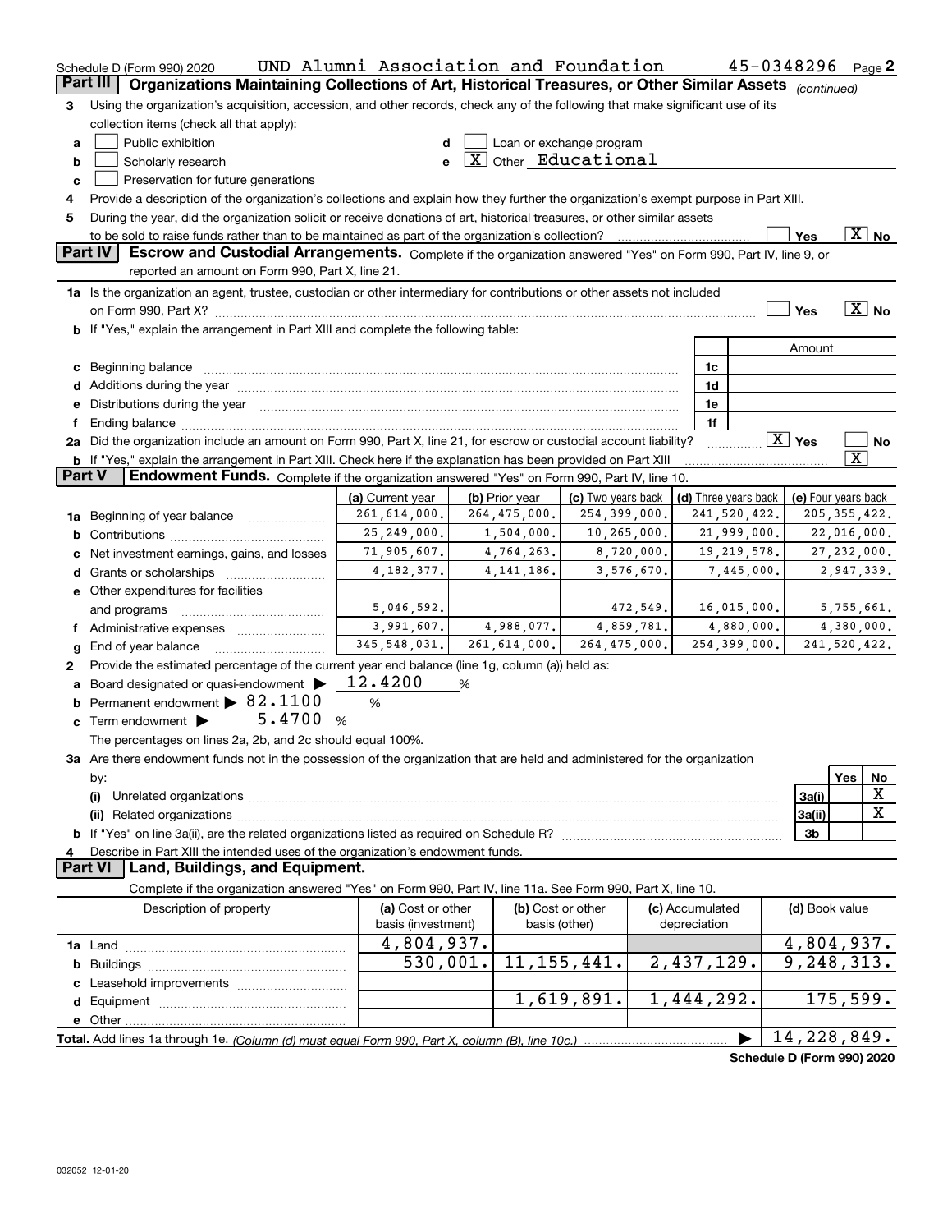Schedule D (Form 990) 2020 UND Alumni Association and Foundation 45-0348296 Page 2

## Part III Organizations Maintaining Collections of Art, Historical Treasures, or Other Similar Assets *(continued)*

**3** Using the organization's acquisition, accession, and other records, check any of the following that make significant use of its collection items (check all that apply):

- **a** [ ] Public exhibition
- **b** [ ] Scholarly research
- **c** [ ] Preservation for future generations
- **d** [ ] Loan or exchange program
- **e** [X] Other Educational

**4** Provide a description of the organization's collections and explain how they further the organization's exempt purpose in Part XIII.

**5** During the year, did the organization solicit or receive donations of art, historical treasures, or other similar assets to be sold to raise funds rather than to be maintained as part of the organization's collection? [ ] Yes [X] No

## Part IV Escrow and Custodial Arrangements.

Complete if the organization answered "Yes" on Form 990, Part IV, line 9, or reported an amount on Form 990, Part X, line 21.

**1a** Is the organization an agent, trustee, custodian or other intermediary for contributions or other assets not included on Form 990, Part X? [ ] Yes [X] No

**b** If "Yes," explain the arrangement in Part XIII and complete the following table:

| | | Amount |
|---|---|---|
| **c** Beginning balance | 1c | |
| **d** Additions during the year | 1d | |
| **e** Distributions during the year | 1e | |
| **f** Ending balance | 1f | |

**2a** Did the organization include an amount on Form 990, Part X, line 21, for escrow or custodial account liability? [X] Yes [ ] No

**b** If "Yes," explain the arrangement in Part XIII. Check here if the explanation has been provided on Part XIII [X]

## Part V Endowment Funds.

Complete if the organization answered "Yes" on Form 990, Part IV, line 10.

| | (a) Current year | (b) Prior year | (c) Two years back | (d) Three years back | (e) Four years back |
|---|---|---|---|---|---|
| **1a** Beginning of year balance | 261,614,000. | 264,475,000. | 254,399,000. | 241,520,422. | 205,355,422. |
| **b** Contributions | 25,249,000. | 1,504,000. | 10,265,000. | 21,999,000. | 22,016,000. |
| **c** Net investment earnings, gains, and losses | 71,905,607. | 4,764,263. | 8,720,000. | 19,219,578. | 27,232,000. |
| **d** Grants or scholarships | 4,182,377. | 4,141,186. | 3,576,670. | 7,445,000. | 2,947,339. |
| **e** Other expenditures for facilities and programs | 5,046,592. | | 472,549. | 16,015,000. | 5,755,661. |
| **f** Administrative expenses | 3,991,607. | 4,988,077. | 4,859,781. | 4,880,000. | 4,380,000. |
| **g** End of year balance | 345,548,031. | 261,614,000. | 264,475,000. | 254,399,000. | 241,520,422. |

**2** Provide the estimated percentage of the current year end balance (line 1g, column (a)) held as:

- **a** Board designated or quasi-endowment ▶ 12.4200 %
- **b** Permanent endowment ▶ 82.1100 %
- **c** Term endowment ▶ 5.4700 %

The percentages on lines 2a, 2b, and 2c should equal 100%.

**3a** Are there endowment funds not in the possession of the organization that are held and administered for the organization by:

| | | Yes | No |
|---|---|---|---|
| **(i)** Unrelated organizations | 3a(i) | | X |
| **(ii)** Related organizations | 3a(ii) | | X |
| **b** If "Yes" on line 3a(ii), are the related organizations listed as required on Schedule R? | 3b | | |

**4** Describe in Part XIII the intended uses of the organization's endowment funds.

## Part VI Land, Buildings, and Equipment.

Complete if the organization answered "Yes" on Form 990, Part IV, line 11a. See Form 990, Part X, line 10.

| Description of property | (a) Cost or other basis (investment) | (b) Cost or other basis (other) | (c) Accumulated depreciation | (d) Book value |
|---|---|---|---|---|
| **1a** Land | 4,804,937. | | | 4,804,937. |
| **b** Buildings | 530,001. | 11,155,441. | 2,437,129. | 9,248,313. |
| **c** Leasehold improvements | | | | |
| **d** Equipment | | 1,619,891. | 1,444,292. | 175,599. |
| **e** Other | | | | |
| **Total.** Add lines 1a through 1e. *(Column (d) must equal Form 990, Part X, column (B), line 10c.)* | | | ▶ | 14,228,849. |

**Schedule D (Form 990) 2020**

032052 12-01-20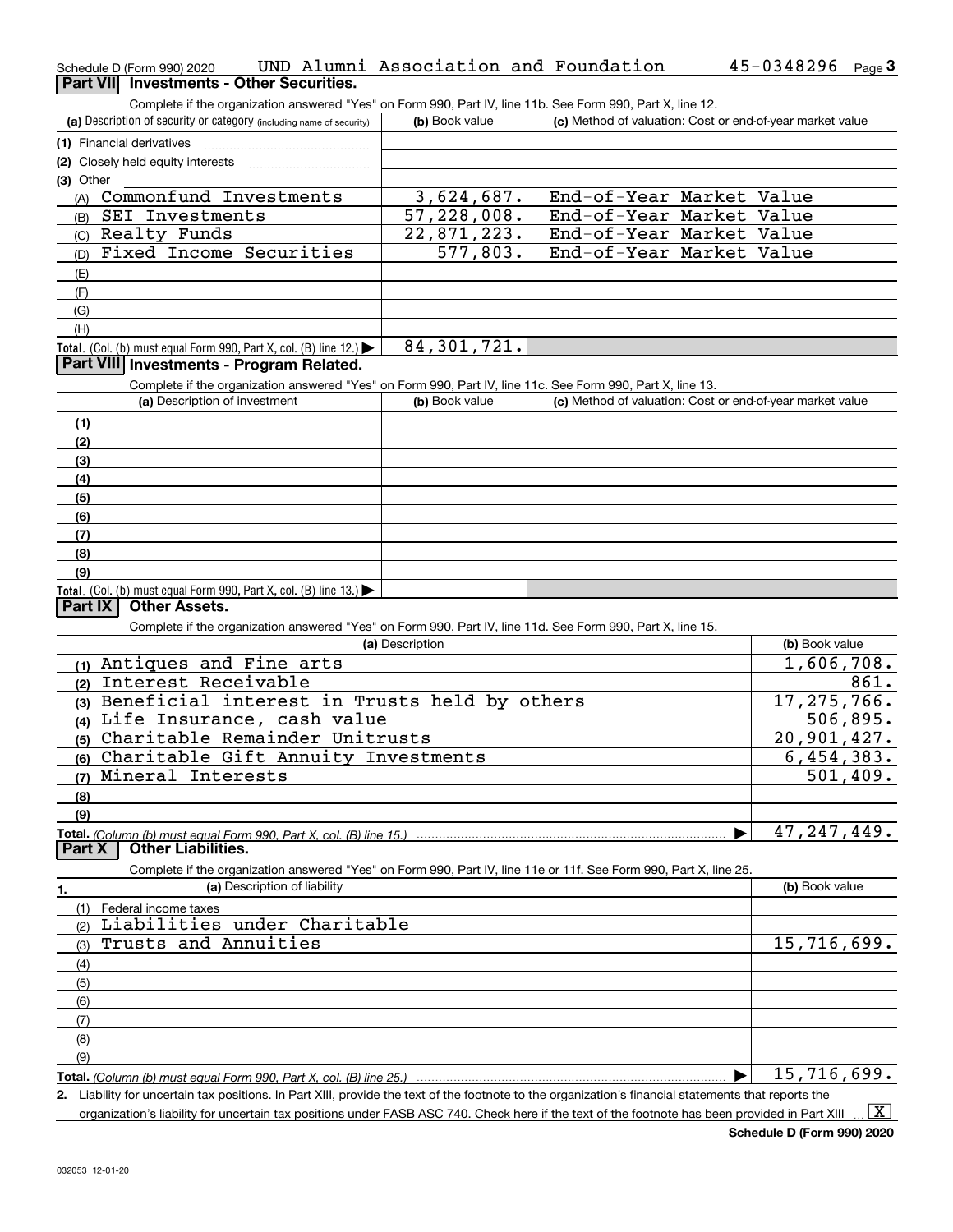Schedule D (Form 990) 2020 UND Alumni Association and Foundation 45-0348296 Page 3

## Part VII Investments - Other Securities.

Complete if the organization answered "Yes" on Form 990, Part IV, line 11b. See Form 990, Part X, line 12.

| (a) Description of security or category (including name of security) | (b) Book value | (c) Method of valuation: Cost or end-of-year market value |
|---|---|---|
| (1) Financial derivatives | | |
| (2) Closely held equity interests | | |
| (3) Other | | |
| (A) Commonfund Investments | 3,624,687. | End-of-Year Market Value |
| (B) SEI Investments | 57,228,008. | End-of-Year Market Value |
| (C) Realty Funds | 22,871,223. | End-of-Year Market Value |
| (D) Fixed Income Securities | 577,803. | End-of-Year Market Value |
| (E) | | |
| (F) | | |
| (G) | | |
| (H) | | |
| **Total.** (Col. (b) must equal Form 990, Part X, col. (B) line 12.) ▶ | 84,301,721. | |

## Part VIII Investments - Program Related.

Complete if the organization answered "Yes" on Form 990, Part IV, line 11c. See Form 990, Part X, line 13.

| (a) Description of investment | (b) Book value | (c) Method of valuation: Cost or end-of-year market value |
|---|---|---|
| (1) | | |
| (2) | | |
| (3) | | |
| (4) | | |
| (5) | | |
| (6) | | |
| (7) | | |
| (8) | | |
| (9) | | |
| **Total.** (Col. (b) must equal Form 990, Part X, col. (B) line 13.) ▶ | | |

## Part IX Other Assets.

Complete if the organization answered "Yes" on Form 990, Part IV, line 11d. See Form 990, Part X, line 15.

| (a) Description | (b) Book value |
|---|---|
| (1) Antiques and Fine arts | 1,606,708. |
| (2) Interest Receivable | 861. |
| (3) Beneficial interest in Trusts held by others | 17,275,766. |
| (4) Life Insurance, cash value | 506,895. |
| (5) Charitable Remainder Unitrusts | 20,901,427. |
| (6) Charitable Gift Annuity Investments | 6,454,383. |
| (7) Mineral Interests | 501,409. |
| (8) | |
| (9) | |
| **Total.** *(Column (b) must equal Form 990, Part X, col. (B) line 15.)* ▶ | 47,247,449. |

## Part X Other Liabilities.

Complete if the organization answered "Yes" on Form 990, Part IV, line 11e or 11f. See Form 990, Part X, line 25.

| 1. (a) Description of liability | (b) Book value |
|---|---|
| (1) Federal income taxes | |
| (2) Liabilities under Charitable | |
| (3) Trusts and Annuities | 15,716,699. |
| (4) | |
| (5) | |
| (6) | |
| (7) | |
| (8) | |
| (9) | |
| **Total.** *(Column (b) must equal Form 990, Part X, col. (B) line 25.)* ▶ | 15,716,699. |

2. Liability for uncertain tax positions. In Part XIII, provide the text of the footnote to the organization's financial statements that reports the organization's liability for uncertain tax positions under FASB ASC 740. Check here if the text of the footnote has been provided in Part XIII ... [X]

Schedule D (Form 990) 2020

032053 12-01-20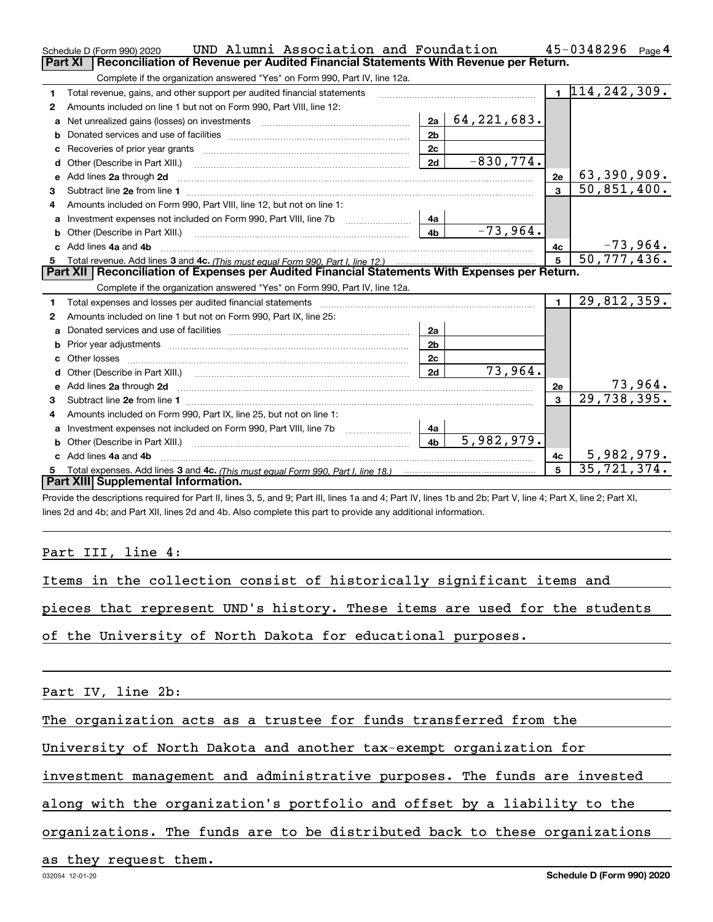Schedule D (Form 990) 2020 UND Alumni Association and Foundation 45-0348296 Page 4

**Part XI Reconciliation of Revenue per Audited Financial Statements With Revenue per Return.**

Complete if the organization answered "Yes" on Form 990, Part IV, line 12a.

| | | | | | |
|---|---|---|---|---|---|
| 1 | Total revenue, gains, and other support per audited financial statements | | | 1 | 114,242,309. |
| 2 | Amounts included on line 1 but not on Form 990, Part VIII, line 12: | | | | |
| a | Net unrealized gains (losses) on investments | 2a | 64,221,683. | | |
| b | Donated services and use of facilities | 2b | | | |
| c | Recoveries of prior year grants | 2c | | | |
| d | Other (Describe in Part XIII.) | 2d | -830,774. | | |
| e | Add lines 2a through 2d | | | 2e | 63,390,909. |
| 3 | Subtract line 2e from line 1 | | | 3 | 50,851,400. |
| 4 | Amounts included on Form 990, Part VIII, line 12, but not on line 1: | | | | |
| a | Investment expenses not included on Form 990, Part VIII, line 7b | 4a | | | |
| b | Other (Describe in Part XIII.) | 4b | -73,964. | | |
| c | Add lines 4a and 4b | | | 4c | -73,964. |
| 5 | Total revenue. Add lines 3 and 4c. *(This must equal Form 990, Part I, line 12.)* | | | 5 | 50,777,436. |

**Part XII Reconciliation of Expenses per Audited Financial Statements With Expenses per Return.**

Complete if the organization answered "Yes" on Form 990, Part IV, line 12a.

| | | | | | |
|---|---|---|---|---|---|
| 1 | Total expenses and losses per audited financial statements | | | 1 | 29,812,359. |
| 2 | Amounts included on line 1 but not on Form 990, Part IX, line 25: | | | | |
| a | Donated services and use of facilities | 2a | | | |
| b | Prior year adjustments | 2b | | | |
| c | Other losses | 2c | | | |
| d | Other (Describe in Part XIII.) | 2d | 73,964. | | |
| e | Add lines 2a through 2d | | | 2e | 73,964. |
| 3 | Subtract line 2e from line 1 | | | 3 | 29,738,395. |
| 4 | Amounts included on Form 990, Part IX, line 25, but not on line 1: | | | | |
| a | Investment expenses not included on Form 990, Part VIII, line 7b | 4a | | | |
| b | Other (Describe in Part XIII.) | 4b | 5,982,979. | | |
| c | Add lines 4a and 4b | | | 4c | 5,982,979. |
| 5 | Total expenses. Add lines 3 and 4c. *(This must equal Form 990, Part I, line 18.)* | | | 5 | 35,721,374. |

**Part XIII Supplemental Information.**

Provide the descriptions required for Part II, lines 3, 5, and 9; Part III, lines 1a and 4; Part IV, lines 1b and 2b; Part V, line 4; Part X, line 2; Part XI, lines 2d and 4b; and Part XII, lines 2d and 4b. Also complete this part to provide any additional information.

Part III, line 4:

Items in the collection consist of historically significant items and pieces that represent UND's history. These items are used for the students of the University of North Dakota for educational purposes.

Part IV, line 2b:

The organization acts as a trustee for funds transferred from the University of North Dakota and another tax-exempt organization for investment management and administrative purposes. The funds are invested along with the organization's portfolio and offset by a liability to the organizations. The funds are to be distributed back to these organizations as they request them.

032054 12-01-20 **Schedule D (Form 990) 2020**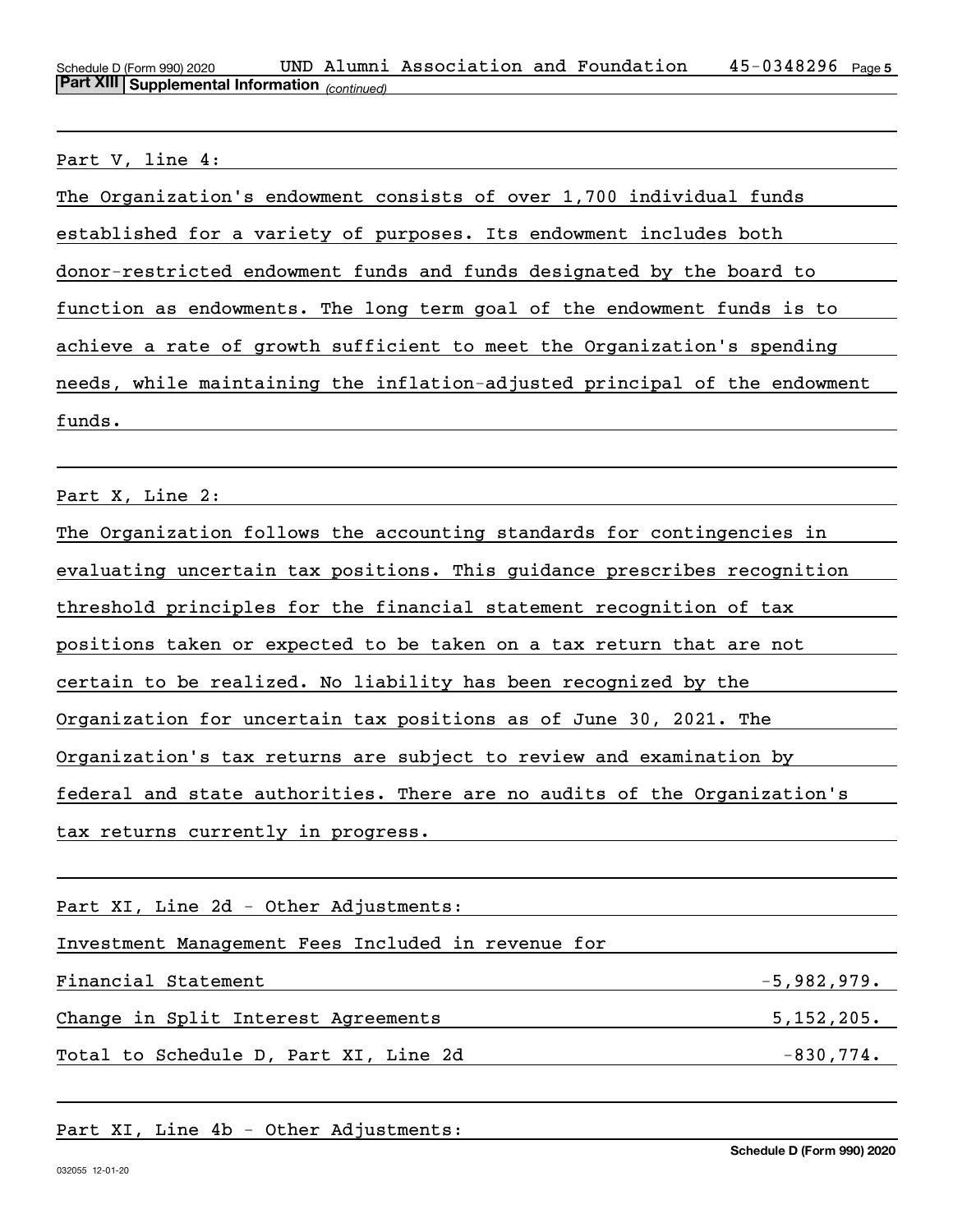## Part XIII Supplemental Information *(continued)*

Part V, line 4:

The Organization's endowment consists of over 1,700 individual funds established for a variety of purposes. Its endowment includes both donor-restricted endowment funds and funds designated by the board to function as endowments. The long term goal of the endowment funds is to achieve a rate of growth sufficient to meet the Organization's spending needs, while maintaining the inflation-adjusted principal of the endowment funds.

Part X, Line 2:

The Organization follows the accounting standards for contingencies in evaluating uncertain tax positions. This guidance prescribes recognition threshold principles for the financial statement recognition of tax positions taken or expected to be taken on a tax return that are not certain to be realized. No liability has been recognized by the Organization for uncertain tax positions as of June 30, 2021. The Organization's tax returns are subject to review and examination by federal and state authorities. There are no audits of the Organization's tax returns currently in progress.

Part XI, Line 2d - Other Adjustments:

| | |
|---|---|
| Investment Management Fees Included in revenue for Financial Statement | -5,982,979. |
| Change in Split Interest Agreements | 5,152,205. |
| Total to Schedule D, Part XI, Line 2d | -830,774. |

Part XI, Line 4b - Other Adjustments: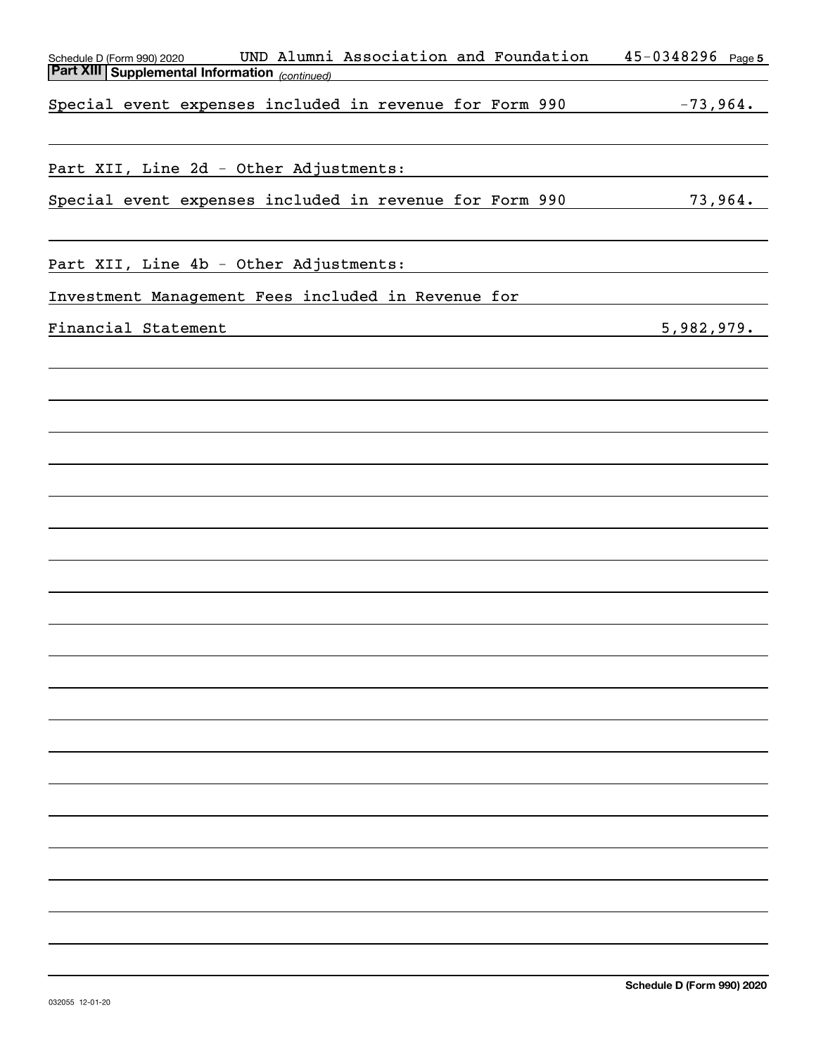Schedule D (Form 990) 2020 UND Alumni Association and Foundation 45-0348296 Page 5

**Part XIII Supplemental Information** *(continued)*

| | |
|---|---|
| Special event expenses included in revenue for Form 990 | -73,964. |
| | |
| Part XII, Line 2d - Other Adjustments: | |
| Special event expenses included in revenue for Form 990 | 73,964. |
| | |
| Part XII, Line 4b - Other Adjustments: | |
| Investment Management Fees included in Revenue for | |
| Financial Statement | 5,982,979. |

**Schedule D (Form 990) 2020**

032055 12-01-20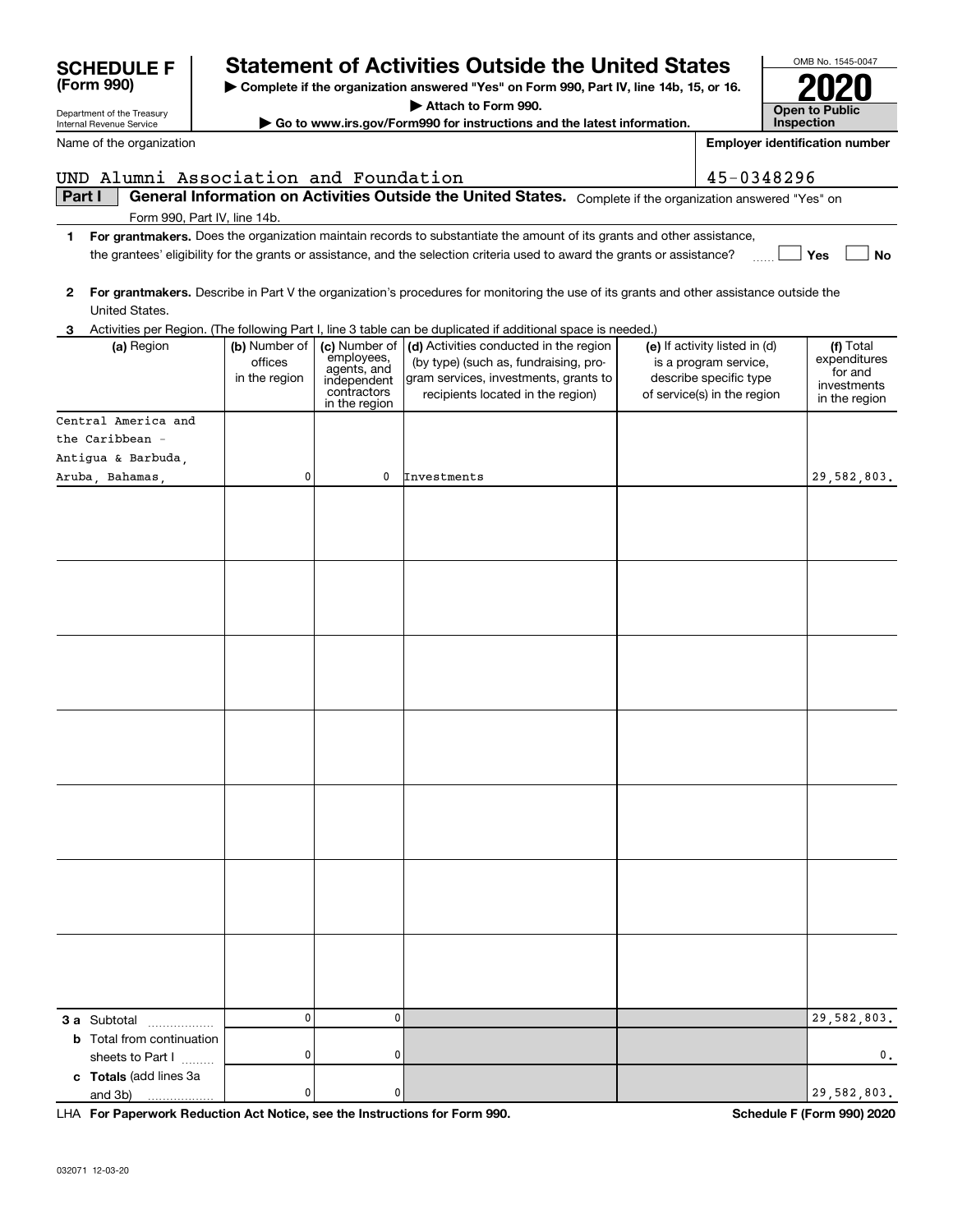# SCHEDULE F (Form 990)

Department of the Treasury
Internal Revenue Service

## Statement of Activities Outside the United States

▶ Complete if the organization answered "Yes" on Form 990, Part IV, line 14b, 15, or 16.

▶ Attach to Form 990.

▶ Go to www.irs.gov/Form990 for instructions and the latest information.

OMB No. 1545-0047

**2020**

**Open to Public Inspection**

Name of the organization: UND Alumni Association and Foundation

Employer identification number: 45-0348296

**Part I** **General Information on Activities Outside the United States.** Complete if the organization answered "Yes" on Form 990, Part IV, line 14b.

**1** **For grantmakers.** Does the organization maintain records to substantiate the amount of its grants and other assistance, the grantees' eligibility for the grants or assistance, and the selection criteria used to award the grants or assistance? ☐ Yes ☐ No

**2** **For grantmakers.** Describe in Part V the organization's procedures for monitoring the use of its grants and other assistance outside the United States.

**3** Activities per Region. (The following Part I, line 3 table can be duplicated if additional space is needed.)

| (a) Region | (b) Number of offices in the region | (c) Number of employees, agents, and independent contractors in the region | (d) Activities conducted in the region (by type) (such as, fundraising, program services, investments, grants to recipients located in the region) | (e) If activity listed in (d) is a program service, describe specific type of service(s) in the region | (f) Total expenditures for and investments in the region |
|---|---|---|---|---|---|
| Central America and the Caribbean - Antigua & Barbuda, Aruba, Bahamas, | 0 | 0 | Investments | | 29,582,803. |
| | | | | | |
| | | | | | |
| | | | | | |
| | | | | | |
| | | | | | |
| | | | | | |
| | | | | | |
| **3 a** Subtotal | 0 | 0 | | | 29,582,803. |
| **b** Total from continuation sheets to Part I | 0 | 0 | | | 0. |
| **c Totals** (add lines 3a and 3b) | 0 | 0 | | | 29,582,803. |

LHA **For Paperwork Reduction Act Notice, see the Instructions for Form 990.** **Schedule F (Form 990) 2020**

032071 12-03-20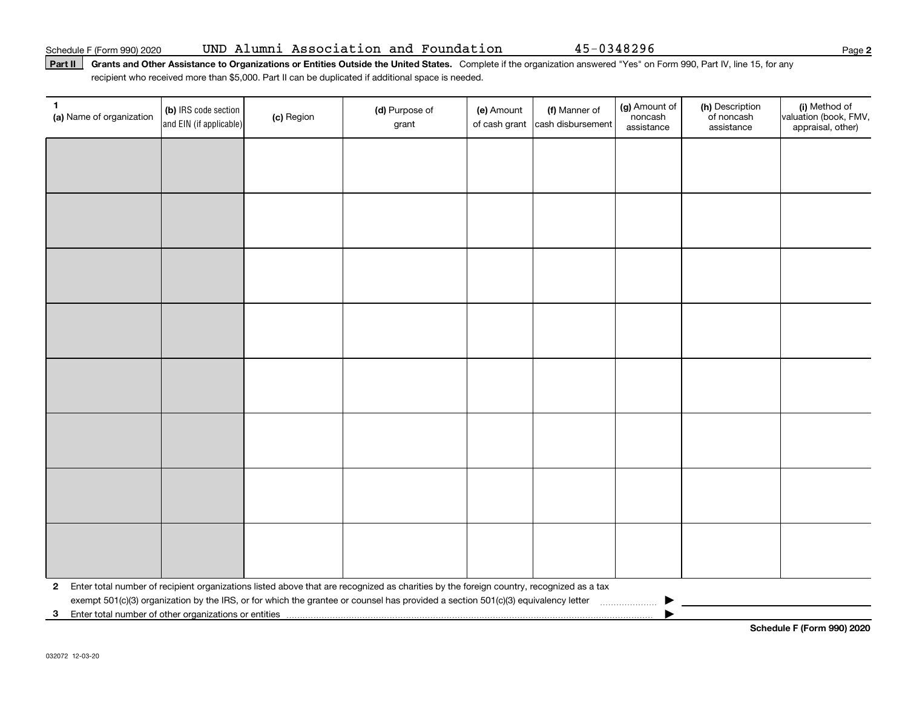Schedule F (Form 990) 2020 UND Alumni Association and Foundation 45-0348296

**Part II** **Grants and Other Assistance to Organizations or Entities Outside the United States.** Complete if the organization answered "Yes" on Form 990, Part IV, line 15, for any recipient who received more than $5,000. Part II can be duplicated if additional space is needed.

| 1 (a) Name of organization | (b) IRS code section and EIN (if applicable) | (c) Region | (d) Purpose of grant | (e) Amount of cash grant | (f) Manner of cash disbursement | (g) Amount of noncash assistance | (h) Description of noncash assistance | (i) Method of valuation (book, FMV, appraisal, other) |
|---|---|---|---|---|---|---|---|---|
| | | | | | | | | |
| | | | | | | | | |
| | | | | | | | | |
| | | | | | | | | |
| | | | | | | | | |
| | | | | | | | | |
| | | | | | | | | |
| | | | | | | | | |

**2** Enter total number of recipient organizations listed above that are recognized as charities by the foreign country, recognized as a tax exempt 501(c)(3) organization by the IRS, or for which the grantee or counsel has provided a section 501(c)(3) equivalency letter ▶

**3** Enter total number of other organizations or entities ▶

**Schedule F (Form 990) 2020**

032072 12-03-20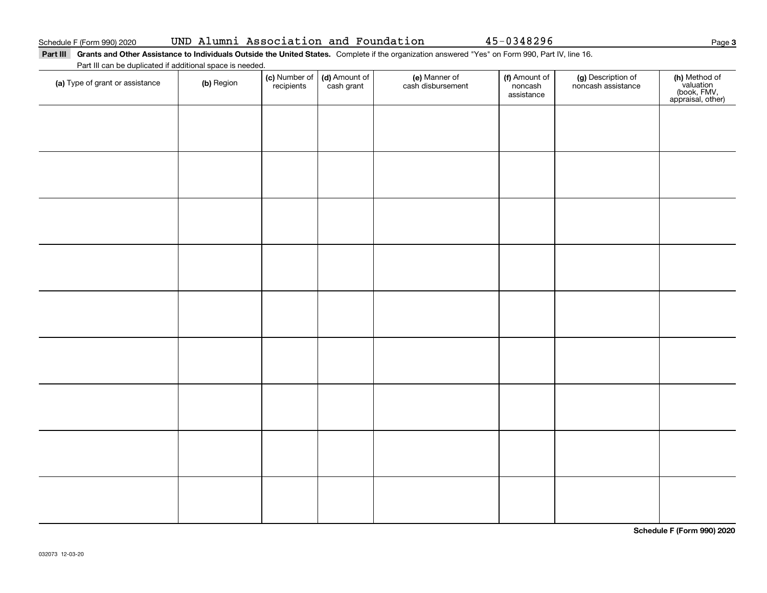Schedule F (Form 990) 2020 UND Alumni Association and Foundation 45-0348296

**Part III Grants and Other Assistance to Individuals Outside the United States.** Complete if the organization answered "Yes" on Form 990, Part IV, line 16.

Part III can be duplicated if additional space is needed.

| **(a)** Type of grant or assistance | **(b)** Region | **(c)** Number of recipients | **(d)** Amount of cash grant | **(e)** Manner of cash disbursement | **(f)** Amount of noncash assistance | **(g)** Description of noncash assistance | **(h)** Method of valuation (book, FMV, appraisal, other) |
|---|---|---|---|---|---|---|---|
| | | | | | | | |
| | | | | | | | |
| | | | | | | | |
| | | | | | | | |
| | | | | | | | |
| | | | | | | | |
| | | | | | | | |
| | | | | | | | |
| | | | | | | | |

**Schedule F (Form 990) 2020**

032073 12-03-20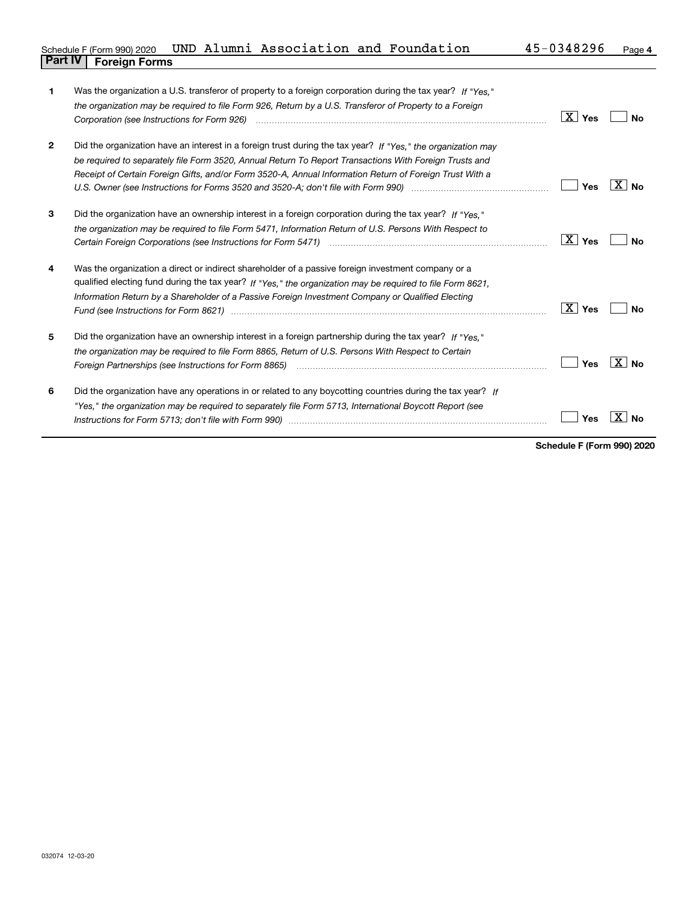Schedule F (Form 990) 2020 UND Alumni Association and Foundation 45-0348296 Page 4

## Part IV Foreign Forms

| | | Yes | No |
|---|---|---|---|
| 1 | Was the organization a U.S. transferor of property to a foreign corporation during the tax year? *If "Yes," the organization may be required to file Form 926, Return by a U.S. Transferor of Property to a Foreign Corporation (see Instructions for Form 926)* | X | |
| 2 | Did the organization have an interest in a foreign trust during the tax year? *If "Yes," the organization may be required to separately file Form 3520, Annual Return To Report Transactions With Foreign Trusts and Receipt of Certain Foreign Gifts, and/or Form 3520-A, Annual Information Return of Foreign Trust With a U.S. Owner (see Instructions for Forms 3520 and 3520-A; don't file with Form 990)* | | X |
| 3 | Did the organization have an ownership interest in a foreign corporation during the tax year? *If "Yes," the organization may be required to file Form 5471, Information Return of U.S. Persons With Respect to Certain Foreign Corporations (see Instructions for Form 5471)* | X | |
| 4 | Was the organization a direct or indirect shareholder of a passive foreign investment company or a qualified electing fund during the tax year? *If "Yes," the organization may be required to file Form 8621, Information Return by a Shareholder of a Passive Foreign Investment Company or Qualified Electing Fund (see Instructions for Form 8621)* | X | |
| 5 | Did the organization have an ownership interest in a foreign partnership during the tax year? *If "Yes," the organization may be required to file Form 8865, Return of U.S. Persons With Respect to Certain Foreign Partnerships (see Instructions for Form 8865)* | | X |
| 6 | Did the organization have any operations in or related to any boycotting countries during the tax year? *If "Yes," the organization may be required to separately file Form 5713, International Boycott Report (see Instructions for Form 5713; don't file with Form 990)* | | X |

**Schedule F (Form 990) 2020**

032074 12-03-20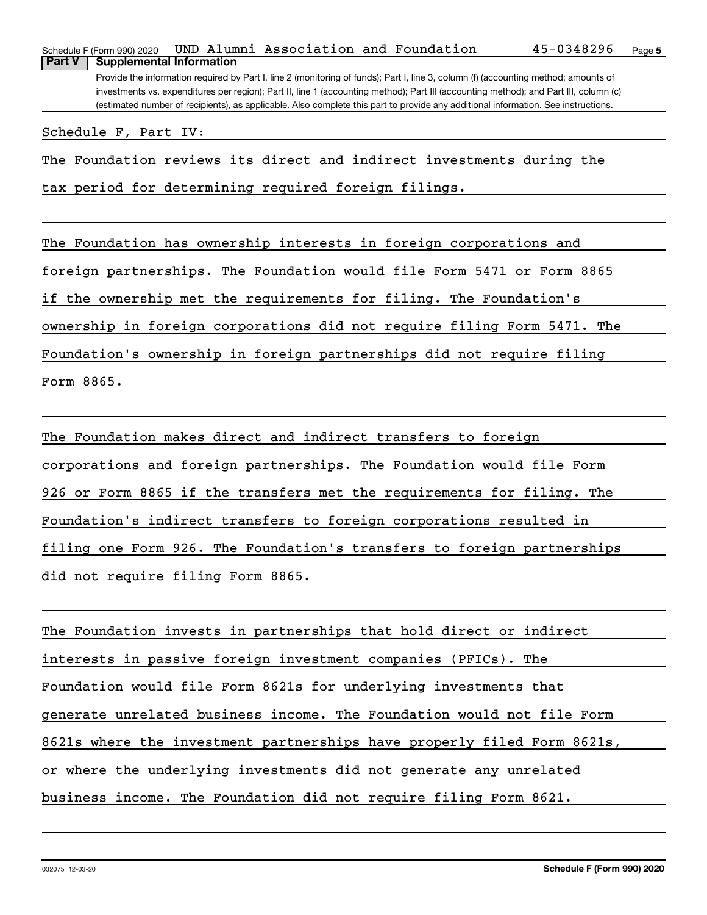Schedule F (Form 990) 2020 UND Alumni Association and Foundation 45-0348296

**Part V Supplemental Information**

Provide the information required by Part I, line 2 (monitoring of funds); Part I, line 3, column (f) (accounting method; amounts of investments vs. expenditures per region); Part II, line 1 (accounting method); Part III (accounting method); and Part III, column (c) (estimated number of recipients), as applicable. Also complete this part to provide any additional information. See instructions.

Schedule F, Part IV:

The Foundation reviews its direct and indirect investments during the tax period for determining required foreign filings.

The Foundation has ownership interests in foreign corporations and foreign partnerships. The Foundation would file Form 5471 or Form 8865 if the ownership met the requirements for filing. The Foundation's ownership in foreign corporations did not require filing Form 5471. The Foundation's ownership in foreign partnerships did not require filing Form 8865.

The Foundation makes direct and indirect transfers to foreign corporations and foreign partnerships. The Foundation would file Form 926 or Form 8865 if the transfers met the requirements for filing. The Foundation's indirect transfers to foreign corporations resulted in filing one Form 926. The Foundation's transfers to foreign partnerships did not require filing Form 8865.

The Foundation invests in partnerships that hold direct or indirect interests in passive foreign investment companies (PFICs). The Foundation would file Form 8621s for underlying investments that generate unrelated business income. The Foundation would not file Form 8621s where the investment partnerships have properly filed Form 8621s, or where the underlying investments did not generate any unrelated business income. The Foundation did not require filing Form 8621.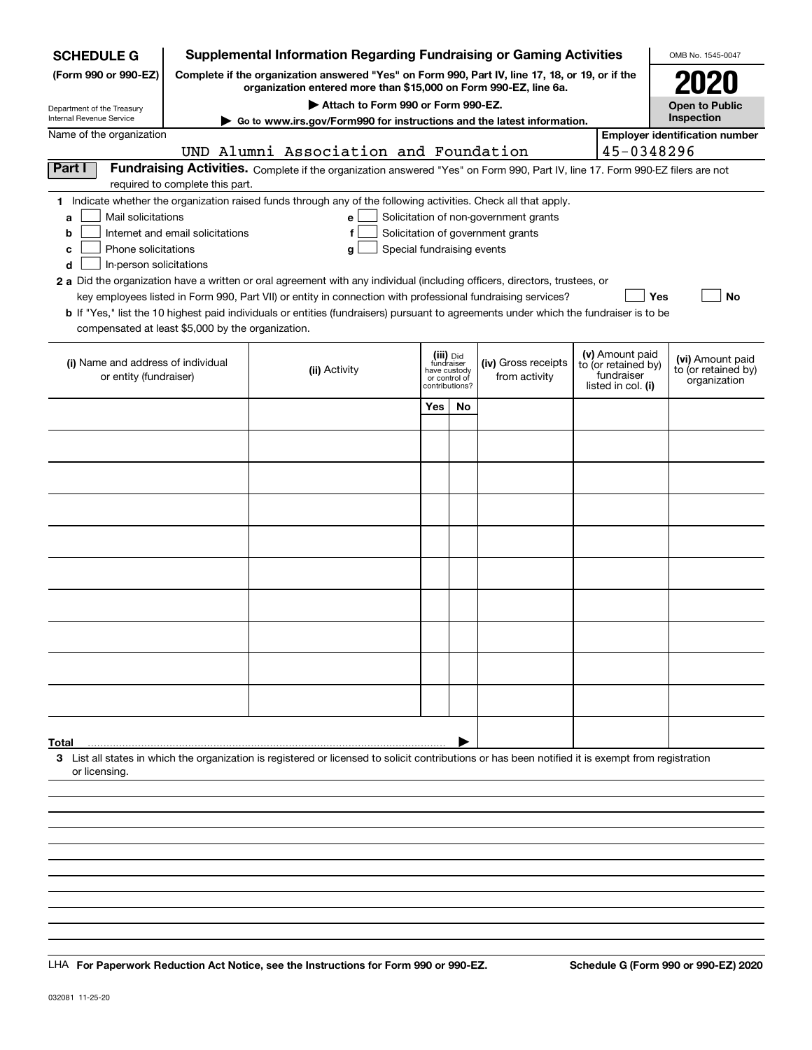**SCHEDULE G**
**(Form 990 or 990-EZ)**

Department of the Treasury
Internal Revenue Service

# Supplemental Information Regarding Fundraising or Gaming Activities

**Complete if the organization answered "Yes" on Form 990, Part IV, line 17, 18, or 19, or if the organization entered more than $15,000 on Form 990-EZ, line 6a.**

**▶ Attach to Form 990 or Form 990-EZ.**

**▶ Go to www.irs.gov/Form990 for instructions and the latest information.**

OMB No. 1545-0047

**2020**

**Open to Public Inspection**

Name of the organization: UND Alumni Association and Foundation

**Employer identification number**: 45-0348296

## Part I Fundraising Activities.

Complete if the organization answered "Yes" on Form 990, Part IV, line 17. Form 990-EZ filers are not required to complete this part.

**1** Indicate whether the organization raised funds through any of the following activities. Check all that apply.

- **a** ☐ Mail solicitations
- **b** ☐ Internet and email solicitations
- **c** ☐ Phone solicitations
- **d** ☐ In-person solicitations
- **e** ☐ Solicitation of non-government grants
- **f** ☐ Solicitation of government grants
- **g** ☐ Special fundraising events

**2 a** Did the organization have a written or oral agreement with any individual (including officers, directors, trustees, or key employees listed in Form 990, Part VII) or entity in connection with professional fundraising services? ☐ **Yes** ☐ **No**

**b** If "Yes," list the 10 highest paid individuals or entities (fundraisers) pursuant to agreements under which the fundraiser is to be compensated at least $5,000 by the organization.

| (i) Name and address of individual or entity (fundraiser) | (ii) Activity | (iii) Did fundraiser have custody or control of contributions? Yes | No | (iv) Gross receipts from activity | (v) Amount paid to (or retained by) fundraiser listed in col. (i) | (vi) Amount paid to (or retained by) organization |
|---|---|---|---|---|---|---|
| | | | | | | |
| | | | | | | |
| | | | | | | |
| | | | | | | |
| | | | | | | |
| | | | | | | |
| | | | | | | |
| | | | | | | |
| | | | | | | |
| | | | | | | |
| **Total** ▶ | | | | | | |

**3** List all states in which the organization is registered or licensed to solicit contributions or has been notified it is exempt from registration or licensing.

LHA **For Paperwork Reduction Act Notice, see the Instructions for Form 990 or 990-EZ.** **Schedule G (Form 990 or 990-EZ) 2020**

032081 11-25-20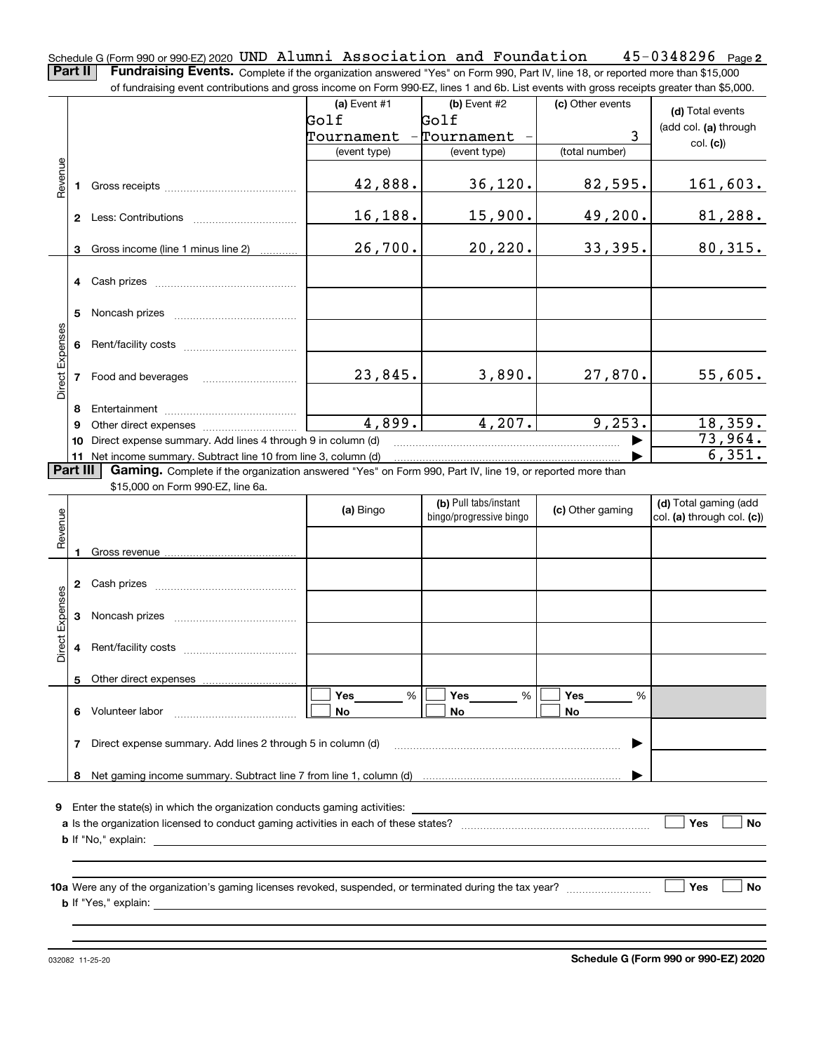Schedule G (Form 990 or 990-EZ) 2020 UND Alumni Association and Foundation 45-0348296 Page **2**

**Part II** **Fundraising Events.** Complete if the organization answered "Yes" on Form 990, Part IV, line 18, or reported more than $15,000 of fundraising event contributions and gross income on Form 990-EZ, lines 1 and 6b. List events with gross receipts greater than $5,000.

| | | **(a)** Event #1 Golf Tournament - (event type) | **(b)** Event #2 Golf Tournament - (event type) | **(c)** Other events 3 (total number) | **(d)** Total events (add col. **(a)** through col. **(c)**) |
|---|---|---|---|---|---|
| Revenue | **1** Gross receipts | 42,888. | 36,120. | 82,595. | 161,603. |
| | **2** Less: Contributions | 16,188. | 15,900. | 49,200. | 81,288. |
| | **3** Gross income (line 1 minus line 2) | 26,700. | 20,220. | 33,395. | 80,315. |
| Direct Expenses | **4** Cash prizes | | | | |
| | **5** Noncash prizes | | | | |
| | **6** Rent/facility costs | | | | |
| | **7** Food and beverages | 23,845. | 3,890. | 27,870. | 55,605. |
| | **8** Entertainment | | | | |
| | **9** Other direct expenses | 4,899. | 4,207. | 9,253. | 18,359. |
| | **10** Direct expense summary. Add lines 4 through 9 in column (d) | | | ▶ | 73,964. |
| | **11** Net income summary. Subtract line 10 from line 3, column (d) | | | ▶ | 6,351. |

**Part III** **Gaming.** Complete if the organization answered "Yes" on Form 990, Part IV, line 19, or reported more than $15,000 on Form 990-EZ, line 6a.

| | | **(a)** Bingo | **(b)** Pull tabs/instant bingo/progressive bingo | **(c)** Other gaming | **(d)** Total gaming (add col. **(a)** through col. **(c)**) |
|---|---|---|---|---|---|
| Revenue | **1** Gross revenue | | | | |
| Direct Expenses | **2** Cash prizes | | | | |
| | **3** Noncash prizes | | | | |
| | **4** Rent/facility costs | | | | |
| | **5** Other direct expenses | | | | |
| | **6** Volunteer labor | ☐ Yes ____ % ☐ No | ☐ Yes ____ % ☐ No | ☐ Yes ____ % ☐ No | |
| | **7** Direct expense summary. Add lines 2 through 5 in column (d) | | | ▶ | |
| | **8** Net gaming income summary. Subtract line 7 from line 1, column (d) | | | ▶ | |

**9** Enter the state(s) in which the organization conducts gaming activities: ____________

**a** Is the organization licensed to conduct gaming activities in each of these states? ☐ Yes ☐ No

**b** If "No," explain: ____________

**10a** Were any of the organization's gaming licenses revoked, suspended, or terminated during the tax year? ☐ Yes ☐ No

**b** If "Yes," explain: ____________

032082 11-25-20 **Schedule G (Form 990 or 990-EZ) 2020**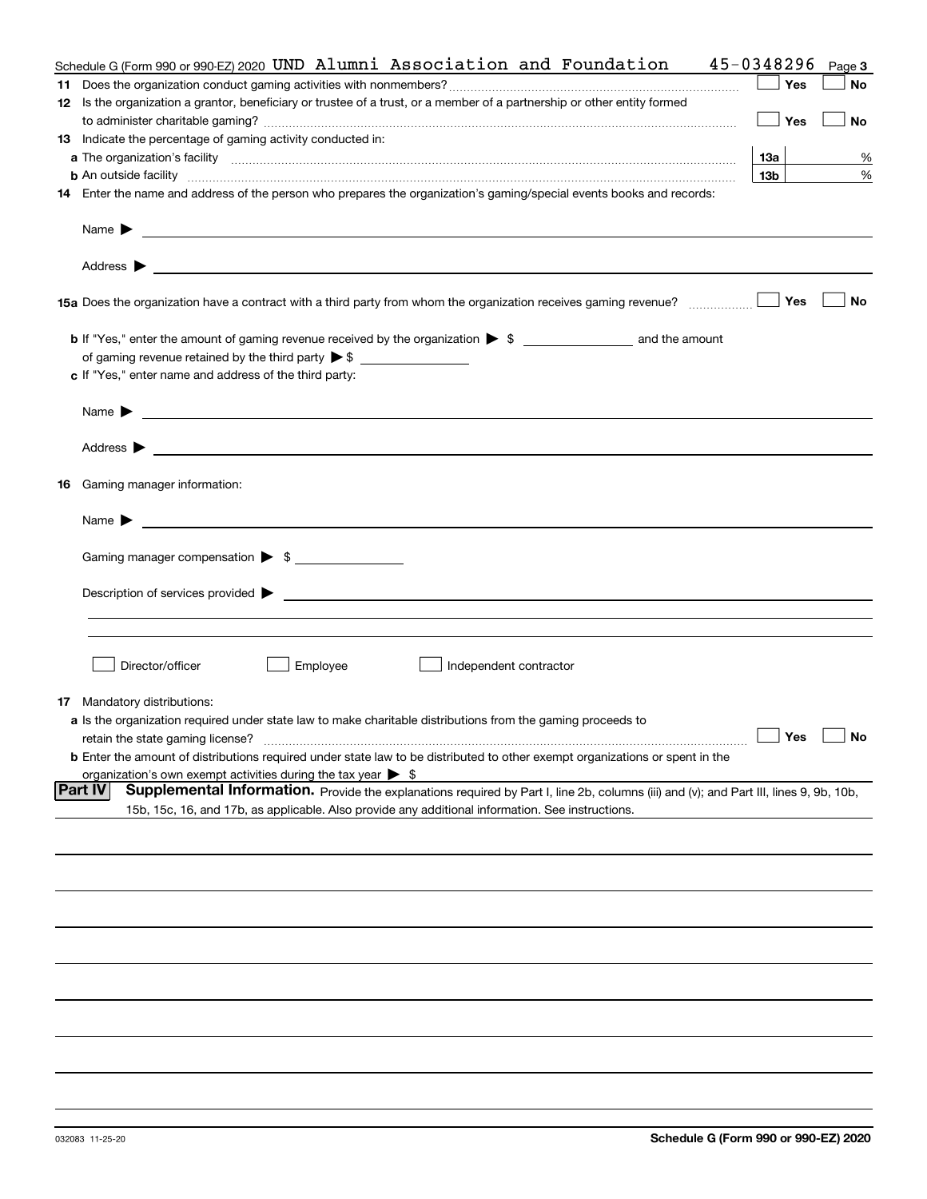Schedule G (Form 990 or 990-EZ) 2020 UND Alumni Association and Foundation 45-0348296 Page 3

**11** Does the organization conduct gaming activities with nonmembers? ☐ Yes ☐ No

**12** Is the organization a grantor, beneficiary or trustee of a trust, or a member of a partnership or other entity formed to administer charitable gaming? ☐ Yes ☐ No

**13** Indicate the percentage of gaming activity conducted in:

**a** The organization's facility **13a** %

**b** An outside facility **13b** %

**14** Enter the name and address of the person who prepares the organization's gaming/special events books and records:

Name ▶

Address ▶

**15a** Does the organization have a contract with a third party from whom the organization receives gaming revenue? ☐ Yes ☐ No

**b** If "Yes," enter the amount of gaming revenue received by the organization ▶ $ ______ and the amount of gaming revenue retained by the third party ▶ $ ______

**c** If "Yes," enter name and address of the third party:

Name ▶

Address ▶

**16** Gaming manager information:

Name ▶

Gaming manager compensation ▶ $ ______

Description of services provided ▶

☐ Director/officer ☐ Employee ☐ Independent contractor

**17** Mandatory distributions:

**a** Is the organization required under state law to make charitable distributions from the gaming proceeds to retain the state gaming license? ☐ Yes ☐ No

**b** Enter the amount of distributions required under state law to be distributed to other exempt organizations or spent in the organization's own exempt activities during the tax year ▶ $

**Part IV** **Supplemental Information.** Provide the explanations required by Part I, line 2b, columns (iii) and (v); and Part III, lines 9, 9b, 10b, 15b, 15c, 16, and 17b, as applicable. Also provide any additional information. See instructions.

032083 11-25-20 **Schedule G (Form 990 or 990-EZ) 2020**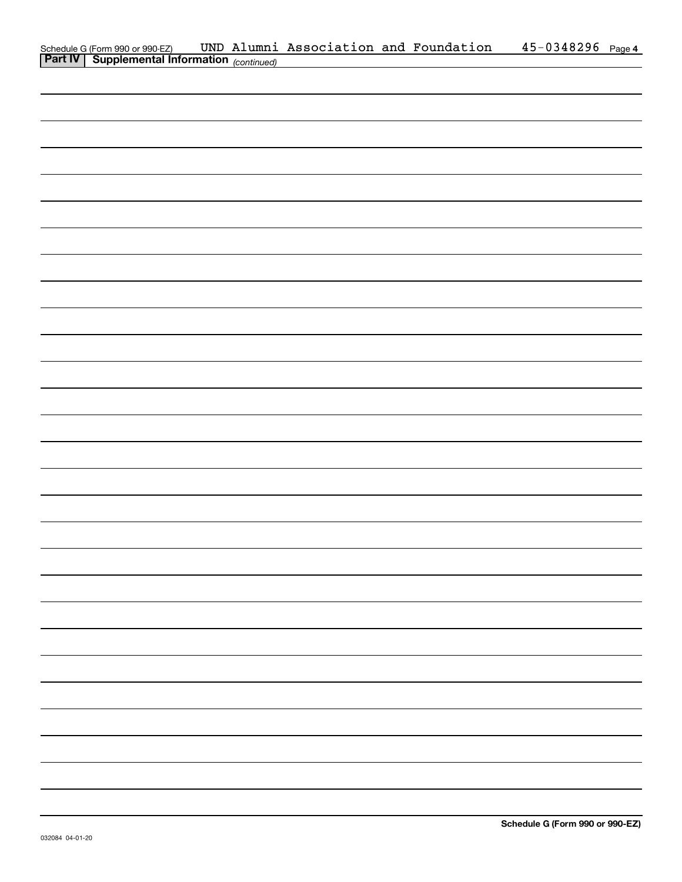Schedule G (Form 990 or 990-EZ) UND Alumni Association and Foundation 45-0348296 Page 4

**Part IV | Supplemental Information** *(continued)*

**Schedule G (Form 990 or 990-EZ)**

032084 04-01-20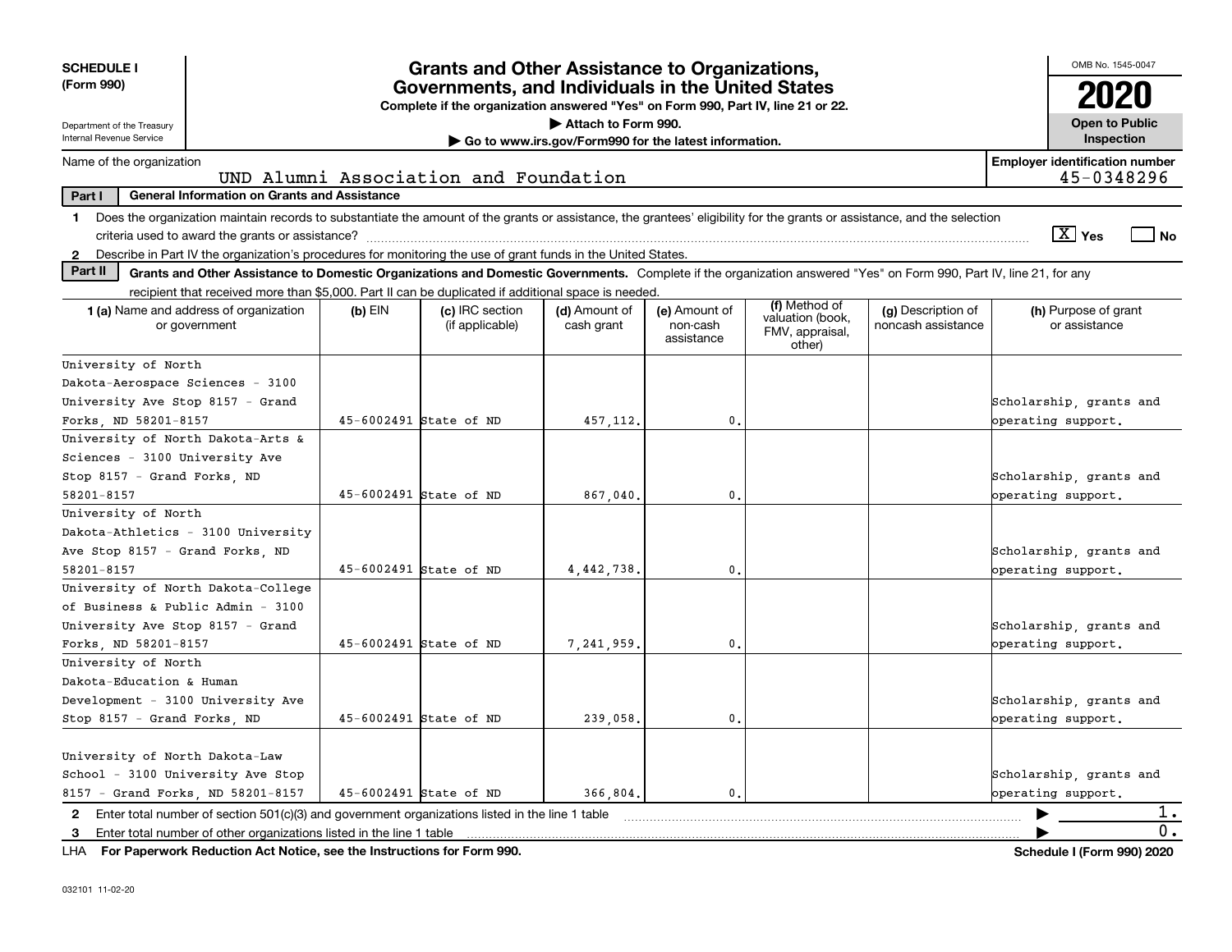**SCHEDULE I (Form 990)**

Department of the Treasury
Internal Revenue Service

# Grants and Other Assistance to Organizations, Governments, and Individuals in the United States

**Complete if the organization answered "Yes" on Form 990, Part IV, line 21 or 22.**

**▶ Attach to Form 990.**

**▶ Go to www.irs.gov/Form990 for the latest information.**

OMB No. 1545-0047

**2020**

**Open to Public Inspection**

Name of the organization: UND Alumni Association and Foundation

**Employer identification number** 45-0348296

**Part I — General Information on Grants and Assistance**

**1** Does the organization maintain records to substantiate the amount of the grants or assistance, the grantees' eligibility for the grants or assistance, and the selection criteria used to award the grants or assistance? [X] Yes [ ] No

**2** Describe in Part IV the organization's procedures for monitoring the use of grant funds in the United States.

**Part II — Grants and Other Assistance to Domestic Organizations and Domestic Governments.** Complete if the organization answered "Yes" on Form 990, Part IV, line 21, for any recipient that received more than $5,000. Part II can be duplicated if additional space is needed.

| 1 (a) Name and address of organization or government | (b) EIN | (c) IRC section (if applicable) | (d) Amount of cash grant | (e) Amount of non-cash assistance | (f) Method of valuation (book, FMV, appraisal, other) | (g) Description of noncash assistance | (h) Purpose of grant or assistance |
|---|---|---|---|---|---|---|---|
| University of North Dakota-Aerospace Sciences - 3100 University Ave Stop 8157 - Grand Forks, ND 58201-8157 | 45-6002491 | State of ND | 457,112. | 0. | | | Scholarship, grants and operating support. |
| University of North Dakota-Arts & Sciences - 3100 University Ave Stop 8157 - Grand Forks, ND 58201-8157 | 45-6002491 | State of ND | 867,040. | 0. | | | Scholarship, grants and operating support. |
| University of North Dakota-Athletics - 3100 University Ave Stop 8157 - Grand Forks, ND 58201-8157 | 45-6002491 | State of ND | 4,442,738. | 0. | | | Scholarship, grants and operating support. |
| University of North Dakota-College of Business & Public Admin - 3100 University Ave Stop 8157 - Grand Forks, ND 58201-8157 | 45-6002491 | State of ND | 7,241,959. | 0. | | | Scholarship, grants and operating support. |
| University of North Dakota-Education & Human Development - 3100 University Ave Stop 8157 - Grand Forks, ND | 45-6002491 | State of ND | 239,058. | 0. | | | Scholarship, grants and operating support. |
| University of North Dakota-Law School - 3100 University Ave Stop 8157 - Grand Forks, ND 58201-8157 | 45-6002491 | State of ND | 366,804. | 0. | | | Scholarship, grants and operating support. |

**2** Enter total number of section 501(c)(3) and government organizations listed in the line 1 table ▶ 1.

**3** Enter total number of other organizations listed in the line 1 table ▶ 0.

LHA **For Paperwork Reduction Act Notice, see the Instructions for Form 990.** **Schedule I (Form 990) 2020**

032101 11-02-20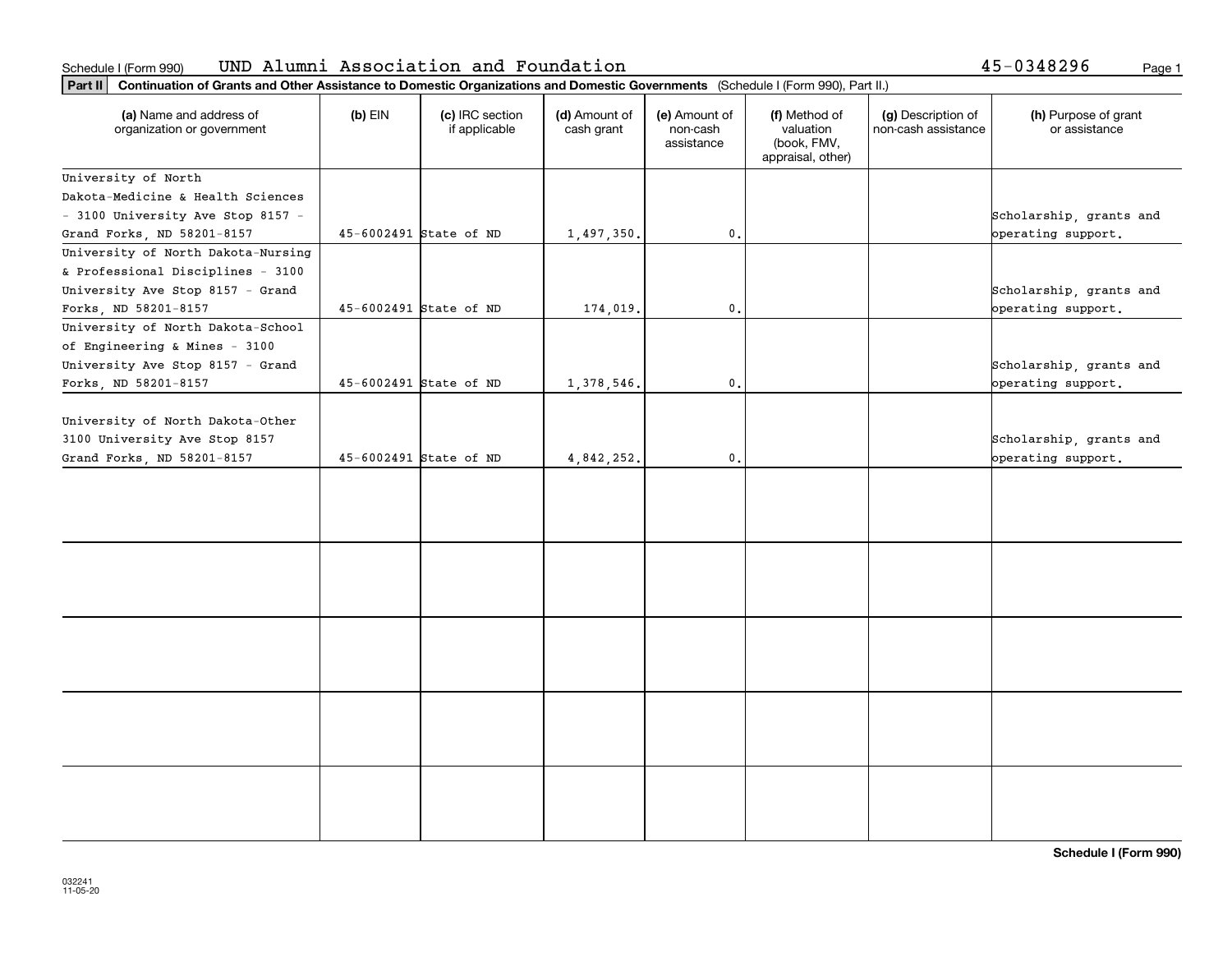Schedule I (Form 990) UND Alumni Association and Foundation 45-0348296

**Part II** **Continuation of Grants and Other Assistance to Domestic Organizations and Domestic Governments** (Schedule I (Form 990), Part II.)

| (a) Name and address of organization or government | (b) EIN | (c) IRC section if applicable | (d) Amount of cash grant | (e) Amount of non-cash assistance | (f) Method of valuation (book, FMV, appraisal, other) | (g) Description of non-cash assistance | (h) Purpose of grant or assistance |
|---|---|---|---|---|---|---|---|
| University of North Dakota-Medicine & Health Sciences - 3100 University Ave Stop 8157 - Grand Forks, ND 58201-8157 | 45-6002491 | State of ND | 1,497,350. | 0. | | | Scholarship, grants and operating support. |
| University of North Dakota-Nursing & Professional Disciplines - 3100 University Ave Stop 8157 - Grand Forks, ND 58201-8157 | 45-6002491 | State of ND | 174,019. | 0. | | | Scholarship, grants and operating support. |
| University of North Dakota-School of Engineering & Mines - 3100 University Ave Stop 8157 - Grand Forks, ND 58201-8157 | 45-6002491 | State of ND | 1,378,546. | 0. | | | Scholarship, grants and operating support. |
| University of North Dakota-Other 3100 University Ave Stop 8157 Grand Forks, ND 58201-8157 | 45-6002491 | State of ND | 4,842,252. | 0. | | | Scholarship, grants and operating support. |
| | | | | | | | |
| | | | | | | | |
| | | | | | | | |
| | | | | | | | |
| | | | | | | | |

**Schedule I (Form 990)**

032241
11-05-20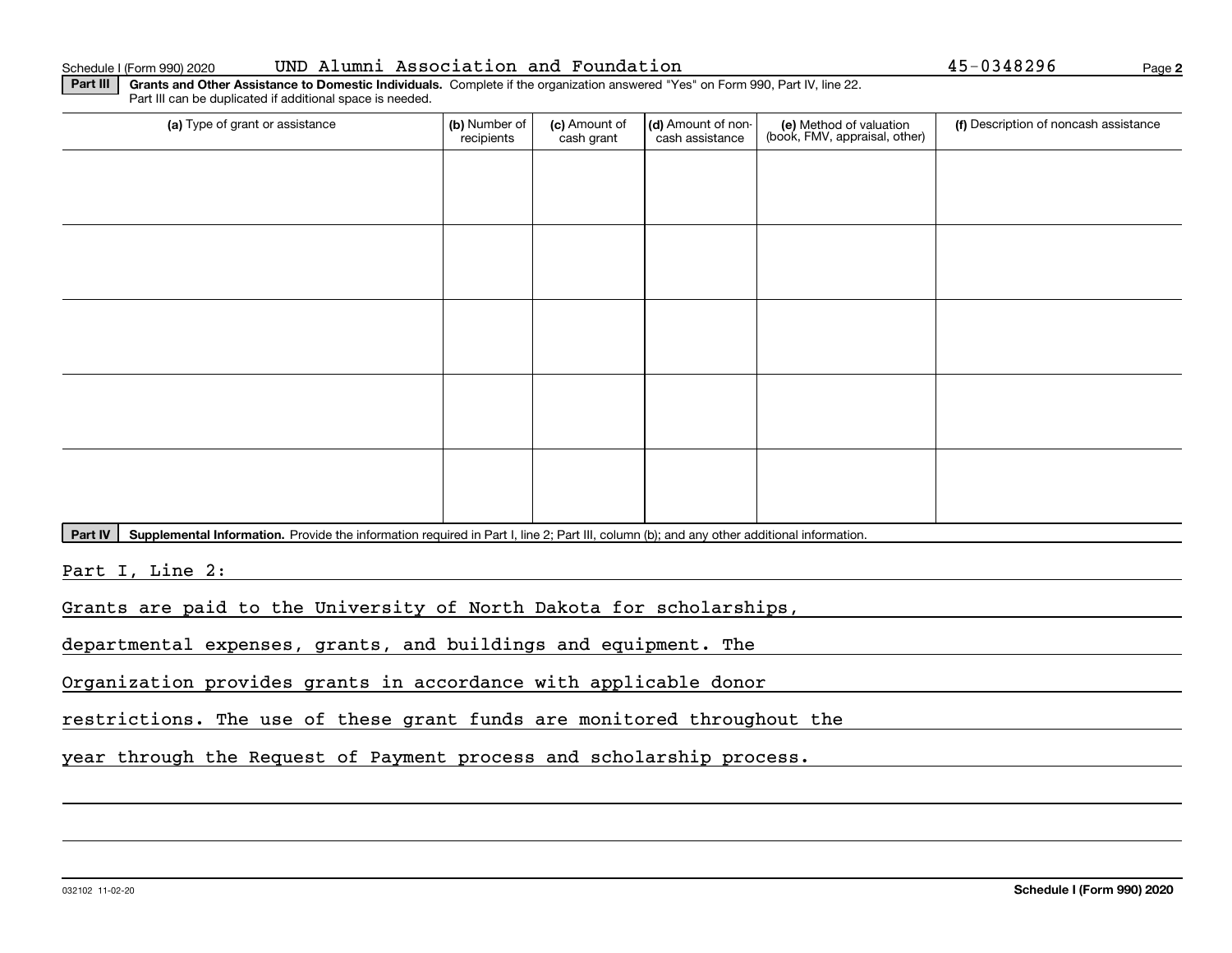Schedule I (Form 990) 2020 UND Alumni Association and Foundation 45-0348296

**Part III** **Grants and Other Assistance to Domestic Individuals.** Complete if the organization answered "Yes" on Form 990, Part IV, line 22. Part III can be duplicated if additional space is needed.

| (a) Type of grant or assistance | (b) Number of recipients | (c) Amount of cash grant | (d) Amount of non-cash assistance | (e) Method of valuation (book, FMV, appraisal, other) | (f) Description of noncash assistance |
|---|---|---|---|---|---|
| | | | | | |
| | | | | | |
| | | | | | |
| | | | | | |
| | | | | | |

**Part IV** **Supplemental Information.** Provide the information required in Part I, line 2; Part III, column (b); and any other additional information.

Part I, Line 2:

Grants are paid to the University of North Dakota for scholarships, departmental expenses, grants, and buildings and equipment. The Organization provides grants in accordance with applicable donor restrictions. The use of these grant funds are monitored throughout the year through the Request of Payment process and scholarship process.

032102 11-02-20 **Schedule I (Form 990) 2020**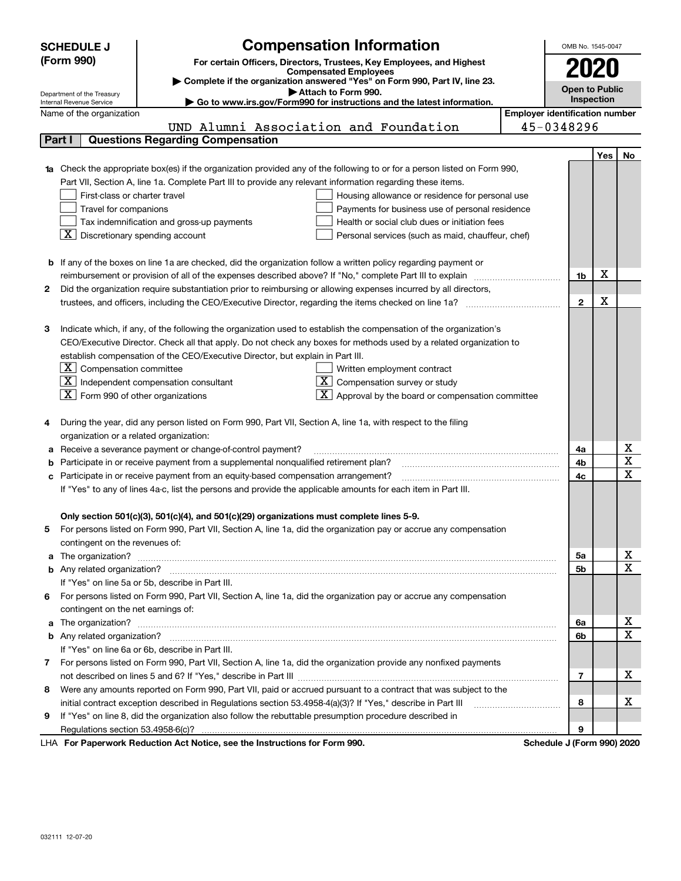**SCHEDULE J (Form 990)**

Department of the Treasury
Internal Revenue Service

# Compensation Information

**For certain Officers, Directors, Trustees, Key Employees, and Highest Compensated Employees**

▶ **Complete if the organization answered "Yes" on Form 990, Part IV, line 23.**

▶ **Attach to Form 990.**

▶ **Go to www.irs.gov/Form990 for instructions and the latest information.**

OMB No. 1545-0047

**2020**

**Open to Public Inspection**

Name of the organization: UND Alumni Association and Foundation

**Employer identification number:** 45-0348296

## Part I — Questions Regarding Compensation

| | | | Yes | No |
|---|---|---|---|---|
| **1a** | Check the appropriate box(es) if the organization provided any of the following to or for a person listed on Form 990, Part VII, Section A, line 1a. Complete Part III to provide any relevant information regarding these items.<br>☐ First-class or charter travel ☐ Housing allowance or residence for personal use<br>☐ Travel for companions ☐ Payments for business use of personal residence<br>☐ Tax indemnification and gross-up payments ☐ Health or social club dues or initiation fees<br>☒ Discretionary spending account ☐ Personal services (such as maid, chauffeur, chef) | | | |
| **b** | If any of the boxes on line 1a are checked, did the organization follow a written policy regarding payment or reimbursement or provision of all of the expenses described above? If "No," complete Part III to explain | 1b | X | |
| **2** | Did the organization require substantiation prior to reimbursing or allowing expenses incurred by all directors, trustees, and officers, including the CEO/Executive Director, regarding the items checked on line 1a? | 2 | X | |
| **3** | Indicate which, if any, of the following the organization used to establish the compensation of the organization's CEO/Executive Director. Check all that apply. Do not check any boxes for methods used by a related organization to establish compensation of the CEO/Executive Director, but explain in Part III.<br>☒ Compensation committee ☐ Written employment contract<br>☒ Independent compensation consultant ☒ Compensation survey or study<br>☒ Form 990 of other organizations ☒ Approval by the board or compensation committee | | | |
| **4** | During the year, did any person listed on Form 990, Part VII, Section A, line 1a, with respect to the filing organization or a related organization: | | | |
| **a** | Receive a severance payment or change-of-control payment? | 4a | | X |
| **b** | Participate in or receive payment from a supplemental nonqualified retirement plan? | 4b | | X |
| **c** | Participate in or receive payment from an equity-based compensation arrangement? | 4c | | X |
| | If "Yes" to any of lines 4a-c, list the persons and provide the applicable amounts for each item in Part III. | | | |
| | **Only section 501(c)(3), 501(c)(4), and 501(c)(29) organizations must complete lines 5-9.** | | | |
| **5** | For persons listed on Form 990, Part VII, Section A, line 1a, did the organization pay or accrue any compensation contingent on the revenues of: | | | |
| **a** | The organization? | 5a | | X |
| **b** | Any related organization? | 5b | | X |
| | If "Yes" on line 5a or 5b, describe in Part III. | | | |
| **6** | For persons listed on Form 990, Part VII, Section A, line 1a, did the organization pay or accrue any compensation contingent on the net earnings of: | | | |
| **a** | The organization? | 6a | | X |
| **b** | Any related organization? | 6b | | X |
| | If "Yes" on line 6a or 6b, describe in Part III. | | | |
| **7** | For persons listed on Form 990, Part VII, Section A, line 1a, did the organization provide any nonfixed payments not described on lines 5 and 6? If "Yes," describe in Part III | 7 | | X |
| **8** | Were any amounts reported on Form 990, Part VII, paid or accrued pursuant to a contract that was subject to the initial contract exception described in Regulations section 53.4958-4(a)(3)? If "Yes," describe in Part III | 8 | | X |
| **9** | If "Yes" on line 8, did the organization also follow the rebuttable presumption procedure described in Regulations section 53.4958-6(c)? | 9 | | |

LHA **For Paperwork Reduction Act Notice, see the Instructions for Form 990.** **Schedule J (Form 990) 2020**

032111 12-07-20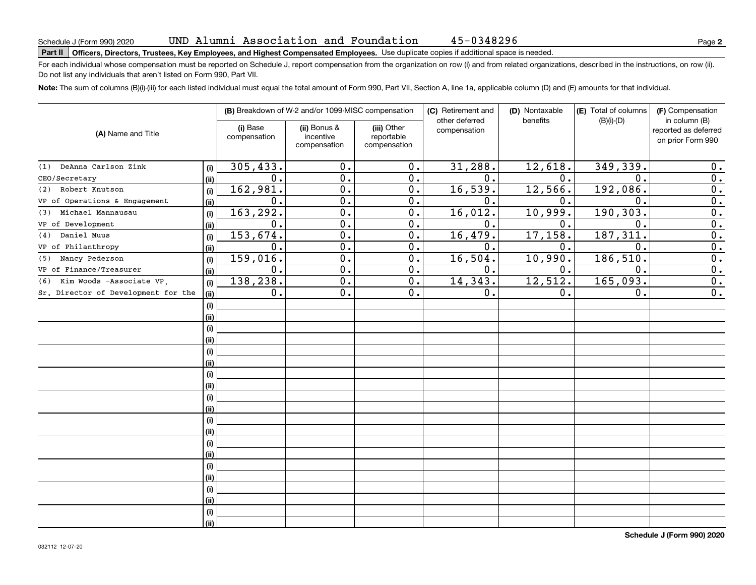Schedule J (Form 990) 2020 UND Alumni Association and Foundation 45-0348296

**Part II Officers, Directors, Trustees, Key Employees, and Highest Compensated Employees.** Use duplicate copies if additional space is needed.

For each individual whose compensation must be reported on Schedule J, report compensation from the organization on row (i) and from related organizations, described in the instructions, on row (ii). Do not list any individuals that aren't listed on Form 990, Part VII.

**Note:** The sum of columns (B)(i)-(iii) for each listed individual must equal the total amount of Form 990, Part VII, Section A, line 1a, applicable column (D) and (E) amounts for that individual.

| (A) Name and Title | | (B) Breakdown of W-2 and/or 1099-MISC compensation | | | (C) Retirement and other deferred compensation | (D) Nontaxable benefits | (E) Total of columns (B)(i)-(D) | (F) Compensation in column (B) reported as deferred on prior Form 990 |
|---|---|---|---|---|---|---|---|---|
| | | (i) Base compensation | (ii) Bonus & incentive compensation | (iii) Other reportable compensation | | | | |
| (1) DeAnna Carlson Zink | (i) | 305,433. | 0. | 0. | 31,288. | 12,618. | 349,339. | 0. |
| CEO/Secretary | (ii) | 0. | 0. | 0. | 0. | 0. | 0. | 0. |
| (2) Robert Knutson | (i) | 162,981. | 0. | 0. | 16,539. | 12,566. | 192,086. | 0. |
| VP of Operations & Engagement | (ii) | 0. | 0. | 0. | 0. | 0. | 0. | 0. |
| (3) Michael Mannausau | (i) | 163,292. | 0. | 0. | 16,012. | 10,999. | 190,303. | 0. |
| VP of Development | (ii) | 0. | 0. | 0. | 0. | 0. | 0. | 0. |
| (4) Daniel Muus | (i) | 153,674. | 0. | 0. | 16,479. | 17,158. | 187,311. | 0. |
| VP of Philanthropy | (ii) | 0. | 0. | 0. | 0. | 0. | 0. | 0. |
| (5) Nancy Pederson | (i) | 159,016. | 0. | 0. | 16,504. | 10,990. | 186,510. | 0. |
| VP of Finance/Treasurer | (ii) | 0. | 0. | 0. | 0. | 0. | 0. | 0. |
| (6) Kim Woods -Associate VP, | (i) | 138,238. | 0. | 0. | 14,343. | 12,512. | 165,093. | 0. |
| Sr. Director of Development for the | (ii) | 0. | 0. | 0. | 0. | 0. | 0. | 0. |

Schedule J (Form 990) 2020

032112 12-07-20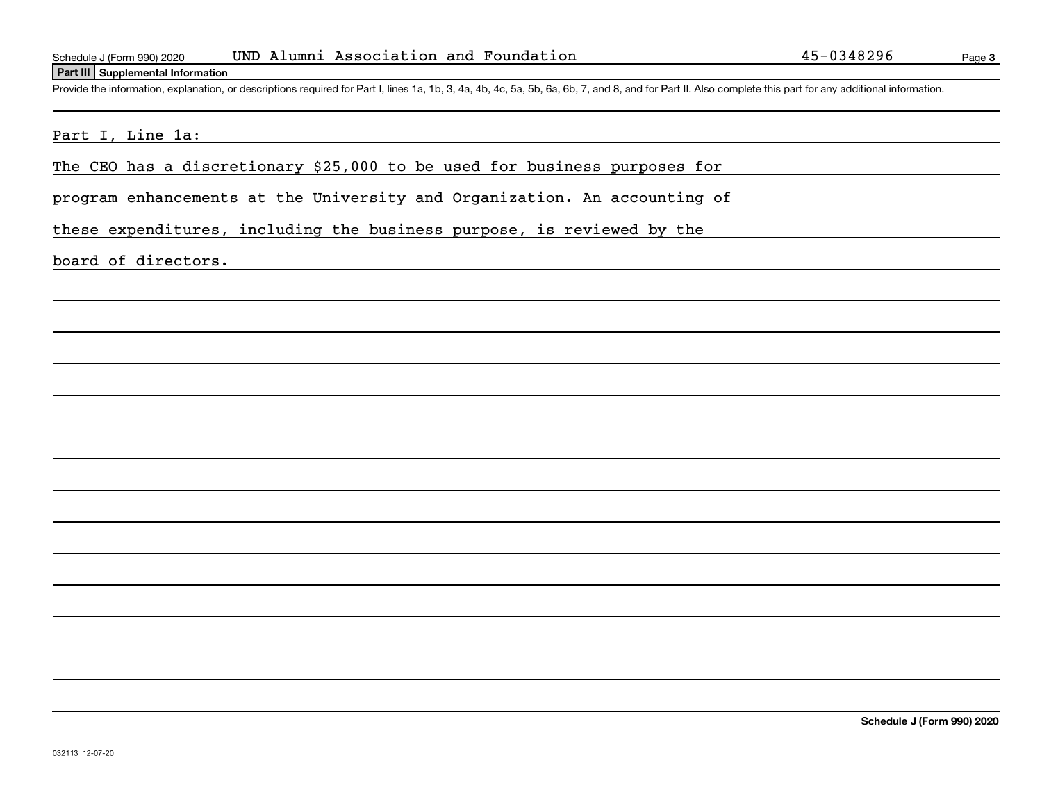Schedule J (Form 990) 2020 UND Alumni Association and Foundation 45-0348296

## Part III Supplemental Information

Provide the information, explanation, or descriptions required for Part I, lines 1a, 1b, 3, 4a, 4b, 4c, 5a, 5b, 6a, 6b, 7, and 8, and for Part II. Also complete this part for any additional information.

Part I, Line 1a:

The CEO has a discretionary $25,000 to be used for business purposes for program enhancements at the University and Organization. An accounting of these expenditures, including the business purpose, is reviewed by the board of directors.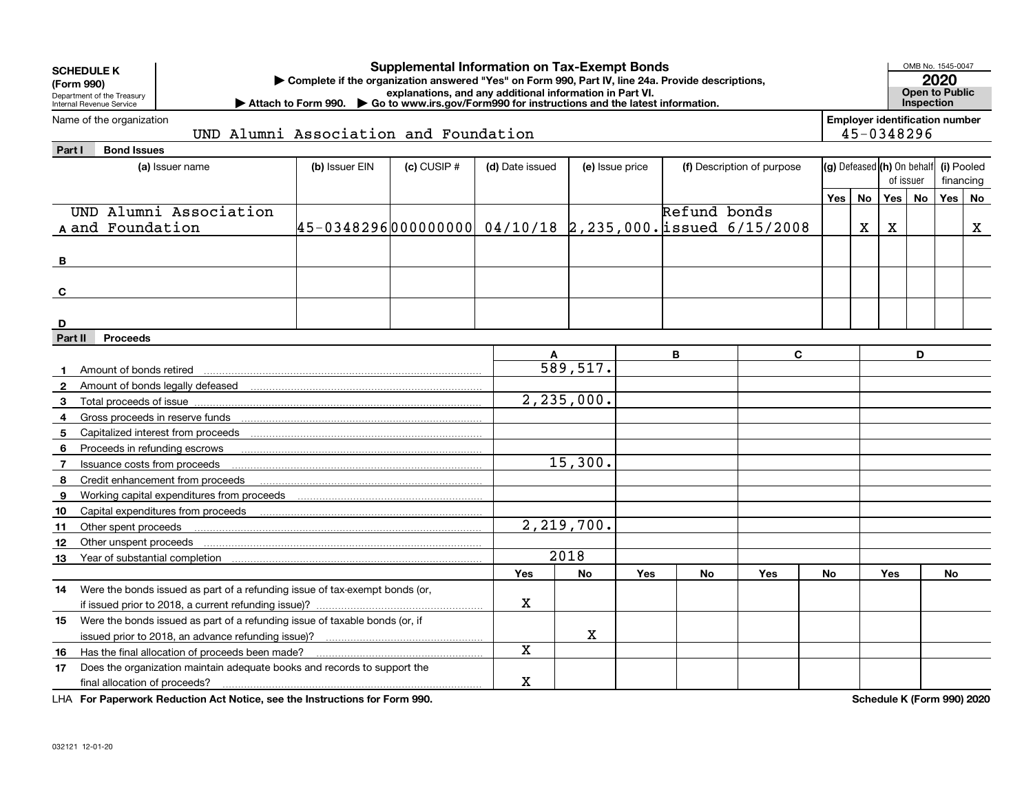**SCHEDULE K (Form 990)**
Department of the Treasury
Internal Revenue Service

# Supplemental Information on Tax-Exempt Bonds

▶ Complete if the organization answered "Yes" on Form 990, Part IV, line 24a. Provide descriptions, explanations, and any additional information in Part VI.
▶ Attach to Form 990. ▶ Go to www.irs.gov/Form990 for instructions and the latest information.

OMB No. 1545-0047
**2020**
**Open to Public Inspection**

Name of the organization: UND Alumni Association and Foundation

Employer identification number: 45-0348296

## Part I Bond Issues

| | (a) Issuer name | (b) Issuer EIN | (c) CUSIP # | (d) Date issued | (e) Issue price | (f) Description of purpose | (g) Defeased Yes | (g) Defeased No | (h) On behalf of issuer Yes | (h) On behalf of issuer No | (i) Pooled financing Yes | (i) Pooled financing No |
|---|---|---|---|---|---|---|---|---|---|---|---|---|
| A | UND Alumni Association and Foundation | 45-0348296 | 000000000 | 04/10/18 | 2,235,000. | Refund bonds issued 6/15/2008 | | X | X | | | X |
| B | | | | | | | | | | | | |
| C | | | | | | | | | | | | |
| D | | | | | | | | | | | | |

## Part II Proceeds

| | | A | | B | | C | | D | |
|---|---|---|---|---|---|---|---|---|---|
| 1 | Amount of bonds retired | 589,517. | | | | | | | |
| 2 | Amount of bonds legally defeased | | | | | | | | |
| 3 | Total proceeds of issue | 2,235,000. | | | | | | | |
| 4 | Gross proceeds in reserve funds | | | | | | | | |
| 5 | Capitalized interest from proceeds | | | | | | | | |
| 6 | Proceeds in refunding escrows | | | | | | | | |
| 7 | Issuance costs from proceeds | 15,300. | | | | | | | |
| 8 | Credit enhancement from proceeds | | | | | | | | |
| 9 | Working capital expenditures from proceeds | | | | | | | | |
| 10 | Capital expenditures from proceeds | | | | | | | | |
| 11 | Other spent proceeds | 2,219,700. | | | | | | | |
| 12 | Other unspent proceeds | | | | | | | | |
| 13 | Year of substantial completion | 2018 | | | | | | | |
| | | Yes | No | Yes | No | Yes | No | Yes | No |
| 14 | Were the bonds issued as part of a refunding issue of tax-exempt bonds (or, if issued prior to 2018, a current refunding issue)? | X | | | | | | | |
| 15 | Were the bonds issued as part of a refunding issue of taxable bonds (or, if issued prior to 2018, an advance refunding issue)? | | X | | | | | | |
| 16 | Has the final allocation of proceeds been made? | X | | | | | | | |
| 17 | Does the organization maintain adequate books and records to support the final allocation of proceeds? | X | | | | | | | |

LHA **For Paperwork Reduction Act Notice, see the Instructions for Form 990.** **Schedule K (Form 990) 2020**

032121 12-01-20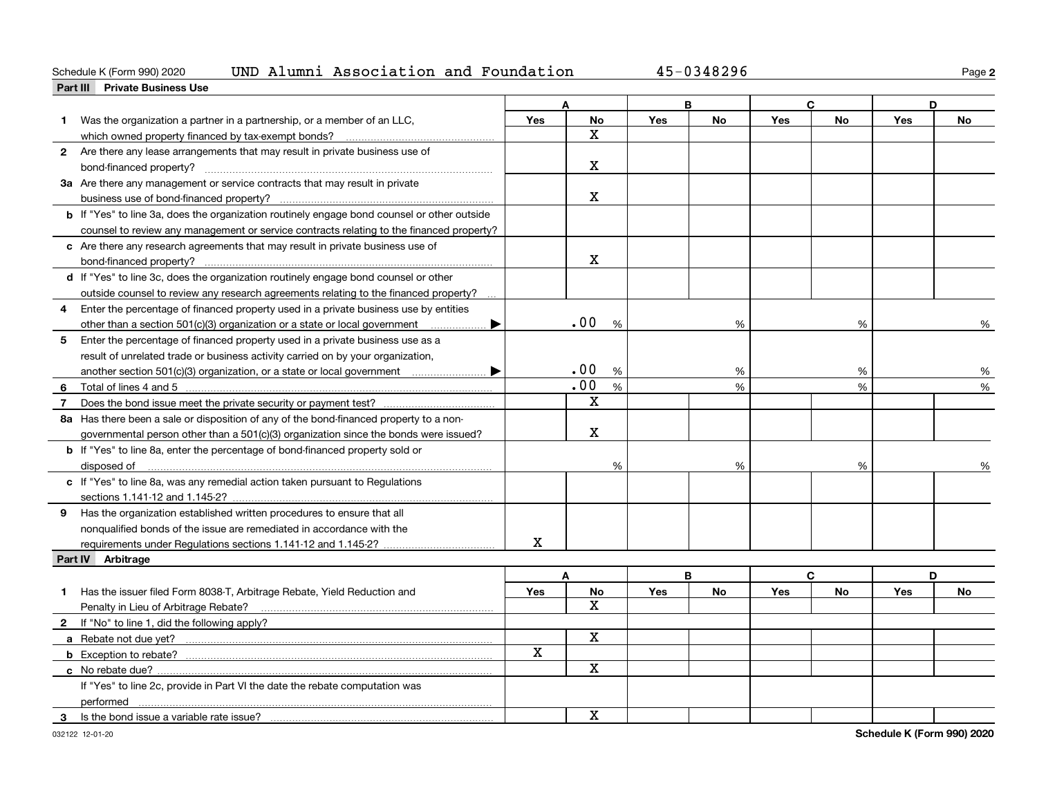Schedule K (Form 990) 2020 UND Alumni Association and Foundation 45-0348296 Page **2**

## Part III Private Business Use

| | A Yes | A No | B Yes | B No | C Yes | C No | D Yes | D No |
|---|---|---|---|---|---|---|---|---|
| **1** Was the organization a partner in a partnership, or a member of an LLC, which owned property financed by tax-exempt bonds? | | X | | | | | | |
| **2** Are there any lease arrangements that may result in private business use of bond-financed property? | | X | | | | | | |
| **3a** Are there any management or service contracts that may result in private business use of bond-financed property? | | X | | | | | | |
| **b** If "Yes" to line 3a, does the organization routinely engage bond counsel or other outside counsel to review any management or service contracts relating to the financed property? | | | | | | | | |
| **c** Are there any research agreements that may result in private business use of bond-financed property? | | X | | | | | | |
| **d** If "Yes" to line 3c, does the organization routinely engage bond counsel or other outside counsel to review any research agreements relating to the financed property? | | | | | | | | |
| **4** Enter the percentage of financed property used in a private business use by entities other than a section 501(c)(3) organization or a state or local government ▶ | | .00 % | | % | | % | | % |
| **5** Enter the percentage of financed property used in a private business use as a result of unrelated trade or business activity carried on by your organization, another section 501(c)(3) organization, or a state or local government ▶ | | .00 % | | % | | % | | % |
| **6** Total of lines 4 and 5 | | .00 % | | % | | % | | % |
| **7** Does the bond issue meet the private security or payment test? | | X | | | | | | |
| **8a** Has there been a sale or disposition of any of the bond-financed property to a nongovernmental person other than a 501(c)(3) organization since the bonds were issued? | | X | | | | | | |
| **b** If "Yes" to line 8a, enter the percentage of bond-financed property sold or disposed of | | % | | % | | % | | % |
| **c** If "Yes" to line 8a, was any remedial action taken pursuant to Regulations sections 1.141-12 and 1.145-2? | | | | | | | | |
| **9** Has the organization established written procedures to ensure that all nonqualified bonds of the issue are remediated in accordance with the requirements under Regulations sections 1.141-12 and 1.145-2? | X | | | | | | | |

## Part IV Arbitrage

| | A Yes | A No | B Yes | B No | C Yes | C No | D Yes | D No |
|---|---|---|---|---|---|---|---|---|
| **1** Has the issuer filed Form 8038-T, Arbitrage Rebate, Yield Reduction and Penalty in Lieu of Arbitrage Rebate? | | X | | | | | | |
| **2** If "No" to line 1, did the following apply? | | | | | | | | |
| **a** Rebate not due yet? | | X | | | | | | |
| **b** Exception to rebate? | X | | | | | | | |
| **c** No rebate due? | | X | | | | | | |
| If "Yes" to line 2c, provide in Part VI the date the rebate computation was performed | | | | | | | | |
| **3** Is the bond issue a variable rate issue? | | X | | | | | | |

032122 12-01-20 **Schedule K (Form 990) 2020**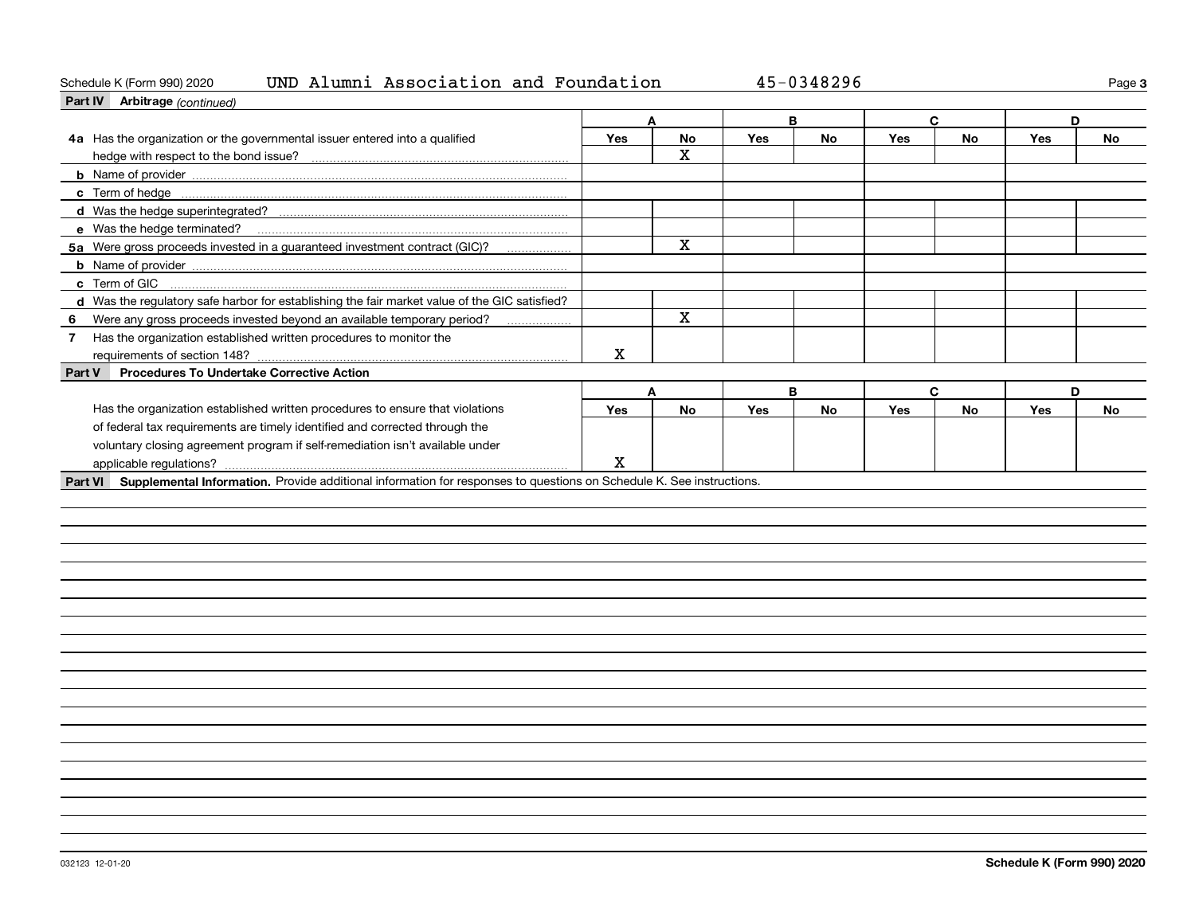Schedule K (Form 990) 2020 UND Alumni Association and Foundation 45-0348296

## Part IV Arbitrage *(continued)*

| | A | | B | | C | | D | |
|---|---|---|---|---|---|---|---|---|
| | Yes | No | Yes | No | Yes | No | Yes | No |
| **4a** Has the organization or the governmental issuer entered into a qualified hedge with respect to the bond issue? | | X | | | | | | |
| **b** Name of provider | | | | | | | | |
| **c** Term of hedge | | | | | | | | |
| **d** Was the hedge superintegrated? | | | | | | | | |
| **e** Was the hedge terminated? | | | | | | | | |
| **5a** Were gross proceeds invested in a guaranteed investment contract (GIC)? | | X | | | | | | |
| **b** Name of provider | | | | | | | | |
| **c** Term of GIC | | | | | | | | |
| **d** Was the regulatory safe harbor for establishing the fair market value of the GIC satisfied? | | | | | | | | |
| **6** Were any gross proceeds invested beyond an available temporary period? | | X | | | | | | |
| **7** Has the organization established written procedures to monitor the requirements of section 148? | X | | | | | | | |

## Part V Procedures To Undertake Corrective Action

| | A | | B | | C | | D | |
|---|---|---|---|---|---|---|---|---|
| | Yes | No | Yes | No | Yes | No | Yes | No |
| Has the organization established written procedures to ensure that violations of federal tax requirements are timely identified and corrected through the voluntary closing agreement program if self-remediation isn't available under applicable regulations? | X | | | | | | | |

## Part VI Supplemental Information.

Provide additional information for responses to questions on Schedule K. See instructions.

032123 12-01-20

**Schedule K (Form 990) 2020**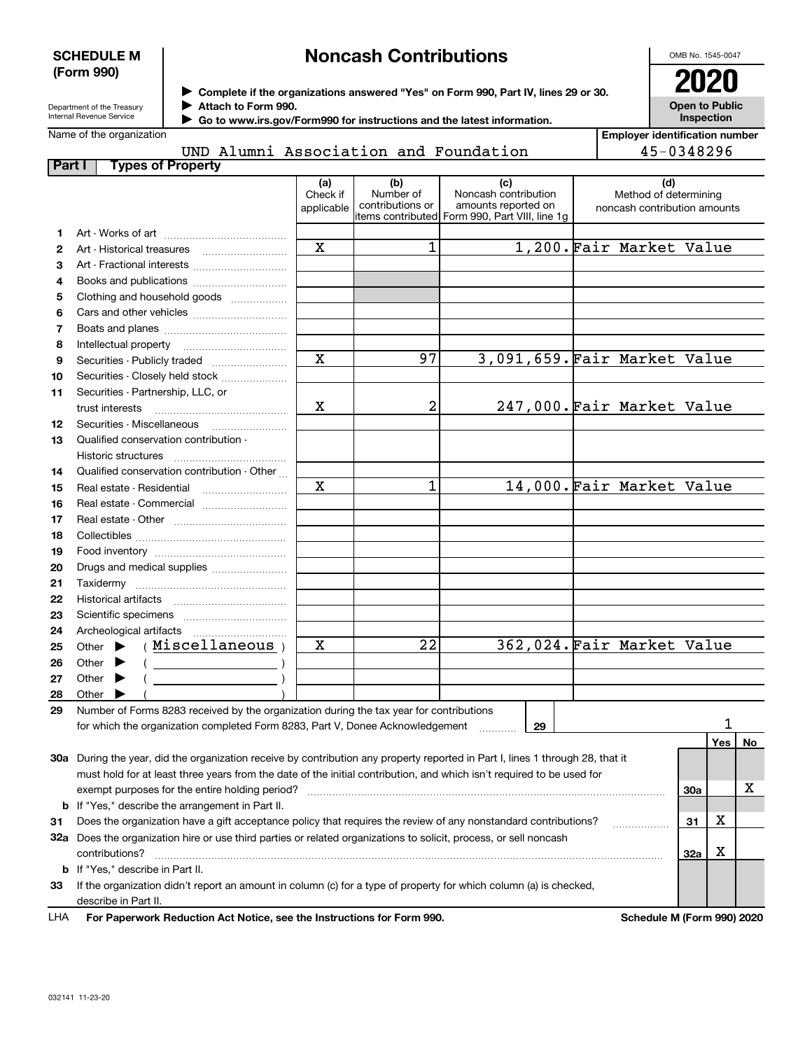**SCHEDULE M (Form 990)**

Department of the Treasury
Internal Revenue Service

# Noncash Contributions

▶ Complete if the organizations answered "Yes" on Form 990, Part IV, lines 29 or 30.
▶ Attach to Form 990.
▶ Go to www.irs.gov/Form990 for instructions and the latest information.

OMB No. 1545-0047

**2020**

**Open to Public Inspection**

Name of the organization: UND Alumni Association and Foundation

Employer identification number: 45-0348296

## Part I Types of Property

| | | (a) Check if applicable | (b) Number of contributions or items contributed | (c) Noncash contribution amounts reported on Form 990, Part VIII, line 1g | (d) Method of determining noncash contribution amounts |
|---|---|---|---|---|---|
| 1 | Art - Works of art | | | | |
| 2 | Art - Historical treasures | X | 1 | 1,200. | Fair Market Value |
| 3 | Art - Fractional interests | | | | |
| 4 | Books and publications | | | | |
| 5 | Clothing and household goods | | | | |
| 6 | Cars and other vehicles | | | | |
| 7 | Boats and planes | | | | |
| 8 | Intellectual property | | | | |
| 9 | Securities - Publicly traded | X | 97 | 3,091,659. | Fair Market Value |
| 10 | Securities - Closely held stock | | | | |
| 11 | Securities - Partnership, LLC, or trust interests | X | 2 | 247,000. | Fair Market Value |
| 12 | Securities - Miscellaneous | | | | |
| 13 | Qualified conservation contribution - Historic structures | | | | |
| 14 | Qualified conservation contribution - Other | | | | |
| 15 | Real estate - Residential | X | 1 | 14,000. | Fair Market Value |
| 16 | Real estate - Commercial | | | | |
| 17 | Real estate - Other | | | | |
| 18 | Collectibles | | | | |
| 19 | Food inventory | | | | |
| 20 | Drugs and medical supplies | | | | |
| 21 | Taxidermy | | | | |
| 22 | Historical artifacts | | | | |
| 23 | Scientific specimens | | | | |
| 24 | Archeological artifacts | | | | |
| 25 | Other ▶ ( Miscellaneous ) | X | 22 | 362,024. | Fair Market Value |
| 26 | Other ▶ ( ) | | | | |
| 27 | Other ▶ ( ) | | | | |
| 28 | Other ▶ ( ) | | | | |

29 Number of Forms 8283 received by the organization during the tax year for contributions for which the organization completed Form 8283, Part V, Donee Acknowledgement ..... **29** 1

| | | | Yes | No |
|---|---|---|---|---|
| 30a | During the year, did the organization receive by contribution any property reported in Part I, lines 1 through 28, that it must hold for at least three years from the date of the initial contribution, and which isn't required to be used for exempt purposes for the entire holding period? | 30a | | X |
| b | If "Yes," describe the arrangement in Part II. | | | |
| 31 | Does the organization have a gift acceptance policy that requires the review of any nonstandard contributions? | 31 | X | |
| 32a | Does the organization hire or use third parties or related organizations to solicit, process, or sell noncash contributions? | 32a | X | |
| b | If "Yes," describe in Part II. | | | |
| 33 | If the organization didn't report an amount in column (c) for a type of property for which column (a) is checked, describe in Part II. | | | |

LHA **For Paperwork Reduction Act Notice, see the Instructions for Form 990.** **Schedule M (Form 990) 2020**

032141 11-23-20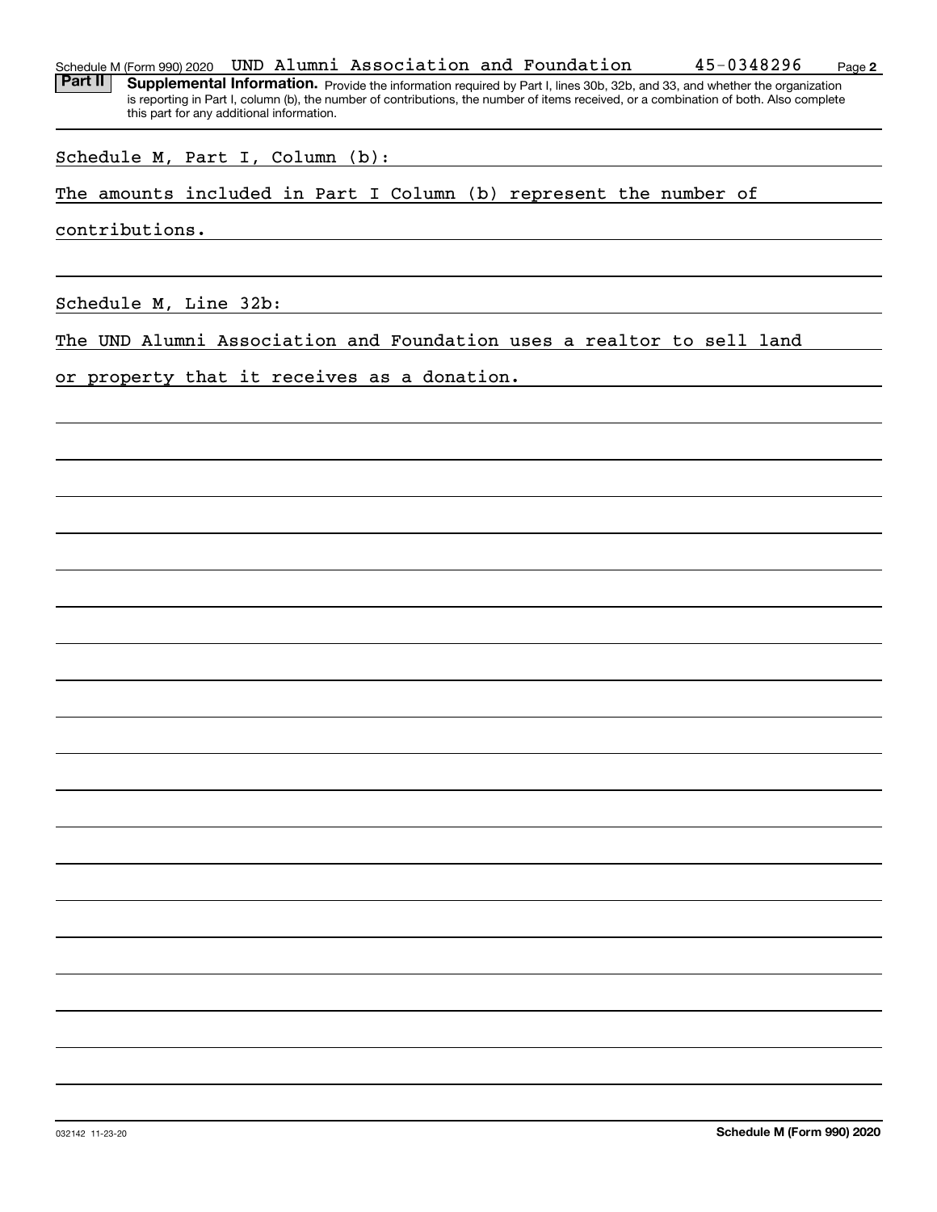Schedule M (Form 990) 2020 UND Alumni Association and Foundation 45-0348296

**Part II** **Supplemental Information.** Provide the information required by Part I, lines 30b, 32b, and 33, and whether the organization is reporting in Part I, column (b), the number of contributions, the number of items received, or a combination of both. Also complete this part for any additional information.

Schedule M, Part I, Column (b):

The amounts included in Part I Column (b) represent the number of contributions.

Schedule M, Line 32b:

The UND Alumni Association and Foundation uses a realtor to sell land or property that it receives as a donation.

032142 11-23-20 **Schedule M (Form 990) 2020**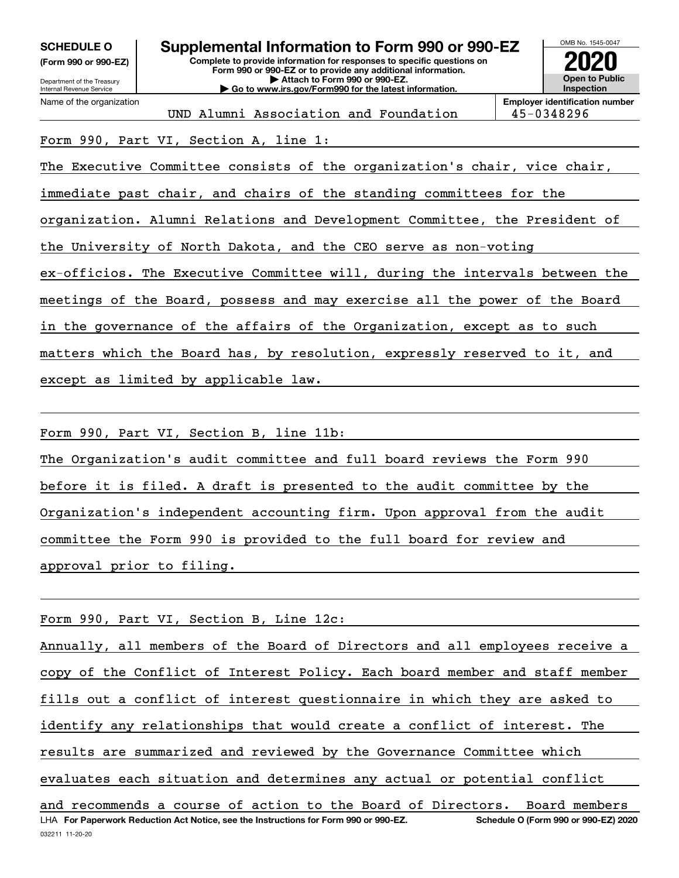**SCHEDULE O (Form 990 or 990-EZ)**

Department of the Treasury
Internal Revenue Service

# Supplemental Information to Form 990 or 990-EZ

**Complete to provide information for responses to specific questions on Form 990 or 990-EZ or to provide any additional information.**
**▶ Attach to Form 990 or 990-EZ.**
**▶ Go to www.irs.gov/Form990 for the latest information.**

OMB No. 1545-0047

**2020**

**Open to Public Inspection**

Name of the organization: UND Alumni Association and Foundation

**Employer identification number** 45-0348296

Form 990, Part VI, Section A, line 1:

The Executive Committee consists of the organization's chair, vice chair, immediate past chair, and chairs of the standing committees for the organization. Alumni Relations and Development Committee, the President of the University of North Dakota, and the CEO serve as non-voting ex-officios. The Executive Committee will, during the intervals between the meetings of the Board, possess and may exercise all the power of the Board in the governance of the affairs of the Organization, except as to such matters which the Board has, by resolution, expressly reserved to it, and except as limited by applicable law.

Form 990, Part VI, Section B, line 11b:

The Organization's audit committee and full board reviews the Form 990 before it is filed. A draft is presented to the audit committee by the Organization's independent accounting firm. Upon approval from the audit committee the Form 990 is provided to the full board for review and approval prior to filing.

Form 990, Part VI, Section B, Line 12c:

Annually, all members of the Board of Directors and all employees receive a copy of the Conflict of Interest Policy. Each board member and staff member fills out a conflict of interest questionnaire in which they are asked to identify any relationships that would create a conflict of interest. The results are summarized and reviewed by the Governance Committee which evaluates each situation and determines any actual or potential conflict and recommends a course of action to the Board of Directors. Board members

LHA **For Paperwork Reduction Act Notice, see the Instructions for Form 990 or 990-EZ.** **Schedule O (Form 990 or 990-EZ) 2020**

032211 11-20-20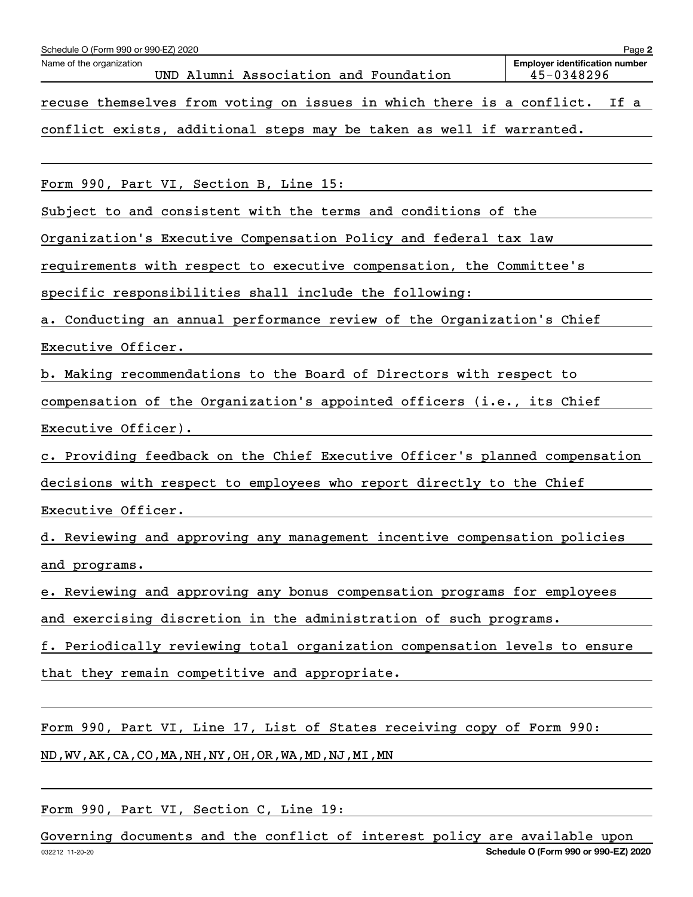Name of the organization: UND Alumni Association and Foundation

Employer identification number: 45-0348296

recuse themselves from voting on issues in which there is a conflict. If a conflict exists, additional steps may be taken as well if warranted.

Form 990, Part VI, Section B, Line 15:

Subject to and consistent with the terms and conditions of the Organization's Executive Compensation Policy and federal tax law requirements with respect to executive compensation, the Committee's specific responsibilities shall include the following:

a. Conducting an annual performance review of the Organization's Chief Executive Officer.

b. Making recommendations to the Board of Directors with respect to compensation of the Organization's appointed officers (i.e., its Chief Executive Officer).

c. Providing feedback on the Chief Executive Officer's planned compensation decisions with respect to employees who report directly to the Chief Executive Officer.

d. Reviewing and approving any management incentive compensation policies and programs.

e. Reviewing and approving any bonus compensation programs for employees and exercising discretion in the administration of such programs.

f. Periodically reviewing total organization compensation levels to ensure that they remain competitive and appropriate.

Form 990, Part VI, Line 17, List of States receiving copy of Form 990:

ND,WV,AK,CA,CO,MA,NH,NY,OH,OR,WA,MD,NJ,MI,MN

Form 990, Part VI, Section C, Line 19:

Governing documents and the conflict of interest policy are available upon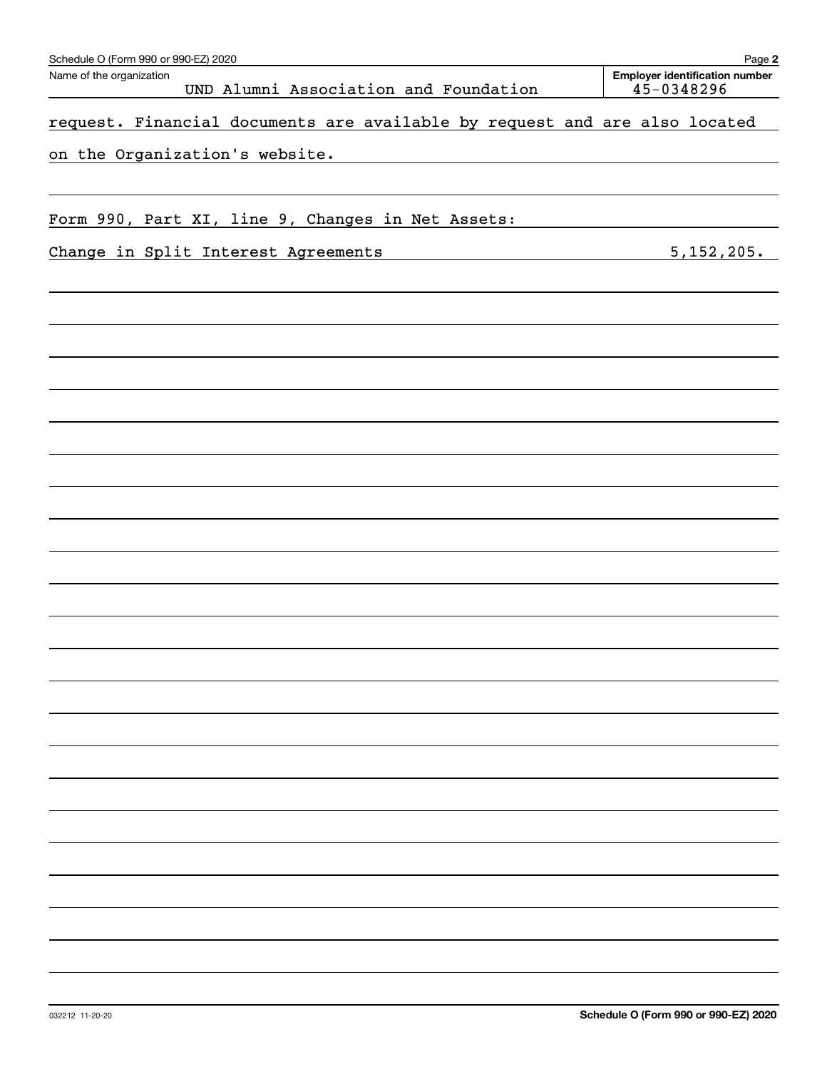Name of the organization: UND Alumni Association and Foundation

Employer identification number: 45-0348296

request. Financial documents are available by request and are also located on the Organization's website.

Form 990, Part XI, line 9, Changes in Net Assets:

| Change in Split Interest Agreements | 5,152,205. |
| --- | --- |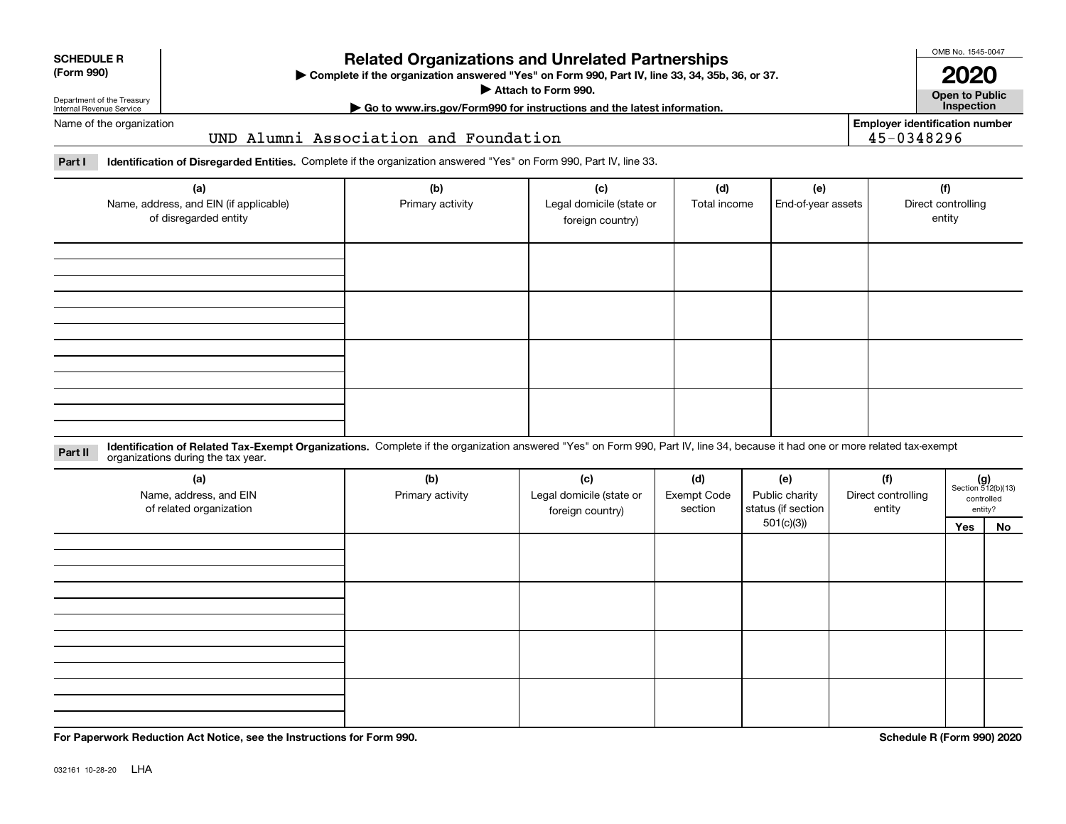**SCHEDULE R (Form 990)**

Department of the Treasury
Internal Revenue Service

# Related Organizations and Unrelated Partnerships

▶ Complete if the organization answered "Yes" on Form 990, Part IV, line 33, 34, 35b, 36, or 37.
▶ Attach to Form 990.
▶ Go to www.irs.gov/Form990 for instructions and the latest information.

OMB No. 1545-0047

**2020**

**Open to Public Inspection**

Name of the organization: UND Alumni Association and Foundation

Employer identification number: 45-0348296

**Part I** **Identification of Disregarded Entities.** Complete if the organization answered "Yes" on Form 990, Part IV, line 33.

| (a) Name, address, and EIN (if applicable) of disregarded entity | (b) Primary activity | (c) Legal domicile (state or foreign country) | (d) Total income | (e) End-of-year assets | (f) Direct controlling entity |
|---|---|---|---|---|---|
| | | | | | |
| | | | | | |
| | | | | | |
| | | | | | |

**Part II** **Identification of Related Tax-Exempt Organizations.** Complete if the organization answered "Yes" on Form 990, Part IV, line 34, because it had one or more related tax-exempt organizations during the tax year.

| (a) Name, address, and EIN of related organization | (b) Primary activity | (c) Legal domicile (state or foreign country) | (d) Exempt Code section | (e) Public charity status (if section 501(c)(3)) | (f) Direct controlling entity | (g) Section 512(b)(13) controlled entity? Yes | No |
|---|---|---|---|---|---|---|---|
| | | | | | | | |
| | | | | | | | |
| | | | | | | | |
| | | | | | | | |

**For Paperwork Reduction Act Notice, see the Instructions for Form 990.**

**Schedule R (Form 990) 2020**

032161 10-28-20 LHA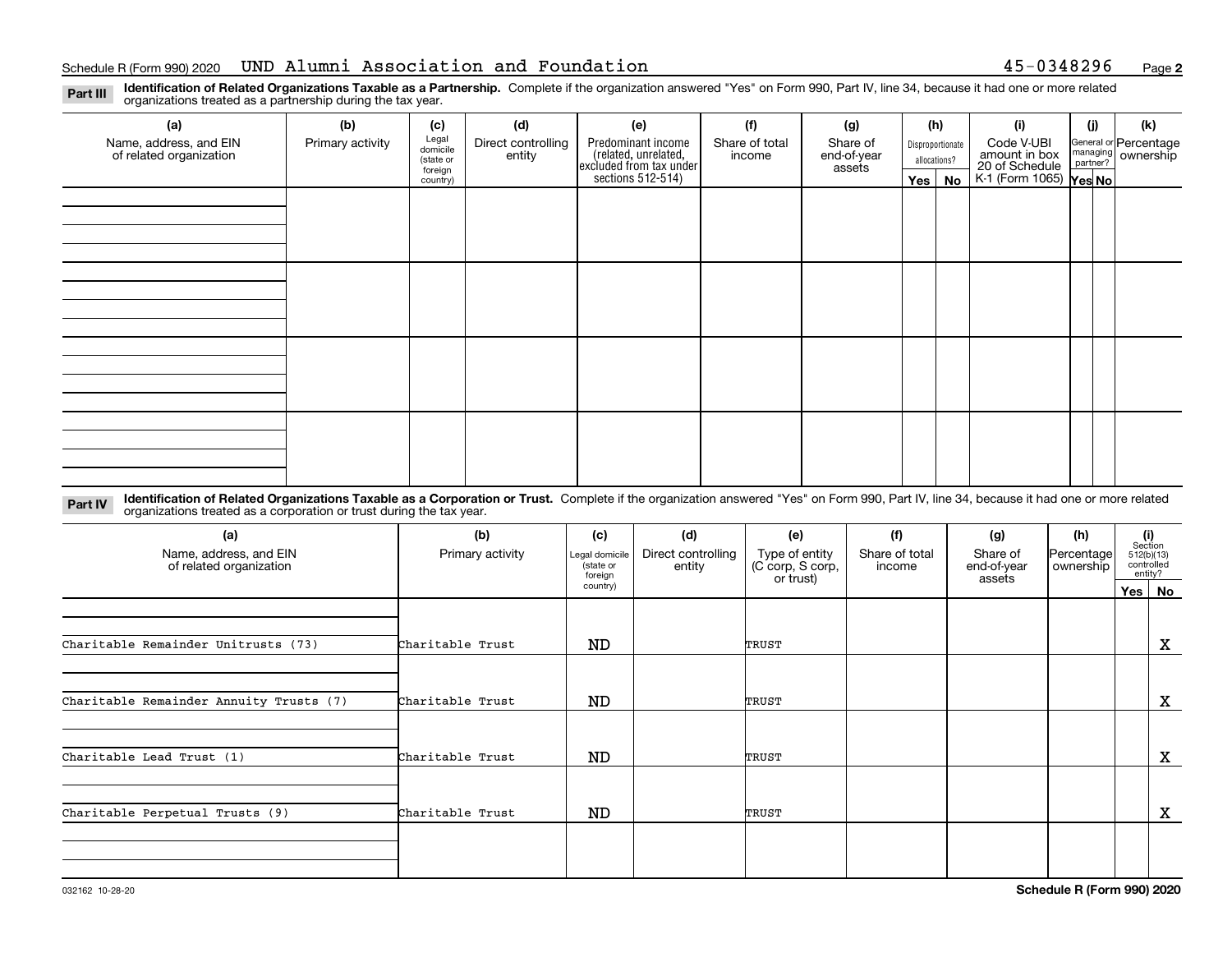Schedule R (Form 990) 2020 UND Alumni Association and Foundation 45-0348296

**Part III** **Identification of Related Organizations Taxable as a Partnership.** Complete if the organization answered "Yes" on Form 990, Part IV, line 34, because it had one or more related organizations treated as a partnership during the tax year.

| (a) Name, address, and EIN of related organization | (b) Primary activity | (c) Legal domicile (state or foreign country) | (d) Direct controlling entity | (e) Predominant income (related, unrelated, excluded from tax under sections 512-514) | (f) Share of total income | (g) Share of end-of-year assets | (h) Disproportionate allocations? Yes | No | (i) Code V-UBI amount in box 20 of Schedule K-1 (Form 1065) | (j) General or managing partner? Yes | No | (k) Percentage ownership |
|---|---|---|---|---|---|---|---|---|---|---|---|---|
| | | | | | | | | | | | | |
| | | | | | | | | | | | | |
| | | | | | | | | | | | | |
| | | | | | | | | | | | | |

**Part IV** **Identification of Related Organizations Taxable as a Corporation or Trust.** Complete if the organization answered "Yes" on Form 990, Part IV, line 34, because it had one or more related organizations treated as a corporation or trust during the tax year.

| (a) Name, address, and EIN of related organization | (b) Primary activity | (c) Legal domicile (state or foreign country) | (d) Direct controlling entity | (e) Type of entity (C corp, S corp, or trust) | (f) Share of total income | (g) Share of end-of-year assets | (h) Percentage ownership | (i) Section 512(b)(13) controlled entity? Yes | No |
|---|---|---|---|---|---|---|---|---|---|
| Charitable Remainder Unitrusts (73) | Charitable Trust | ND | | TRUST | | | | | X |
| Charitable Remainder Annuity Trusts (7) | Charitable Trust | ND | | TRUST | | | | | X |
| Charitable Lead Trust (1) | Charitable Trust | ND | | TRUST | | | | | X |
| Charitable Perpetual Trusts (9) | Charitable Trust | ND | | TRUST | | | | | X |
| | | | | | | | | | |

032162 10-28-20 Schedule R (Form 990) 2020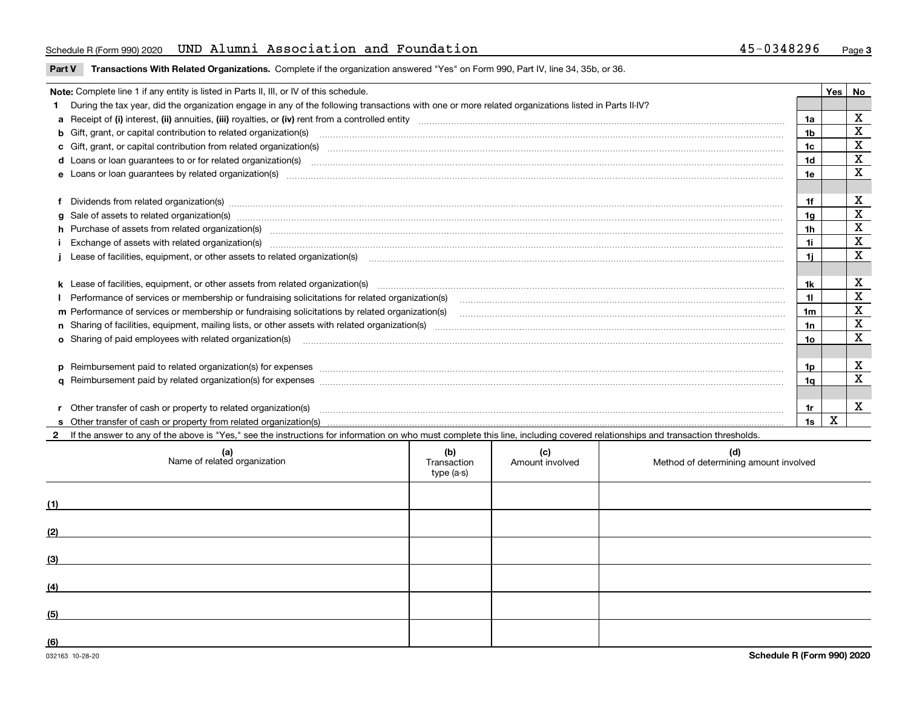Schedule R (Form 990) 2020 UND Alumni Association and Foundation 45-0348296

**Part V Transactions With Related Organizations.** Complete if the organization answered "Yes" on Form 990, Part IV, line 34, 35b, or 36.

| Note: Complete line 1 if any entity is listed in Parts II, III, or IV of this schedule. | | Yes | No |
|---|---|---|---|
| **1** During the tax year, did the organization engage in any of the following transactions with one or more related organizations listed in Parts II-IV? | | | |
| **a** Receipt of **(i)** interest, **(ii)** annuities, **(iii)** royalties, or **(iv)** rent from a controlled entity | 1a | | X |
| **b** Gift, grant, or capital contribution to related organization(s) | 1b | | X |
| **c** Gift, grant, or capital contribution from related organization(s) | 1c | | X |
| **d** Loans or loan guarantees to or for related organization(s) | 1d | | X |
| **e** Loans or loan guarantees by related organization(s) | 1e | | X |
| **f** Dividends from related organization(s) | 1f | | X |
| **g** Sale of assets to related organization(s) | 1g | | X |
| **h** Purchase of assets from related organization(s) | 1h | | X |
| **i** Exchange of assets with related organization(s) | 1i | | X |
| **j** Lease of facilities, equipment, or other assets to related organization(s) | 1j | | X |
| **k** Lease of facilities, equipment, or other assets from related organization(s) | 1k | | X |
| **l** Performance of services or membership or fundraising solicitations for related organization(s) | 1l | | X |
| **m** Performance of services or membership or fundraising solicitations by related organization(s) | 1m | | X |
| **n** Sharing of facilities, equipment, mailing lists, or other assets with related organization(s) | 1n | | X |
| **o** Sharing of paid employees with related organization(s) | 1o | | X |
| **p** Reimbursement paid to related organization(s) for expenses | 1p | | X |
| **q** Reimbursement paid by related organization(s) for expenses | 1q | | X |
| **r** Other transfer of cash or property to related organization(s) | 1r | | X |
| **s** Other transfer of cash or property from related organization(s) | 1s | X | |

**2** If the answer to any of the above is "Yes," see the instructions for information on who must complete this line, including covered relationships and transaction thresholds.

| | (a) Name of related organization | (b) Transaction type (a-s) | (c) Amount involved | (d) Method of determining amount involved |
|---|---|---|---|---|
| (1) | | | | |
| (2) | | | | |
| (3) | | | | |
| (4) | | | | |
| (5) | | | | |
| (6) | | | | |

032163 10-28-20 Schedule R (Form 990) 2020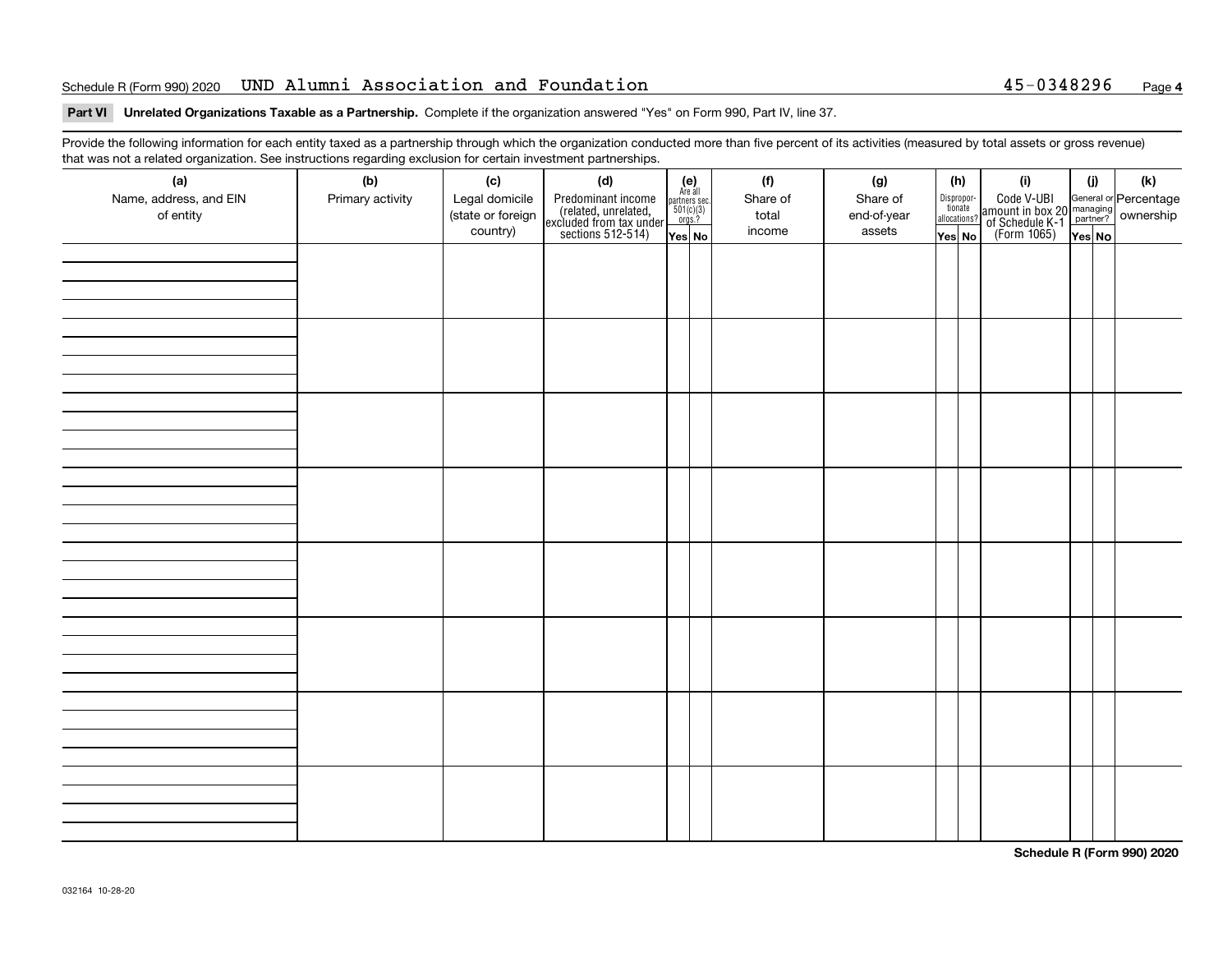Schedule R (Form 990) 2020 UND Alumni Association and Foundation 45-0348296

**Part VI Unrelated Organizations Taxable as a Partnership.** Complete if the organization answered "Yes" on Form 990, Part IV, line 37.

Provide the following information for each entity taxed as a partnership through which the organization conducted more than five percent of its activities (measured by total assets or gross revenue) that was not a related organization. See instructions regarding exclusion for certain investment partnerships.

| (a) Name, address, and EIN of entity | (b) Primary activity | (c) Legal domicile (state or foreign country) | (d) Predominant income (related, unrelated, excluded from tax under sections 512-514) | (e) Are all partners sec. 501(c)(3) orgs.? Yes | No | (f) Share of total income | (g) Share of end-of-year assets | (h) Disproportionate allocations? Yes | No | (i) Code V-UBI amount in box 20 of Schedule K-1 (Form 1065) | (j) General or managing partner? Yes | No | (k) Percentage ownership |
|---|---|---|---|---|---|---|---|---|---|---|---|---|---|
| | | | | | | | | | | | | | |
| | | | | | | | | | | | | | |
| | | | | | | | | | | | | | |
| | | | | | | | | | | | | | |
| | | | | | | | | | | | | | |
| | | | | | | | | | | | | | |
| | | | | | | | | | | | | | |
| | | | | | | | | | | | | | |

**Schedule R (Form 990) 2020**

032164 10-28-20